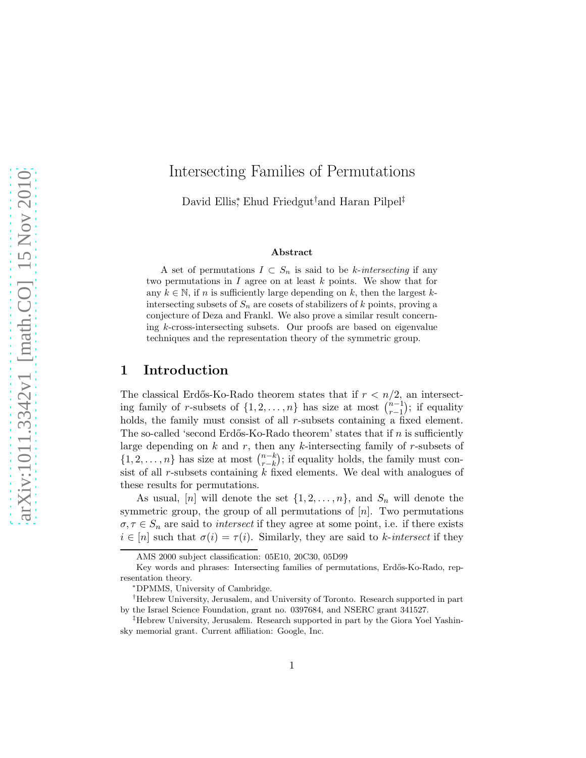# Intersecting Families of Permutations

David Ellis,[*] Ehud Friedgut[†] and Haran Pilpel[‡]

### Abstract

A set of permutations $I \subset S_n$ is said to be *$k$-intersecting* if any two permutations in $I$ agree on at least $k$ points. We show that for any $k \in \mathbb{N}$, if $n$ is sufficiently large depending on $k$, then the largest $k$-intersecting subsets of $S_n$ are cosets of stabilizers of $k$ points, proving a conjecture of Deza and Frankl. We also prove a similar result concerning $k$-cross-intersecting subsets. Our proofs are based on eigenvalue techniques and the representation theory of the symmetric group.

## 1 Introduction

The classical Erdős-Ko-Rado theorem states that if $r < n/2$, an intersecting family of $r$-subsets of $\{1, 2, \ldots, n\}$ has size at most $\binom{n-1}{r-1}$; if equality holds, the family must consist of all $r$-subsets containing a fixed element. The so-called 'second Erdős-Ko-Rado theorem' states that if $n$ is sufficiently large depending on $k$ and $r$, then any $k$-intersecting family of $r$-subsets of $\{1, 2, \ldots, n\}$ has size at most $\binom{n-k}{r-k}$; if equality holds, the family must consist of all $r$-subsets containing $k$ fixed elements. We deal with analogues of these results for permutations.

As usual, $[n]$ will denote the set $\{1, 2, \ldots, n\}$, and $S_n$ will denote the symmetric group, the group of all permutations of $[n]$. Two permutations $\sigma, \tau \in S_n$ are said to *intersect* if they agree at some point, i.e. if there exists $i \in [n]$ such that $\sigma(i) = \tau(i)$. Similarly, they are said to *$k$-intersect* if they

AMS 2000 subject classification: 05E10, 20C30, 05D99

Key words and phrases: Intersecting families of permutations, Erdős-Ko-Rado, representation theory.

[*]DPMMS, University of Cambridge.

[†]Hebrew University, Jerusalem, and University of Toronto. Research supported in part by the Israel Science Foundation, grant no. 0397684, and NSERC grant 341527.

[‡]Hebrew University, Jerusalem. Research supported in part by the Giora Yoel Yashinsky memorial grant. Current affiliation: Google, Inc.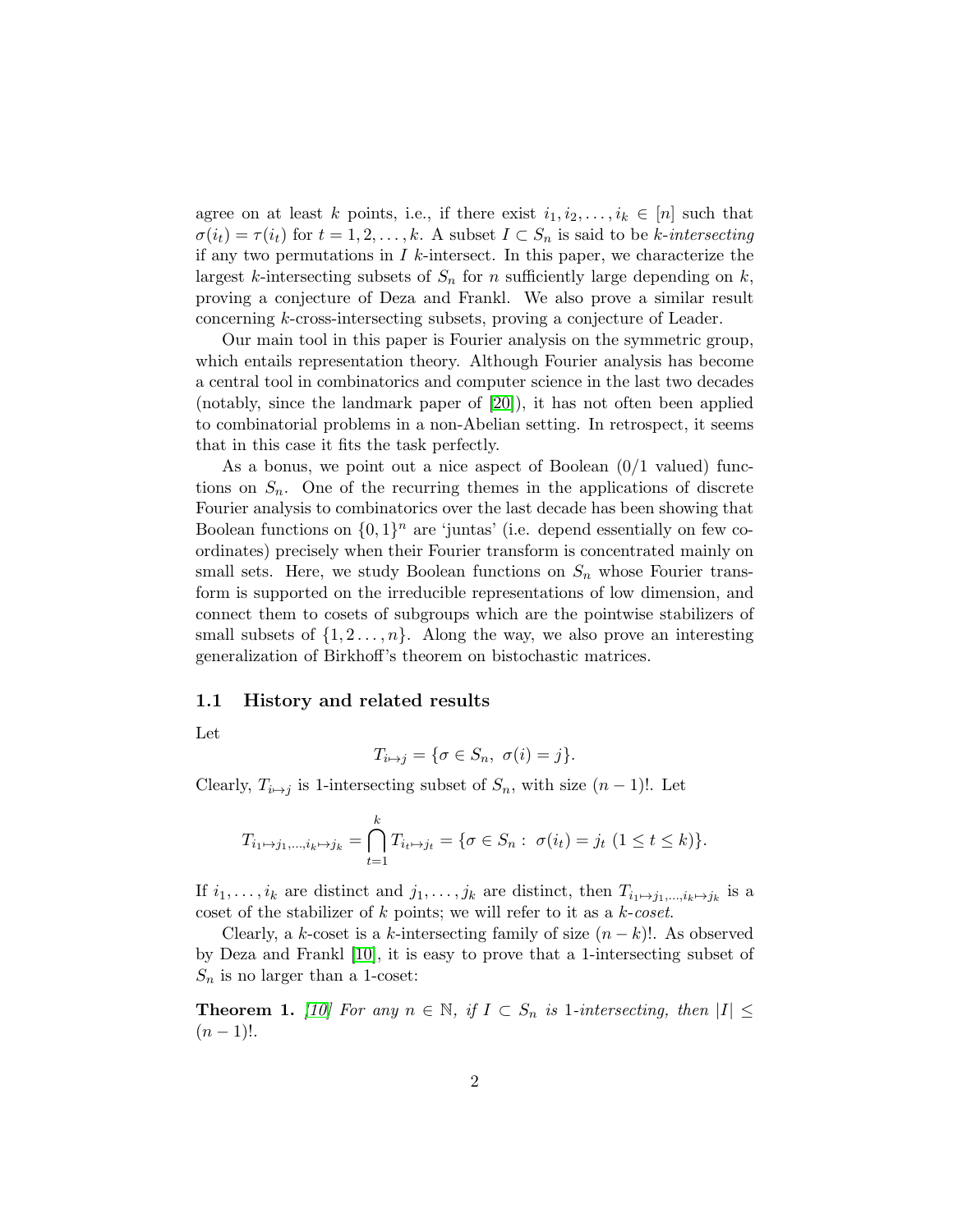agree on at least $k$ points, i.e., if there exist $i_1, i_2, \ldots, i_k \in [n]$ such that $\sigma(i_t) = \tau(i_t)$ for $t = 1, 2, \ldots, k$. A subset $I \subset S_n$ is said to be *$k$-intersecting* if any two permutations in $I$ $k$-intersect. In this paper, we characterize the largest $k$-intersecting subsets of $S_n$ for $n$ sufficiently large depending on $k$, proving a conjecture of Deza and Frankl. We also prove a similar result concerning $k$-cross-intersecting subsets, proving a conjecture of Leader.

Our main tool in this paper is Fourier analysis on the symmetric group, which entails representation theory. Although Fourier analysis has become a central tool in combinatorics and computer science in the last two decades (notably, since the landmark paper of [20]), it has not often been applied to combinatorial problems in a non-Abelian setting. In retrospect, it seems that in this case it fits the task perfectly.

As a bonus, we point out a nice aspect of Boolean (0/1 valued) functions on $S_n$. One of the recurring themes in the applications of discrete Fourier analysis to combinatorics over the last decade has been showing that Boolean functions on $\{0,1\}^n$ are 'juntas' (i.e. depend essentially on few coordinates) precisely when their Fourier transform is concentrated mainly on small sets. Here, we study Boolean functions on $S_n$ whose Fourier transform is supported on the irreducible representations of low dimension, and connect them to cosets of subgroups which are the pointwise stabilizers of small subsets of $\{1, 2 \ldots, n\}$. Along the way, we also prove an interesting generalization of Birkhoff's theorem on bistochastic matrices.

### 1.1 History and related results

Let

$$T_{i \mapsto j} = \{\sigma \in S_n,\ \sigma(i) = j\}.$$

Clearly, $T_{i \mapsto j}$ is 1-intersecting subset of $S_n$, with size $(n-1)!$. Let

$$T_{i_1 \mapsto j_1, \ldots, i_k \mapsto j_k} = \bigcap_{t=1}^{k} T_{i_t \mapsto j_t} = \{\sigma \in S_n :\ \sigma(i_t) = j_t\ (1 \leq t \leq k)\}.$$

If $i_1, \ldots, i_k$ are distinct and $j_1, \ldots, j_k$ are distinct, then $T_{i_1 \mapsto j_1, \ldots, i_k \mapsto j_k}$ is a coset of the stabilizer of $k$ points; we will refer to it as a *$k$-coset*.

Clearly, a $k$-coset is a $k$-intersecting family of size $(n-k)!$. As observed by Deza and Frankl [10], it is easy to prove that a 1-intersecting subset of $S_n$ is no larger than a 1-coset:

**Theorem 1.** [10] *For any $n \in \mathbb{N}$, if $I \subset S_n$ is 1-intersecting, then $|I| \leq (n-1)!$.*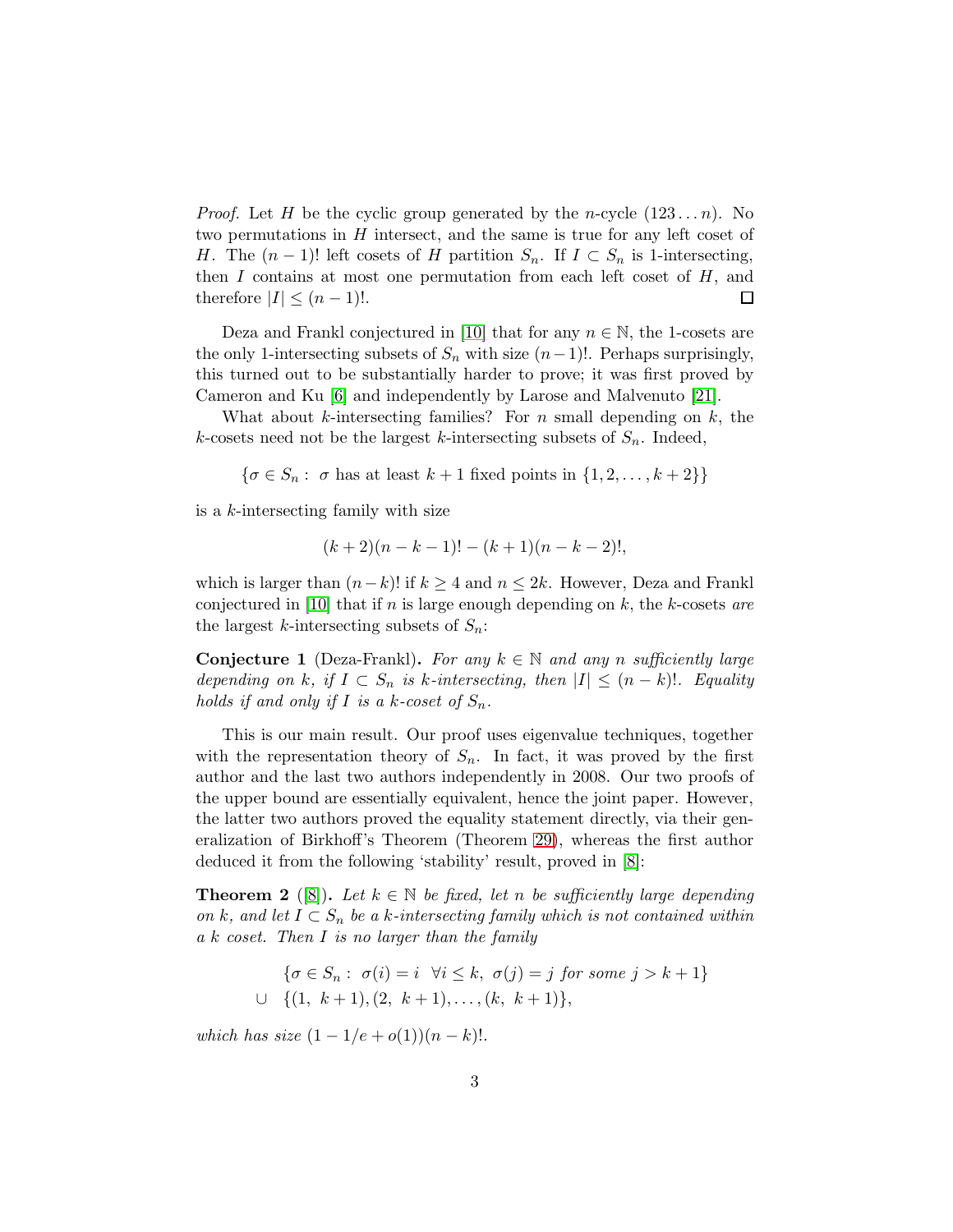*Proof.* Let $H$ be the cyclic group generated by the $n$-cycle $(123\ldots n)$. No two permutations in $H$ intersect, and the same is true for any left coset of $H$. The $(n-1)!$ left cosets of $H$ partition $S_n$. If $I \subset S_n$ is 1-intersecting, then $I$ contains at most one permutation from each left coset of $H$, and therefore $|I| \leq (n-1)!$. $\square$

Deza and Frankl conjectured in [10] that for any $n \in \mathbb{N}$, the 1-cosets are the only 1-intersecting subsets of $S_n$ with size $(n-1)!$. Perhaps surprisingly, this turned out to be substantially harder to prove; it was first proved by Cameron and Ku [6] and independently by Larose and Malvenuto [21].

What about $k$-intersecting families? For $n$ small depending on $k$, the $k$-cosets need not be the largest $k$-intersecting subsets of $S_n$. Indeed,

$$\{\sigma \in S_n : \ \sigma \text{ has at least } k+1 \text{ fixed points in } \{1, 2, \ldots, k+2\}\}$$

is a $k$-intersecting family with size

$$(k+2)(n-k-1)! - (k+1)(n-k-2)!,$$

which is larger than $(n-k)!$ if $k \geq 4$ and $n \leq 2k$. However, Deza and Frankl conjectured in [10] that if $n$ is large enough depending on $k$, the $k$-cosets *are* the largest $k$-intersecting subsets of $S_n$:

**Conjecture 1** (Deza-Frankl)**.** *For any $k \in \mathbb{N}$ and any $n$ sufficiently large depending on $k$, if $I \subset S_n$ is $k$-intersecting, then $|I| \leq (n-k)!$. Equality holds if and only if $I$ is a $k$-coset of $S_n$.*

This is our main result. Our proof uses eigenvalue techniques, together with the representation theory of $S_n$. In fact, it was proved by the first author and the last two authors independently in 2008. Our two proofs of the upper bound are essentially equivalent, hence the joint paper. However, the latter two authors proved the equality statement directly, via their generalization of Birkhoff's Theorem (Theorem 29), whereas the first author deduced it from the following 'stability' result, proved in [8]:

**Theorem 2** ([8])**.** *Let $k \in \mathbb{N}$ be fixed, let $n$ be sufficiently large depending on $k$, and let $I \subset S_n$ be a $k$-intersecting family which is not contained within a $k$ coset. Then $I$ is no larger than the family*

$$\begin{aligned} &\{\sigma \in S_n : \ \sigma(i) = i \ \ \forall i \leq k, \ \sigma(j) = j \text{ for some } j > k+1\} \\ \cup \ \ &\{(1, \ k+1), (2, \ k+1), \ldots, (k, \ k+1)\}, \end{aligned}$$

*which has size $(1 - 1/e + o(1))(n-k)!$.*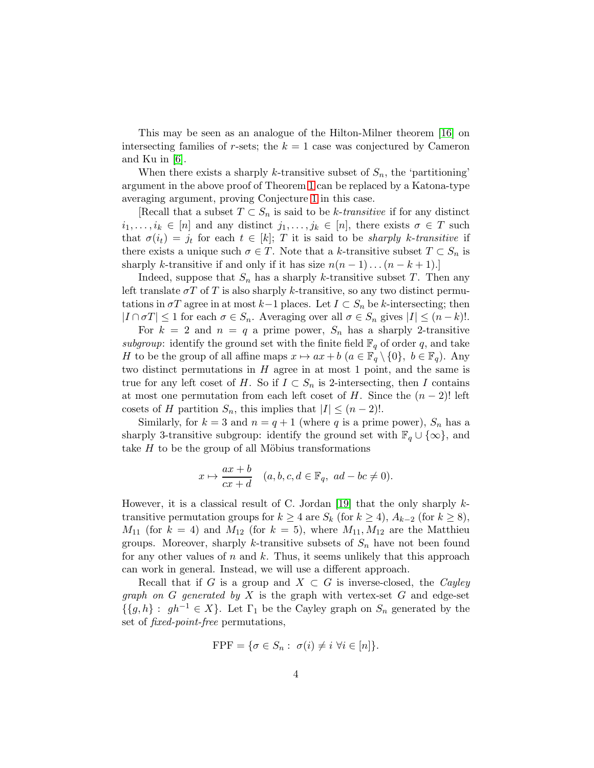This may be seen as an analogue of the Hilton-Milner theorem [16] on intersecting families of $r$-sets; the $k = 1$ case was conjectured by Cameron and Ku in [6].

When there exists a sharply $k$-transitive subset of $S_n$, the 'partitioning' argument in the above proof of Theorem 1 can be replaced by a Katona-type averaging argument, proving Conjecture 1 in this case.

[Recall that a subset $T \subset S_n$ is said to be *$k$-transitive* if for any distinct $i_1, \ldots, i_k \in [n]$ and any distinct $j_1, \ldots, j_k \in [n]$, there exists $\sigma \in T$ such that $\sigma(i_t) = j_t$ for each $t \in [k]$; $T$ it is said to be *sharply $k$-transitive* if there exists a unique such $\sigma \in T$. Note that a $k$-transitive subset $T \subset S_n$ is sharply $k$-transitive if and only if it has size $n(n-1)\ldots(n-k+1)$.]

Indeed, suppose that $S_n$ has a sharply $k$-transitive subset $T$. Then any left translate $\sigma T$ of $T$ is also sharply $k$-transitive, so any two distinct permutations in $\sigma T$ agree in at most $k-1$ places. Let $I \subset S_n$ be $k$-intersecting; then $|I \cap \sigma T| \leq 1$ for each $\sigma \in S_n$. Averaging over all $\sigma \in S_n$ gives $|I| \leq (n-k)!$.

For $k = 2$ and $n = q$ a prime power, $S_n$ has a sharply 2-transitive *subgroup*: identify the ground set with the finite field $\mathbb{F}_q$ of order $q$, and take $H$ to be the group of all affine maps $x \mapsto ax + b$ ($a \in \mathbb{F}_q \setminus \{0\}$, $b \in \mathbb{F}_q$). Any two distinct permutations in $H$ agree in at most 1 point, and the same is true for any left coset of $H$. So if $I \subset S_n$ is 2-intersecting, then $I$ contains at most one permutation from each left coset of $H$. Since the $(n-2)!$ left cosets of $H$ partition $S_n$, this implies that $|I| \leq (n-2)!$.

Similarly, for $k = 3$ and $n = q + 1$ (where $q$ is a prime power), $S_n$ has a sharply 3-transitive subgroup: identify the ground set with $\mathbb{F}_q \cup \{\infty\}$, and take $H$ to be the group of all Möbius transformations

$$x \mapsto \frac{ax + b}{cx + d} \quad (a, b, c, d \in \mathbb{F}_q,\ ad - bc \neq 0).$$

However, it is a classical result of C. Jordan [19] that the only sharply $k$-transitive permutation groups for $k \geq 4$ are $S_k$ (for $k \geq 4$), $A_{k-2}$ (for $k \geq 8$), $M_{11}$ (for $k = 4$) and $M_{12}$ (for $k = 5$), where $M_{11}, M_{12}$ are the Matthieu groups. Moreover, sharply $k$-transitive subsets of $S_n$ have not been found for any other values of $n$ and $k$. Thus, it seems unlikely that this approach can work in general. Instead, we will use a different approach.

Recall that if $G$ is a group and $X \subset G$ is inverse-closed, the *Cayley graph on $G$ generated by $X$* is the graph with vertex-set $G$ and edge-set $\{\{g, h\} : gh^{-1} \in X\}$. Let $\Gamma_1$ be the Cayley graph on $S_n$ generated by the set of *fixed-point-free* permutations,

$$\text{FPF} = \{\sigma \in S_n : \sigma(i) \neq i \ \forall i \in [n]\}.$$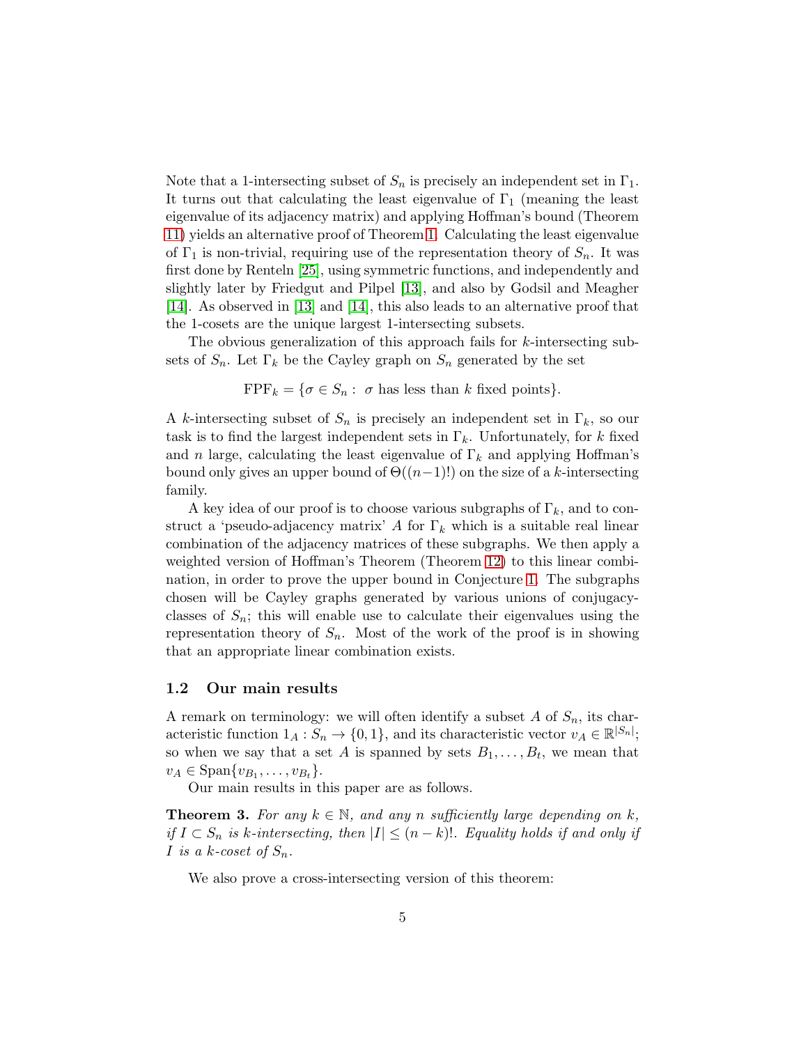Note that a 1-intersecting subset of $S_n$ is precisely an independent set in $\Gamma_1$. It turns out that calculating the least eigenvalue of $\Gamma_1$ (meaning the least eigenvalue of its adjacency matrix) and applying Hoffman's bound (Theorem 11) yields an alternative proof of Theorem 1. Calculating the least eigenvalue of $\Gamma_1$ is non-trivial, requiring use of the representation theory of $S_n$. It was first done by Renteln [25], using symmetric functions, and independently and slightly later by Friedgut and Pilpel [13], and also by Godsil and Meagher [14]. As observed in [13] and [14], this also leads to an alternative proof that the 1-cosets are the unique largest 1-intersecting subsets.

The obvious generalization of this approach fails for $k$-intersecting subsets of $S_n$. Let $\Gamma_k$ be the Cayley graph on $S_n$ generated by the set

$$\text{FPF}_k = \{\sigma \in S_n : \ \sigma \text{ has less than } k \text{ fixed points}\}.$$

A $k$-intersecting subset of $S_n$ is precisely an independent set in $\Gamma_k$, so our task is to find the largest independent sets in $\Gamma_k$. Unfortunately, for $k$ fixed and $n$ large, calculating the least eigenvalue of $\Gamma_k$ and applying Hoffman's bound only gives an upper bound of $\Theta((n-1)!)$ on the size of a $k$-intersecting family.

A key idea of our proof is to choose various subgraphs of $\Gamma_k$, and to construct a 'pseudo-adjacency matrix' $A$ for $\Gamma_k$ which is a suitable real linear combination of the adjacency matrices of these subgraphs. We then apply a weighted version of Hoffman's Theorem (Theorem 12) to this linear combination, in order to prove the upper bound in Conjecture 1. The subgraphs chosen will be Cayley graphs generated by various unions of conjugacy-classes of $S_n$; this will enable use to calculate their eigenvalues using the representation theory of $S_n$. Most of the work of the proof is in showing that an appropriate linear combination exists.

## 1.2 Our main results

A remark on terminology: we will often identify a subset $A$ of $S_n$, its characteristic function $1_A : S_n \to \{0, 1\}$, and its characteristic vector $v_A \in \mathbb{R}^{|S_n|}$; so when we say that a set $A$ is spanned by sets $B_1, \ldots, B_t$, we mean that $v_A \in \text{Span}\{v_{B_1}, \ldots, v_{B_t}\}$.

Our main results in this paper are as follows.

**Theorem 3.** *For any $k \in \mathbb{N}$, and any $n$ sufficiently large depending on $k$, if $I \subset S_n$ is $k$-intersecting, then $|I| \leq (n-k)!$. Equality holds if and only if $I$ is a $k$-coset of $S_n$.*

We also prove a cross-intersecting version of this theorem: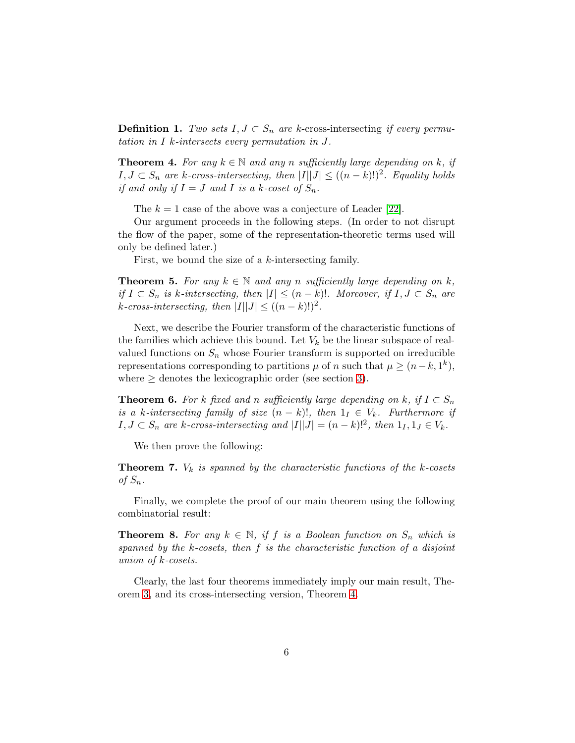**Definition 1.** *Two sets $I, J \subset S_n$ are* $k$-cross-intersecting *if every permutation in $I$ $k$-intersects every permutation in $J$.*

**Theorem 4.** *For any $k \in \mathbb{N}$ and any $n$ sufficiently large depending on $k$, if $I, J \subset S_n$ are $k$-cross-intersecting, then $|I||J| \leq ((n-k)!)^2$. Equality holds if and only if $I = J$ and $I$ is a $k$-coset of $S_n$.*

The $k = 1$ case of the above was a conjecture of Leader [22].

Our argument proceeds in the following steps. (In order to not disrupt the flow of the paper, some of the representation-theoretic terms used will only be defined later.)

First, we bound the size of a $k$-intersecting family.

**Theorem 5.** *For any $k \in \mathbb{N}$ and any $n$ sufficiently large depending on $k$, if $I \subset S_n$ is $k$-intersecting, then $|I| \leq (n-k)!$. Moreover, if $I, J \subset S_n$ are $k$-cross-intersecting, then $|I||J| \leq ((n-k)!)^2$.*

Next, we describe the Fourier transform of the characteristic functions of the families which achieve this bound. Let $V_k$ be the linear subspace of real-valued functions on $S_n$ whose Fourier transform is supported on irreducible representations corresponding to partitions $\mu$ of $n$ such that $\mu \geq (n-k, 1^k)$, where $\geq$ denotes the lexicographic order (see section 3).

**Theorem 6.** *For $k$ fixed and $n$ sufficiently large depending on $k$, if $I \subset S_n$ is a $k$-intersecting family of size $(n-k)!$, then $1_I \in V_k$. Furthermore if $I, J \subset S_n$ are $k$-cross-intersecting and $|I||J| = (n-k)!^2$, then $1_I, 1_J \in V_k$.*

We then prove the following:

**Theorem 7.** *$V_k$ is spanned by the characteristic functions of the $k$-cosets of $S_n$.*

Finally, we complete the proof of our main theorem using the following combinatorial result:

**Theorem 8.** *For any $k \in \mathbb{N}$, if $f$ is a Boolean function on $S_n$ which is spanned by the $k$-cosets, then $f$ is the characteristic function of a disjoint union of $k$-cosets.*

Clearly, the last four theorems immediately imply our main result, Theorem 3, and its cross-intersecting version, Theorem 4.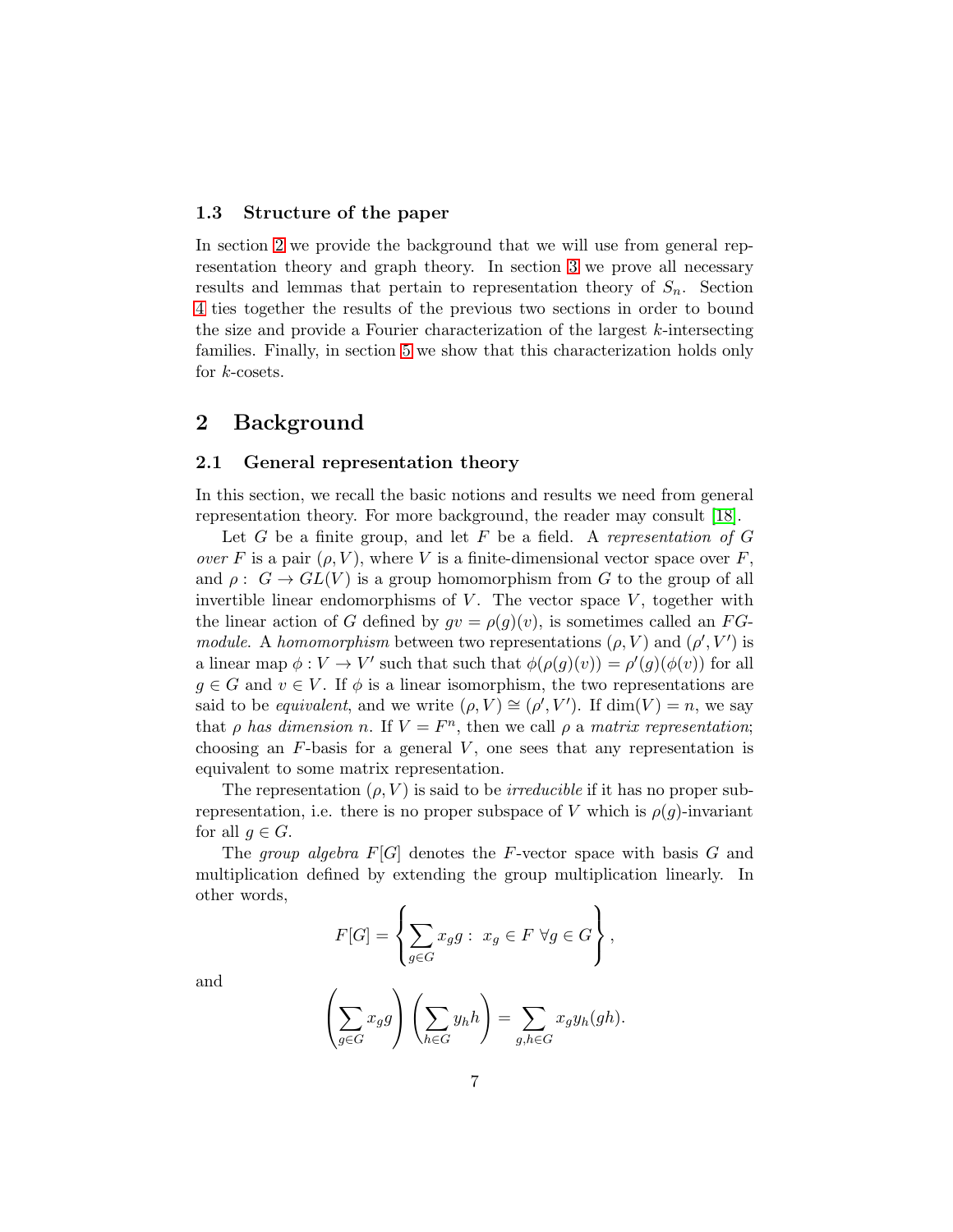### 1.3 Structure of the paper

In section 2 we provide the background that we will use from general representation theory and graph theory. In section 3 we prove all necessary results and lemmas that pertain to representation theory of $S_n$. Section 4 ties together the results of the previous two sections in order to bound the size and provide a Fourier characterization of the largest $k$-intersecting families. Finally, in section 5 we show that this characterization holds only for $k$-cosets.

## 2 Background

### 2.1 General representation theory

In this section, we recall the basic notions and results we need from general representation theory. For more background, the reader may consult [18].

Let $G$ be a finite group, and let $F$ be a field. A *representation of $G$ over $F$* is a pair $(\rho, V)$, where $V$ is a finite-dimensional vector space over $F$, and $\rho: G \to GL(V)$ is a group homomorphism from $G$ to the group of all invertible linear endomorphisms of $V$. The vector space $V$, together with the linear action of $G$ defined by $gv = \rho(g)(v)$, is sometimes called an *$FG$-module*. A *homomorphism* between two representations $(\rho, V)$ and $(\rho', V')$ is a linear map $\phi: V \to V'$ such that such that $\phi(\rho(g)(v)) = \rho'(g)(\phi(v))$ for all $g \in G$ and $v \in V$. If $\phi$ is a linear isomorphism, the two representations are said to be *equivalent*, and we write $(\rho, V) \cong (\rho', V')$. If $\dim(V) = n$, we say that $\rho$ *has dimension $n$*. If $V = F^n$, then we call $\rho$ a *matrix representation*; choosing an $F$-basis for a general $V$, one sees that any representation is equivalent to some matrix representation.

The representation $(\rho, V)$ is said to be *irreducible* if it has no proper subrepresentation, i.e. there is no proper subspace of $V$ which is $\rho(g)$-invariant for all $g \in G$.

The *group algebra* $F[G]$ denotes the $F$-vector space with basis $G$ and multiplication defined by extending the group multiplication linearly. In other words,

$$F[G] = \left\{ \sum_{g \in G} x_g g : \ x_g \in F \ \forall g \in G \right\},$$

and

$$\left( \sum_{g \in G} x_g g \right) \left( \sum_{h \in G} y_h h \right) = \sum_{g,h \in G} x_g y_h (gh).$$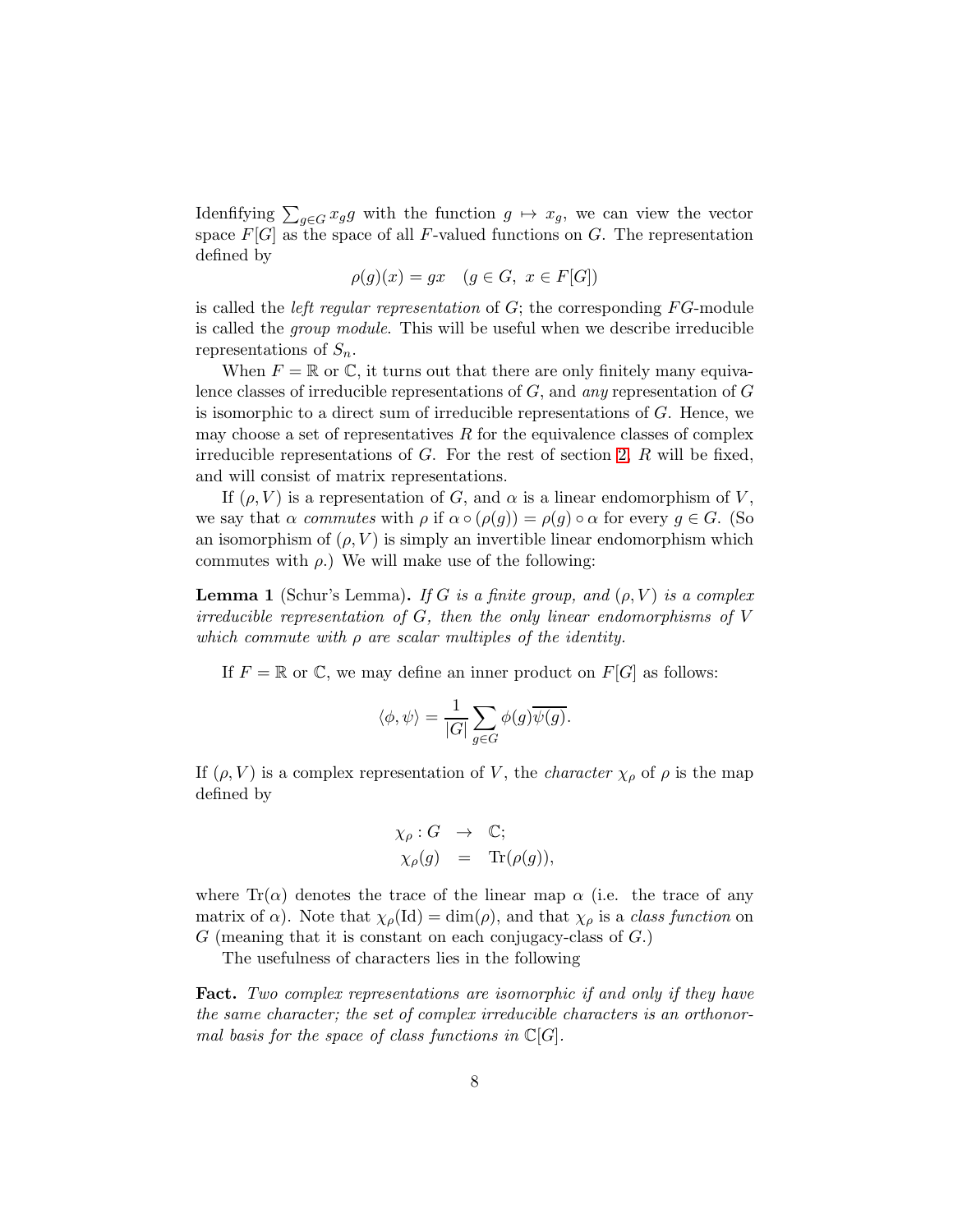Idenfifying $\sum_{g \in G} x_g g$ with the function $g \mapsto x_g$, we can view the vector space $F[G]$ as the space of all $F$-valued functions on $G$. The representation defined by

$$\rho(g)(x) = gx \quad (g \in G,\ x \in F[G])$$

is called the *left regular representation* of $G$; the corresponding $FG$-module is called the *group module*. This will be useful when we describe irreducible representations of $S_n$.

When $F = \mathbb{R}$ or $\mathbb{C}$, it turns out that there are only finitely many equivalence classes of irreducible representations of $G$, and *any* representation of $G$ is isomorphic to a direct sum of irreducible representations of $G$. Hence, we may choose a set of representatives $R$ for the equivalence classes of complex irreducible representations of $G$. For the rest of section 2, $R$ will be fixed, and will consist of matrix representations.

If $(\rho, V)$ is a representation of $G$, and $\alpha$ is a linear endomorphism of $V$, we say that $\alpha$ *commutes* with $\rho$ if $\alpha \circ (\rho(g)) = \rho(g) \circ \alpha$ for every $g \in G$. (So an isomorphism of $(\rho, V)$ is simply an invertible linear endomorphism which commutes with $\rho$.) We will make use of the following:

**Lemma 1** (Schur's Lemma)**.** *If $G$ is a finite group, and $(\rho, V)$ is a complex irreducible representation of $G$, then the only linear endomorphisms of $V$ which commute with $\rho$ are scalar multiples of the identity.*

If $F = \mathbb{R}$ or $\mathbb{C}$, we may define an inner product on $F[G]$ as follows:

$$\langle \phi, \psi \rangle = \frac{1}{|G|} \sum_{g \in G} \phi(g) \overline{\psi(g)}.$$

If $(\rho, V)$ is a complex representation of $V$, the *character* $\chi_\rho$ of $\rho$ is the map defined by

$$\begin{aligned} \chi_\rho : G &\rightarrow \mathbb{C}; \\ \chi_\rho(g) &= \mathrm{Tr}(\rho(g)), \end{aligned}$$

where $\mathrm{Tr}(\alpha)$ denotes the trace of the linear map $\alpha$ (i.e. the trace of any matrix of $\alpha$). Note that $\chi_\rho(\mathrm{Id}) = \dim(\rho)$, and that $\chi_\rho$ is a *class function* on $G$ (meaning that it is constant on each conjugacy-class of $G$.)

The usefulness of characters lies in the following

**Fact.** *Two complex representations are isomorphic if and only if they have the same character; the set of complex irreducible characters is an orthonormal basis for the space of class functions in $\mathbb{C}[G]$.*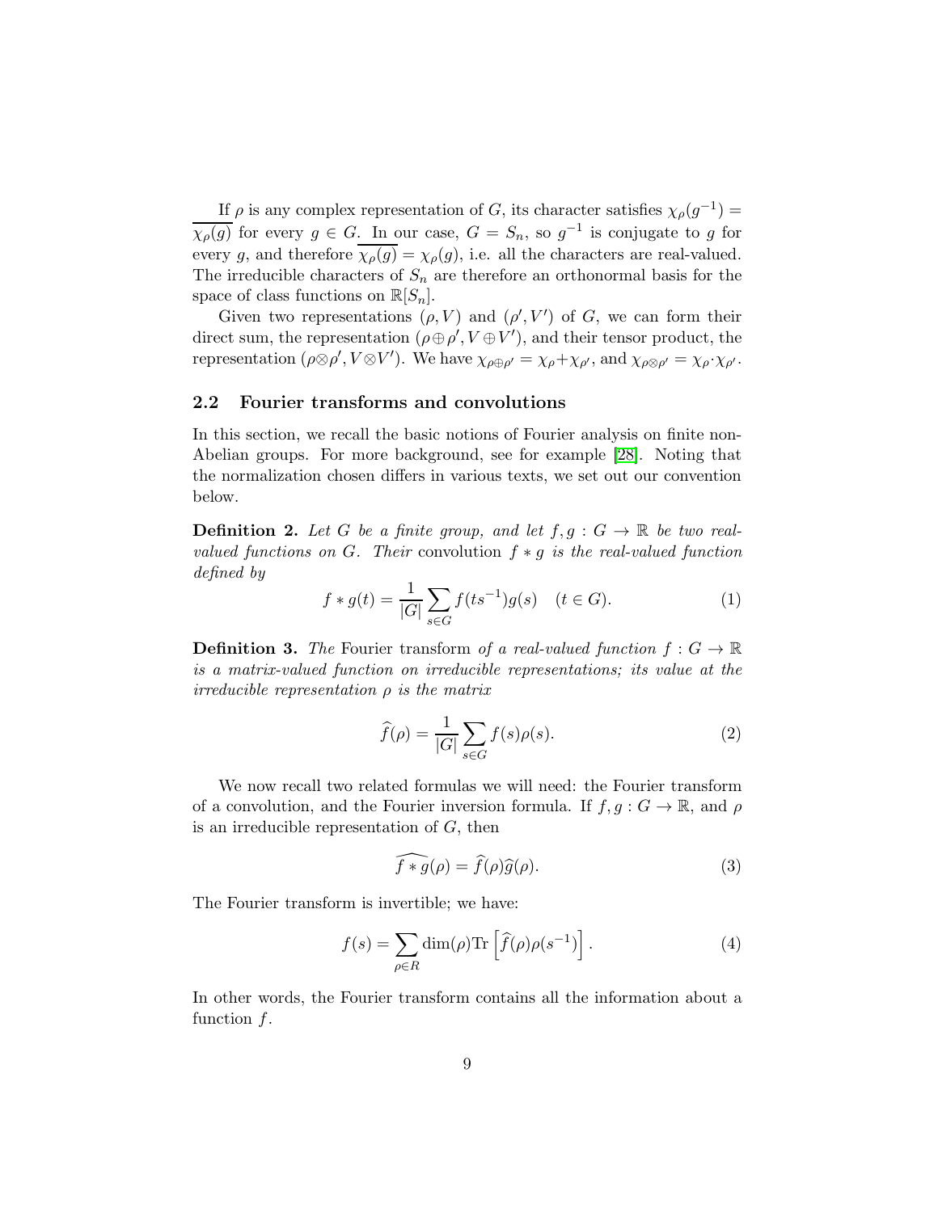If $\rho$ is any complex representation of $G$, its character satisfies $\chi_\rho(g^{-1}) = \overline{\chi_\rho(g)}$ for every $g \in G$. In our case, $G = S_n$, so $g^{-1}$ is conjugate to $g$ for every $g$, and therefore $\overline{\chi_\rho(g)} = \chi_\rho(g)$, i.e. all the characters are real-valued. The irreducible characters of $S_n$ are therefore an orthonormal basis for the space of class functions on $\mathbb{R}[S_n]$.

Given two representations $(\rho, V)$ and $(\rho', V')$ of $G$, we can form their direct sum, the representation $(\rho \oplus \rho', V \oplus V')$, and their tensor product, the representation $(\rho \otimes \rho', V \otimes V')$. We have $\chi_{\rho \oplus \rho'} = \chi_\rho + \chi_{\rho'}$, and $\chi_{\rho \otimes \rho'} = \chi_\rho \cdot \chi_{\rho'}$.

### 2.2 Fourier transforms and convolutions

In this section, we recall the basic notions of Fourier analysis on finite non-Abelian groups. For more background, see for example [28]. Noting that the normalization chosen differs in various texts, we set out our convention below.

**Definition 2.** *Let $G$ be a finite group, and let $f, g : G \to \mathbb{R}$ be two real-valued functions on $G$. Their* convolution *$f * g$ is the real-valued function defined by*

$$f * g(t) = \frac{1}{|G|} \sum_{s \in G} f(ts^{-1}) g(s) \quad (t \in G). \tag{1}$$

**Definition 3.** *The* Fourier transform *of a real-valued function $f : G \to \mathbb{R}$ is a matrix-valued function on irreducible representations; its value at the irreducible representation $\rho$ is the matrix*

$$\widehat{f}(\rho) = \frac{1}{|G|} \sum_{s \in G} f(s) \rho(s). \tag{2}$$

We now recall two related formulas we will need: the Fourier transform of a convolution, and the Fourier inversion formula. If $f, g : G \to \mathbb{R}$, and $\rho$ is an irreducible representation of $G$, then

$$\widehat{f * g}(\rho) = \widehat{f}(\rho) \widehat{g}(\rho). \tag{3}$$

The Fourier transform is invertible; we have:

$$f(s) = \sum_{\rho \in R} \dim(\rho) \mathrm{Tr}\left[\widehat{f}(\rho) \rho(s^{-1})\right]. \tag{4}$$

In other words, the Fourier transform contains all the information about a function $f$.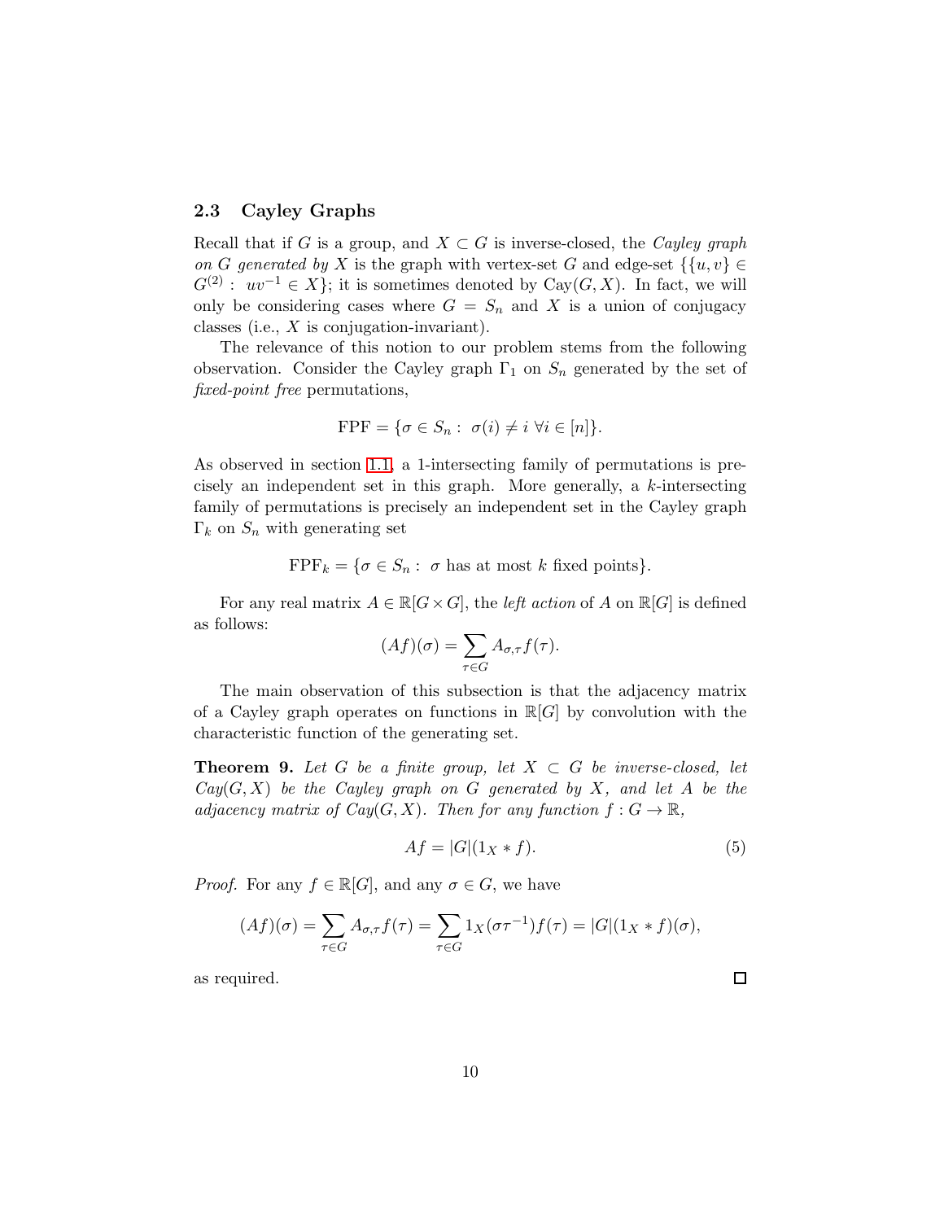### 2.3 Cayley Graphs

Recall that if $G$ is a group, and $X \subset G$ is inverse-closed, the *Cayley graph on $G$ generated by $X$* is the graph with vertex-set $G$ and edge-set $\{\{u, v\} \in G^{(2)} : \ uv^{-1} \in X\}$; it is sometimes denoted by $\text{Cay}(G, X)$. In fact, we will only be considering cases where $G = S_n$ and $X$ is a union of conjugacy classes (i.e., $X$ is conjugation-invariant).

The relevance of this notion to our problem stems from the following observation. Consider the Cayley graph $\Gamma_1$ on $S_n$ generated by the set of *fixed-point free* permutations,

$$\text{FPF} = \{\sigma \in S_n : \ \sigma(i) \neq i \ \forall i \in [n]\}.$$

As observed in section 1.1, a 1-intersecting family of permutations is precisely an independent set in this graph. More generally, a $k$-intersecting family of permutations is precisely an independent set in the Cayley graph $\Gamma_k$ on $S_n$ with generating set

$$\text{FPF}_k = \{\sigma \in S_n : \ \sigma \text{ has at most } k \text{ fixed points}\}.$$

For any real matrix $A \in \mathbb{R}[G \times G]$, the *left action* of $A$ on $\mathbb{R}[G]$ is defined as follows:

$$(Af)(\sigma) = \sum_{\tau \in G} A_{\sigma,\tau} f(\tau).$$

The main observation of this subsection is that the adjacency matrix of a Cayley graph operates on functions in $\mathbb{R}[G]$ by convolution with the characteristic function of the generating set.

**Theorem 9.** *Let $G$ be a finite group, let $X \subset G$ be inverse-closed, let $Cay(G, X)$ be the Cayley graph on $G$ generated by $X$, and let $A$ be the adjacency matrix of $Cay(G, X)$. Then for any function $f : G \to \mathbb{R}$,*

$$Af = |G|(1_X * f). \tag{5}$$

*Proof.* For any $f \in \mathbb{R}[G]$, and any $\sigma \in G$, we have

$$(Af)(\sigma) = \sum_{\tau \in G} A_{\sigma,\tau} f(\tau) = \sum_{\tau \in G} 1_X(\sigma\tau^{-1}) f(\tau) = |G|(1_X * f)(\sigma),$$

as required. □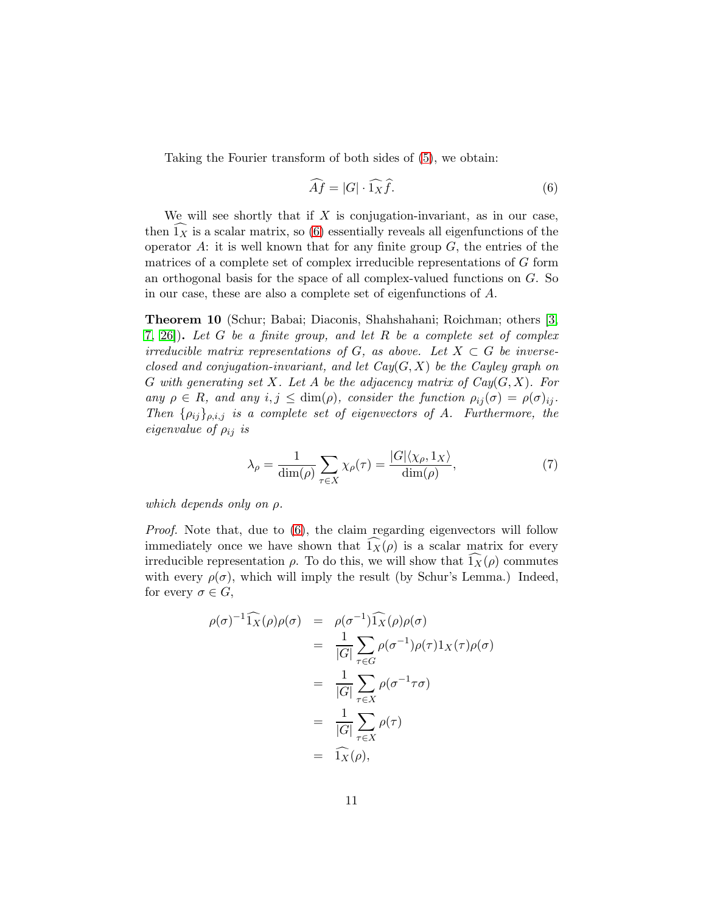Taking the Fourier transform of both sides of (5), we obtain:

$$\widehat{Af} = |G| \cdot \widehat{1_X} \widehat{f}. \tag{6}$$

We will see shortly that if $X$ is conjugation-invariant, as in our case, then $\widehat{1_X}$ is a scalar matrix, so (6) essentially reveals all eigenfunctions of the operator $A$: it is well known that for any finite group $G$, the entries of the matrices of a complete set of complex irreducible representations of $G$ form an orthogonal basis for the space of all complex-valued functions on $G$. So in our case, these are also a complete set of eigenfunctions of $A$.

**Theorem 10** (Schur; Babai; Diaconis, Shahshahani; Roichman; others [3, 7, 26])**.** *Let $G$ be a finite group, and let $R$ be a complete set of complex irreducible matrix representations of $G$, as above. Let $X \subset G$ be inverse-closed and conjugation-invariant, and let $Cay(G, X)$ be the Cayley graph on $G$ with generating set $X$. Let $A$ be the adjacency matrix of $Cay(G, X)$. For any $\rho \in R$, and any $i, j \leq \dim(\rho)$, consider the function $\rho_{ij}(\sigma) = \rho(\sigma)_{ij}$. Then $\{\rho_{ij}\}_{\rho,i,j}$ is a complete set of eigenvectors of $A$. Furthermore, the eigenvalue of $\rho_{ij}$ is*

$$\lambda_\rho = \frac{1}{\dim(\rho)} \sum_{\tau \in X} \chi_\rho(\tau) = \frac{|G|\langle \chi_\rho, 1_X \rangle}{\dim(\rho)}, \tag{7}$$

*which depends only on $\rho$.*

*Proof.* Note that, due to (6), the claim regarding eigenvectors will follow immediately once we have shown that $\widehat{1_X}(\rho)$ is a scalar matrix for every irreducible representation $\rho$. To do this, we will show that $\widehat{1_X}(\rho)$ commutes with every $\rho(\sigma)$, which will imply the result (by Schur's Lemma.) Indeed, for every $\sigma \in G$,

$$\begin{aligned}
\rho(\sigma)^{-1}\widehat{1_X}(\rho)\rho(\sigma) &= \rho(\sigma^{-1})\widehat{1_X}(\rho)\rho(\sigma) \\
&= \frac{1}{|G|}\sum_{\tau \in G} \rho(\sigma^{-1})\rho(\tau)1_X(\tau)\rho(\sigma) \\
&= \frac{1}{|G|}\sum_{\tau \in X} \rho(\sigma^{-1}\tau\sigma) \\
&= \frac{1}{|G|}\sum_{\tau \in X} \rho(\tau) \\
&= \widehat{1_X}(\rho),
\end{aligned}$$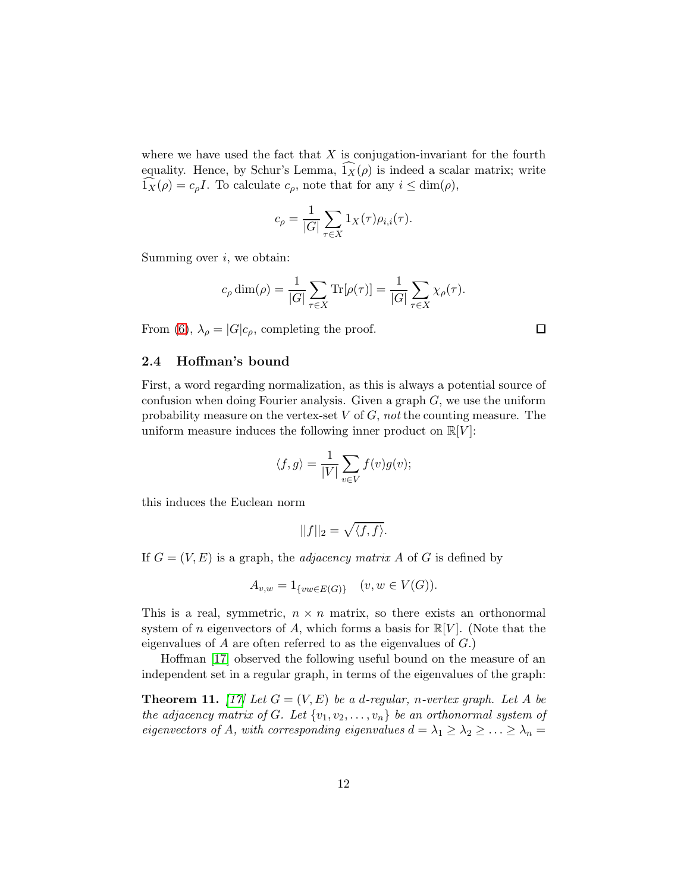where we have used the fact that $X$ is conjugation-invariant for the fourth equality. Hence, by Schur's Lemma, $\widehat{1_X}(\rho)$ is indeed a scalar matrix; write $\widehat{1_X}(\rho) = c_\rho I$. To calculate $c_\rho$, note that for any $i \leq \dim(\rho)$,

$$c_\rho = \frac{1}{|G|} \sum_{\tau \in X} 1_X(\tau) \rho_{i,i}(\tau).$$

Summing over $i$, we obtain:

$$c_\rho \dim(\rho) = \frac{1}{|G|} \sum_{\tau \in X} \mathrm{Tr}[\rho(\tau)] = \frac{1}{|G|} \sum_{\tau \in X} \chi_\rho(\tau).$$

From (6), $\lambda_\rho = |G| c_\rho$, completing the proof. $\square$

### 2.4 Hoffman's bound

First, a word regarding normalization, as this is always a potential source of confusion when doing Fourier analysis. Given a graph $G$, we use the uniform probability measure on the vertex-set $V$ of $G$, *not* the counting measure. The uniform measure induces the following inner product on $\mathbb{R}[V]$:

$$\langle f, g \rangle = \frac{1}{|V|} \sum_{v \in V} f(v) g(v);$$

this induces the Euclean norm

$$||f||_2 = \sqrt{\langle f, f \rangle}.$$

If $G = (V, E)$ is a graph, the *adjacency matrix* $A$ of $G$ is defined by

$$A_{v,w} = 1_{\{vw \in E(G)\}} \quad (v, w \in V(G)).$$

This is a real, symmetric, $n \times n$ matrix, so there exists an orthonormal system of $n$ eigenvectors of $A$, which forms a basis for $\mathbb{R}[V]$. (Note that the eigenvalues of $A$ are often referred to as the eigenvalues of $G$.)

Hoffman [17] observed the following useful bound on the measure of an independent set in a regular graph, in terms of the eigenvalues of the graph:

**Theorem 11.** *[17] Let $G = (V, E)$ be a $d$-regular, $n$-vertex graph. Let $A$ be the adjacency matrix of $G$. Let $\{v_1, v_2, \ldots, v_n\}$ be an orthonormal system of eigenvectors of $A$, with corresponding eigenvalues $d = \lambda_1 \geq \lambda_2 \geq \ldots \geq \lambda_n =$*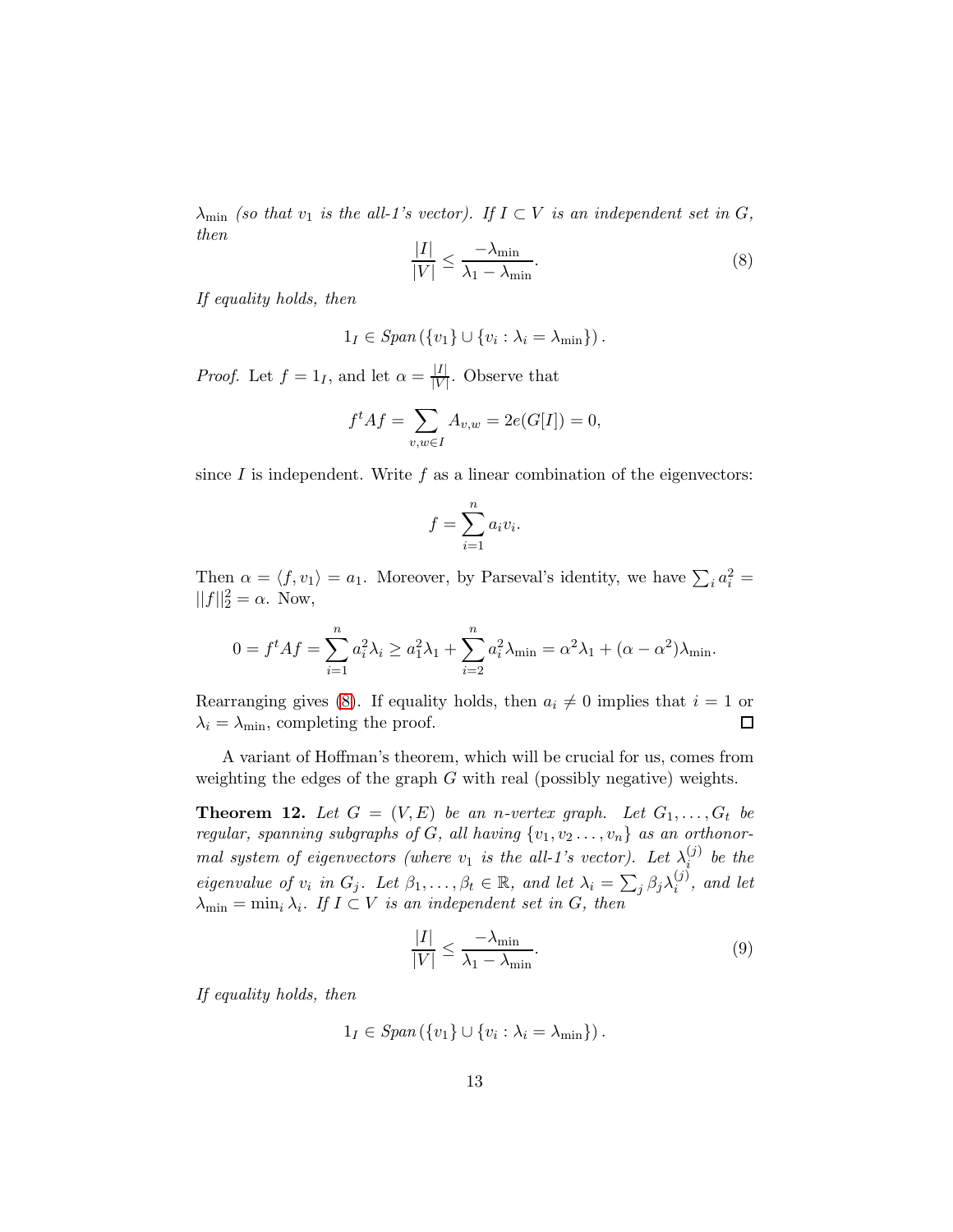$\lambda_{\min}$ *(so that $v_1$ is the all-1's vector). If $I \subset V$ is an independent set in $G$, then*

$$\frac{|I|}{|V|} \leq \frac{-\lambda_{\min}}{\lambda_1 - \lambda_{\min}}. \tag{8}$$

*If equality holds, then*

$$1_I \in Span\left(\{v_1\} \cup \{v_i : \lambda_i = \lambda_{\min}\}\right).$$

*Proof.* Let $f = 1_I$, and let $\alpha = \frac{|I|}{|V|}$. Observe that

$$f^t A f = \sum_{v,w \in I} A_{v,w} = 2e(G[I]) = 0,$$

since $I$ is independent. Write $f$ as a linear combination of the eigenvectors:

$$f = \sum_{i=1}^{n} a_i v_i.$$

Then $\alpha = \langle f, v_1 \rangle = a_1$. Moreover, by Parseval's identity, we have $\sum_i a_i^2 = ||f||_2^2 = \alpha$. Now,

$$0 = f^t A f = \sum_{i=1}^{n} a_i^2 \lambda_i \geq a_1^2 \lambda_1 + \sum_{i=2}^{n} a_i^2 \lambda_{\min} = \alpha^2 \lambda_1 + (\alpha - \alpha^2)\lambda_{\min}.$$

Rearranging gives (8). If equality holds, then $a_i \neq 0$ implies that $i = 1$ or $\lambda_i = \lambda_{\min}$, completing the proof. $\square$

A variant of Hoffman's theorem, which will be crucial for us, comes from weighting the edges of the graph $G$ with real (possibly negative) weights.

**Theorem 12.** *Let $G = (V, E)$ be an $n$-vertex graph. Let $G_1, \ldots, G_t$ be regular, spanning subgraphs of $G$, all having $\{v_1, v_2 \ldots, v_n\}$ as an orthonormal system of eigenvectors (where $v_1$ is the all-1's vector). Let $\lambda_i^{(j)}$ be the eigenvalue of $v_i$ in $G_j$. Let $\beta_1, \ldots, \beta_t \in \mathbb{R}$, and let $\lambda_i = \sum_j \beta_j \lambda_i^{(j)}$, and let $\lambda_{\min} = \min_i \lambda_i$. If $I \subset V$ is an independent set in $G$, then*

$$\frac{|I|}{|V|} \leq \frac{-\lambda_{\min}}{\lambda_1 - \lambda_{\min}}. \tag{9}$$

*If equality holds, then*

$$1_I \in Span\left(\{v_1\} \cup \{v_i : \lambda_i = \lambda_{\min}\}\right).$$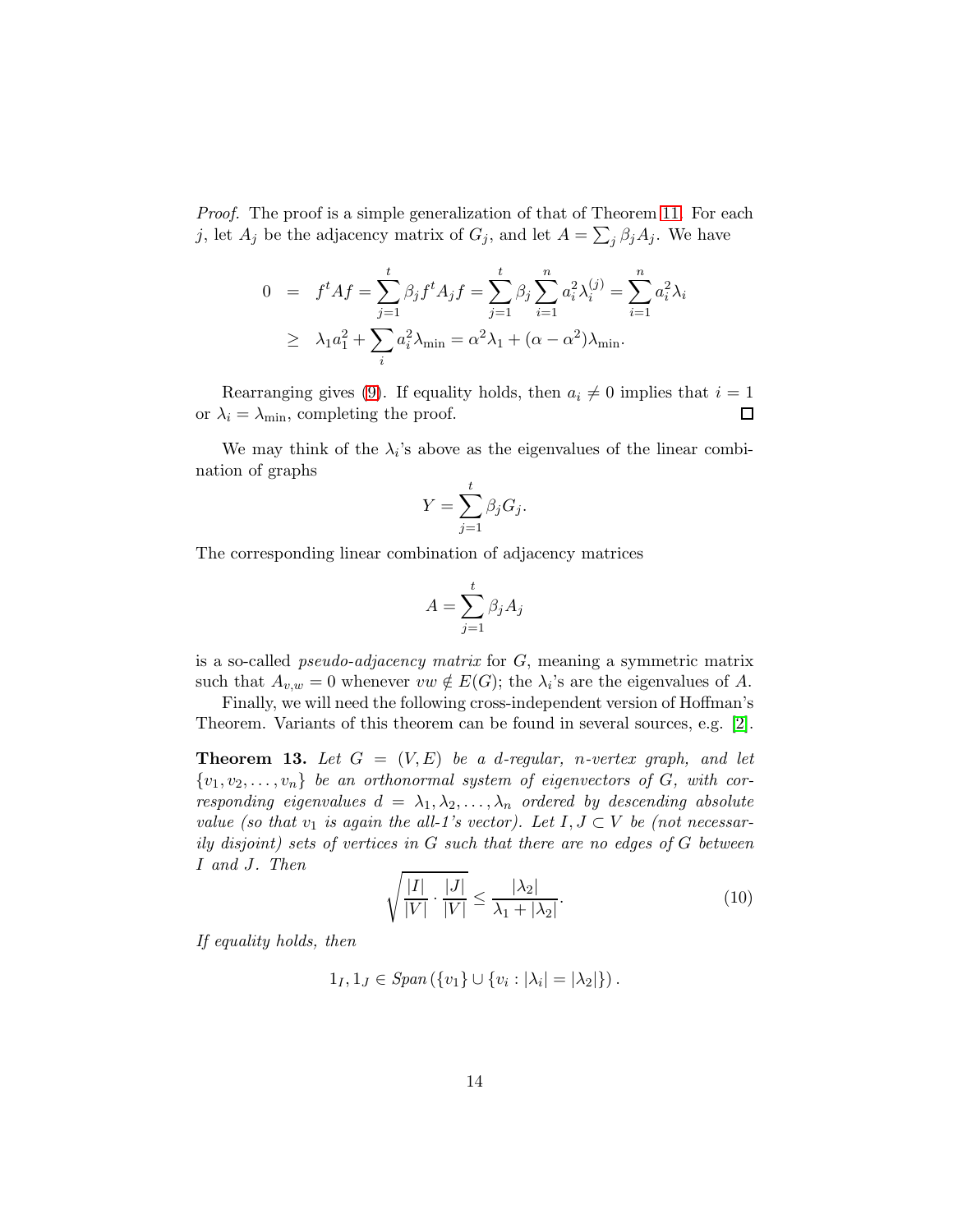*Proof.* The proof is a simple generalization of that of Theorem 11. For each $j$, let $A_j$ be the adjacency matrix of $G_j$, and let $A = \sum_j \beta_j A_j$. We have

$$
\begin{aligned}
0 &= f^t A f = \sum_{j=1}^{t} \beta_j f^t A_j f = \sum_{j=1}^{t} \beta_j \sum_{i=1}^{n} a_i^2 \lambda_i^{(j)} = \sum_{i=1}^{n} a_i^2 \lambda_i \\
&\geq \lambda_1 a_1^2 + \sum_i a_i^2 \lambda_{\min} = \alpha^2 \lambda_1 + (\alpha - \alpha^2) \lambda_{\min}.
\end{aligned}
$$

Rearranging gives (9). If equality holds, then $a_i \neq 0$ implies that $i = 1$ or $\lambda_i = \lambda_{\min}$, completing the proof. □

We may think of the $\lambda_i$'s above as the eigenvalues of the linear combination of graphs

$$
Y = \sum_{j=1}^{t} \beta_j G_j.
$$

The corresponding linear combination of adjacency matrices

$$
A = \sum_{j=1}^{t} \beta_j A_j
$$

is a so-called *pseudo-adjacency matrix* for $G$, meaning a symmetric matrix such that $A_{v,w} = 0$ whenever $vw \notin E(G)$; the $\lambda_i$'s are the eigenvalues of $A$.

Finally, we will need the following cross-independent version of Hoffman's Theorem. Variants of this theorem can be found in several sources, e.g. [2].

**Theorem 13.** *Let $G = (V, E)$ be a $d$-regular, $n$-vertex graph, and let $\{v_1, v_2, \ldots, v_n\}$ be an orthonormal system of eigenvectors of $G$, with corresponding eigenvalues $d = \lambda_1, \lambda_2, \ldots, \lambda_n$ ordered by descending absolute value (so that $v_1$ is again the all-1's vector). Let $I, J \subset V$ be (not necessarily disjoint) sets of vertices in $G$ such that there are no edges of $G$ between $I$ and $J$. Then*

$$
\sqrt{\frac{|I|}{|V|} \cdot \frac{|J|}{|V|}} \leq \frac{|\lambda_2|}{\lambda_1 + |\lambda_2|}. \tag{10}
$$

*If equality holds, then*

$$
1_I, 1_J \in \mathit{Span}\left(\{v_1\} \cup \{v_i : |\lambda_i| = |\lambda_2|\}\right).
$$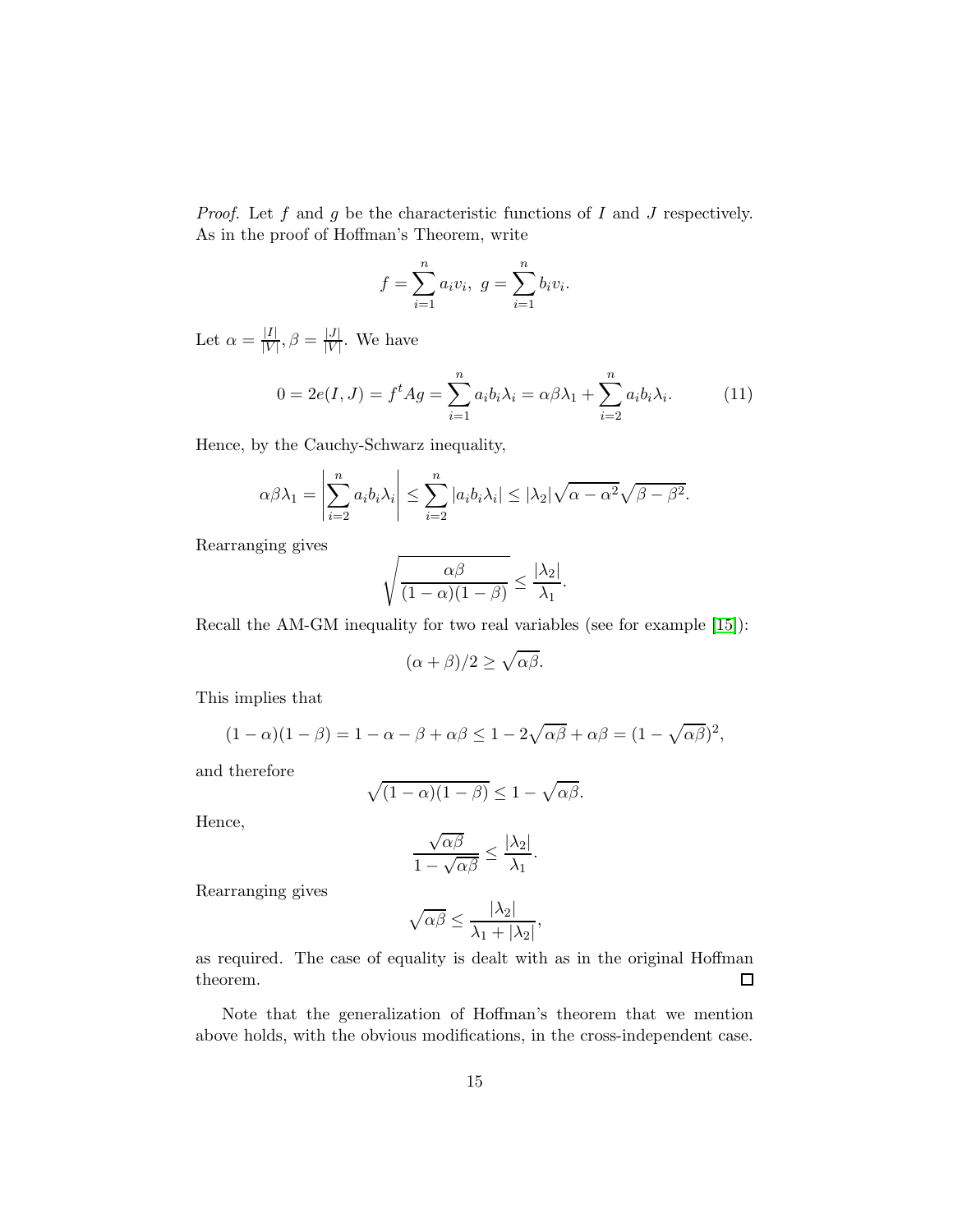*Proof.* Let $f$ and $g$ be the characteristic functions of $I$ and $J$ respectively. As in the proof of Hoffman's Theorem, write

$$f = \sum_{i=1}^{n} a_i v_i, \; g = \sum_{i=1}^{n} b_i v_i.$$

Let $\alpha = \frac{|I|}{|V|}, \beta = \frac{|J|}{|V|}$. We have

$$0 = 2e(I, J) = f^t A g = \sum_{i=1}^{n} a_i b_i \lambda_i = \alpha\beta\lambda_1 + \sum_{i=2}^{n} a_i b_i \lambda_i. \tag{11}$$

Hence, by the Cauchy-Schwarz inequality,

$$\alpha\beta\lambda_1 = \left| \sum_{i=2}^{n} a_i b_i \lambda_i \right| \leq \sum_{i=2}^{n} |a_i b_i \lambda_i| \leq |\lambda_2| \sqrt{\alpha - \alpha^2} \sqrt{\beta - \beta^2}.$$

Rearranging gives

$$\sqrt{\frac{\alpha\beta}{(1-\alpha)(1-\beta)}} \leq \frac{|\lambda_2|}{\lambda_1}.$$

Recall the AM-GM inequality for two real variables (see for example [15]):

$$(\alpha + \beta)/2 \geq \sqrt{\alpha\beta}.$$

This implies that

$$(1-\alpha)(1-\beta) = 1 - \alpha - \beta + \alpha\beta \leq 1 - 2\sqrt{\alpha\beta} + \alpha\beta = (1 - \sqrt{\alpha\beta})^2,$$

and therefore

$$\sqrt{(1-\alpha)(1-\beta)} \leq 1 - \sqrt{\alpha\beta}.$$

Hence,

$$\frac{\sqrt{\alpha\beta}}{1 - \sqrt{\alpha\beta}} \leq \frac{|\lambda_2|}{\lambda_1}.$$

Rearranging gives

$$\sqrt{\alpha\beta} \leq \frac{|\lambda_2|}{\lambda_1 + |\lambda_2|},$$

as required. The case of equality is dealt with as in the original Hoffman theorem. □

Note that the generalization of Hoffman's theorem that we mention above holds, with the obvious modifications, in the cross-independent case.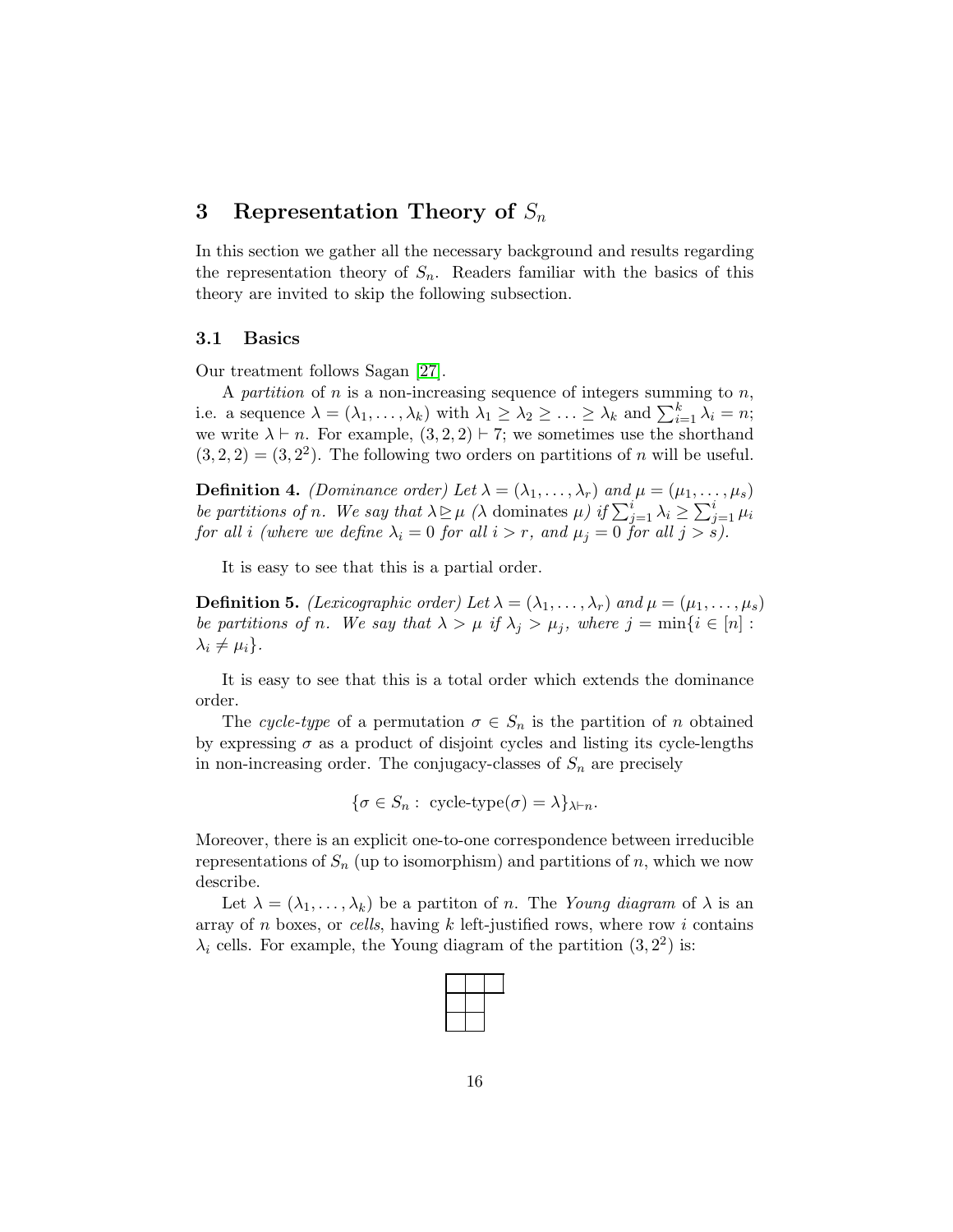## 3 Representation Theory of $S_n$

In this section we gather all the necessary background and results regarding the representation theory of $S_n$. Readers familiar with the basics of this theory are invited to skip the following subsection.

### 3.1 Basics

Our treatment follows Sagan [27].

A *partition* of $n$ is a non-increasing sequence of integers summing to $n$, i.e. a sequence $\lambda = (\lambda_1, \ldots, \lambda_k)$ with $\lambda_1 \geq \lambda_2 \geq \ldots \geq \lambda_k$ and $\sum_{i=1}^{k} \lambda_i = n$; we write $\lambda \vdash n$. For example, $(3, 2, 2) \vdash 7$; we sometimes use the shorthand $(3, 2, 2) = (3, 2^2)$. The following two orders on partitions of $n$ will be useful.

**Definition 4.** *(Dominance order) Let $\lambda = (\lambda_1, \ldots, \lambda_r)$ and $\mu = (\mu_1, \ldots, \mu_s)$ be partitions of $n$. We say that $\lambda \trianglerighteq \mu$ ($\lambda$ dominates $\mu$) if $\sum_{j=1}^{i} \lambda_i \geq \sum_{j=1}^{i} \mu_i$ for all $i$ (where we define $\lambda_i = 0$ for all $i > r$, and $\mu_j = 0$ for all $j > s$).*

It is easy to see that this is a partial order.

**Definition 5.** *(Lexicographic order) Let $\lambda = (\lambda_1, \ldots, \lambda_r)$ and $\mu = (\mu_1, \ldots, \mu_s)$ be partitions of $n$. We say that $\lambda > \mu$ if $\lambda_j > \mu_j$, where $j = \min\{i \in [n] : \lambda_i \neq \mu_i\}$.*

It is easy to see that this is a total order which extends the dominance order.

The *cycle-type* of a permutation $\sigma \in S_n$ is the partition of $n$ obtained by expressing $\sigma$ as a product of disjoint cycles and listing its cycle-lengths in non-increasing order. The conjugacy-classes of $S_n$ are precisely

$$\{\sigma \in S_n : \text{ cycle-type}(\sigma) = \lambda\}_{\lambda \vdash n}.$$

Moreover, there is an explicit one-to-one correspondence between irreducible representations of $S_n$ (up to isomorphism) and partitions of $n$, which we now describe.

Let $\lambda = (\lambda_1, \ldots, \lambda_k)$ be a partiton of $n$. The *Young diagram* of $\lambda$ is an array of $n$ boxes, or *cells*, having $k$ left-justified rows, where row $i$ contains $\lambda_i$ cells. For example, the Young diagram of the partition $(3, 2^2)$ is:

| | | |
|---|---|---|
| | | |
| | | |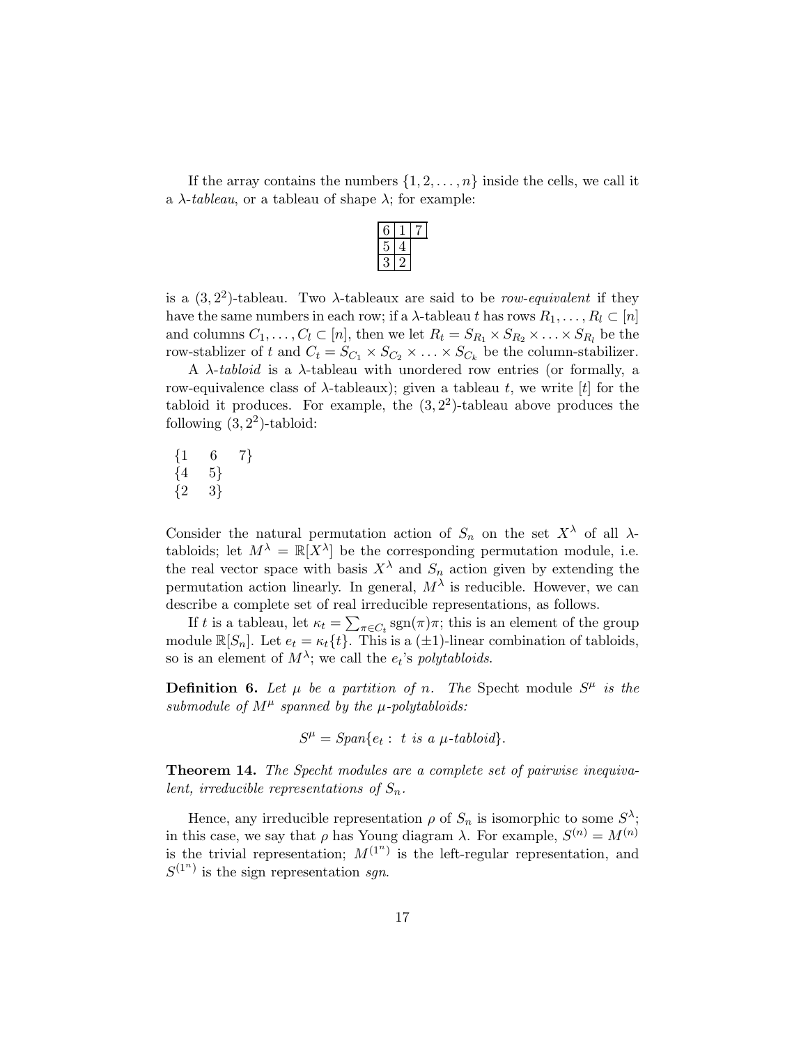If the array contains the numbers $\{1, 2, \ldots, n\}$ inside the cells, we call it a *λ-tableau*, or a tableau of shape $\lambda$; for example:

| 6 | 1 | 7 |
|---|---|---|
| 5 | 4 | |
| 3 | 2 | |

is a $(3, 2^2)$-tableau. Two $\lambda$-tableaux are said to be *row-equivalent* if they have the same numbers in each row; if a $\lambda$-tableau $t$ has rows $R_1, \ldots, R_l \subset [n]$ and columns $C_1, \ldots, C_l \subset [n]$, then we let $R_t = S_{R_1} \times S_{R_2} \times \ldots \times S_{R_l}$ be the row-stablizer of $t$ and $C_t = S_{C_1} \times S_{C_2} \times \ldots \times S_{C_k}$ be the column-stabilizer.

A *λ-tabloid* is a $\lambda$-tableau with unordered row entries (or formally, a row-equivalence class of $\lambda$-tableaux); given a tableau $t$, we write $[t]$ for the tabloid it produces. For example, the $(3, 2^2)$-tableau above produces the following $(3, 2^2)$-tabloid:

$$\begin{array}{lll} \{1 & 6 & 7\} \\ \{4 & 5\} & \\ \{2 & 3\} & \end{array}$$

Consider the natural permutation action of $S_n$ on the set $X^\lambda$ of all $\lambda$-tabloids; let $M^\lambda = \mathbb{R}[X^\lambda]$ be the corresponding permutation module, i.e. the real vector space with basis $X^\lambda$ and $S_n$ action given by extending the permutation action linearly. In general, $M^\lambda$ is reducible. However, we can describe a complete set of real irreducible representations, as follows.

If $t$ is a tableau, let $\kappa_t = \sum_{\pi \in C_t} \mathrm{sgn}(\pi)\pi$; this is an element of the group module $\mathbb{R}[S_n]$. Let $e_t = \kappa_t\{t\}$. This is a $(\pm 1)$-linear combination of tabloids, so is an element of $M^\lambda$; we call the $e_t$'s *polytabloids*.

**Definition 6.** *Let $\mu$ be a partition of $n$. The* Specht module $S^\mu$ *is the submodule of $M^\mu$ spanned by the $\mu$-polytabloids:*

$$S^\mu = Span\{e_t : \ t \text{ is a } \mu\text{-tabloid}\}.$$

**Theorem 14.** *The Specht modules are a complete set of pairwise inequivalent, irreducible representations of $S_n$.*

Hence, any irreducible representation $\rho$ of $S_n$ is isomorphic to some $S^\lambda$; in this case, we say that $\rho$ has Young diagram $\lambda$. For example, $S^{(n)} = M^{(n)}$ is the trivial representation; $M^{(1^n)}$ is the left-regular representation, and $S^{(1^n)}$ is the sign representation *sgn*.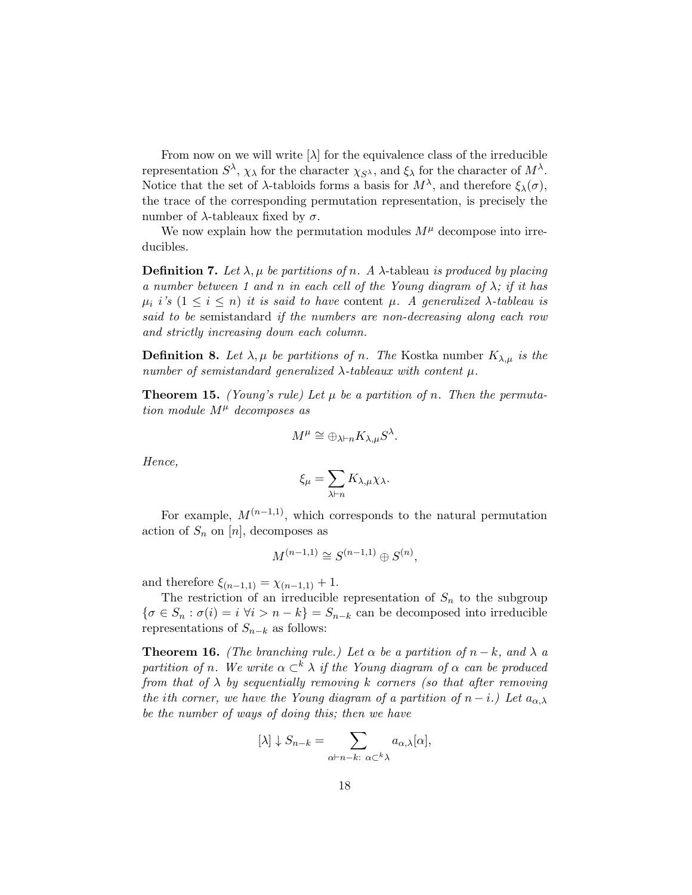From now on we will write $[\lambda]$ for the equivalence class of the irreducible representation $S^{\lambda}$, $\chi_{\lambda}$ for the character $\chi_{S^{\lambda}}$, and $\xi_{\lambda}$ for the character of $M^{\lambda}$. Notice that the set of $\lambda$-tabloids forms a basis for $M^{\lambda}$, and therefore $\xi_{\lambda}(\sigma)$, the trace of the corresponding permutation representation, is precisely the number of $\lambda$-tableaux fixed by $\sigma$.

We now explain how the permutation modules $M^{\mu}$ decompose into irreducibles.

**Definition 7.** *Let $\lambda, \mu$ be partitions of $n$. A* $\lambda$-tableau *is produced by placing a number between 1 and $n$ in each cell of the Young diagram of $\lambda$; if it has $\mu_i$ $i$'s $(1 \leq i \leq n)$ it is said to have* content *$\mu$. A generalized $\lambda$-tableau is said to be* semistandard *if the numbers are non-decreasing along each row and strictly increasing down each column.*

**Definition 8.** *Let $\lambda, \mu$ be partitions of $n$. The* Kostka number *$K_{\lambda,\mu}$ is the number of semistandard generalized $\lambda$-tableaux with content $\mu$.*

**Theorem 15.** *(Young's rule) Let $\mu$ be a partition of $n$. Then the permutation module $M^{\mu}$ decomposes as*

$$M^{\mu} \cong \oplus_{\lambda \vdash n} K_{\lambda,\mu} S^{\lambda}.$$

*Hence,*

$$\xi_{\mu} = \sum_{\lambda \vdash n} K_{\lambda,\mu} \chi_{\lambda}.$$

For example, $M^{(n-1,1)}$, which corresponds to the natural permutation action of $S_n$ on $[n]$, decomposes as

$$M^{(n-1,1)} \cong S^{(n-1,1)} \oplus S^{(n)},$$

and therefore $\xi_{(n-1,1)} = \chi_{(n-1,1)} + 1$.

The restriction of an irreducible representation of $S_n$ to the subgroup $\{\sigma \in S_n : \sigma(i) = i \ \forall i > n-k\} = S_{n-k}$ can be decomposed into irreducible representations of $S_{n-k}$ as follows:

**Theorem 16.** *(The branching rule.) Let $\alpha$ be a partition of $n-k$, and $\lambda$ a partition of $n$. We write $\alpha \subset^k \lambda$ if the Young diagram of $\alpha$ can be produced from that of $\lambda$ by sequentially removing $k$ corners (so that after removing the $i$th corner, we have the Young diagram of a partition of $n-i$.) Let $a_{\alpha,\lambda}$ be the number of ways of doing this; then we have*

$$[\lambda] \downarrow S_{n-k} = \sum_{\alpha \vdash n-k:\ \alpha \subset^k \lambda} a_{\alpha,\lambda} [\alpha],$$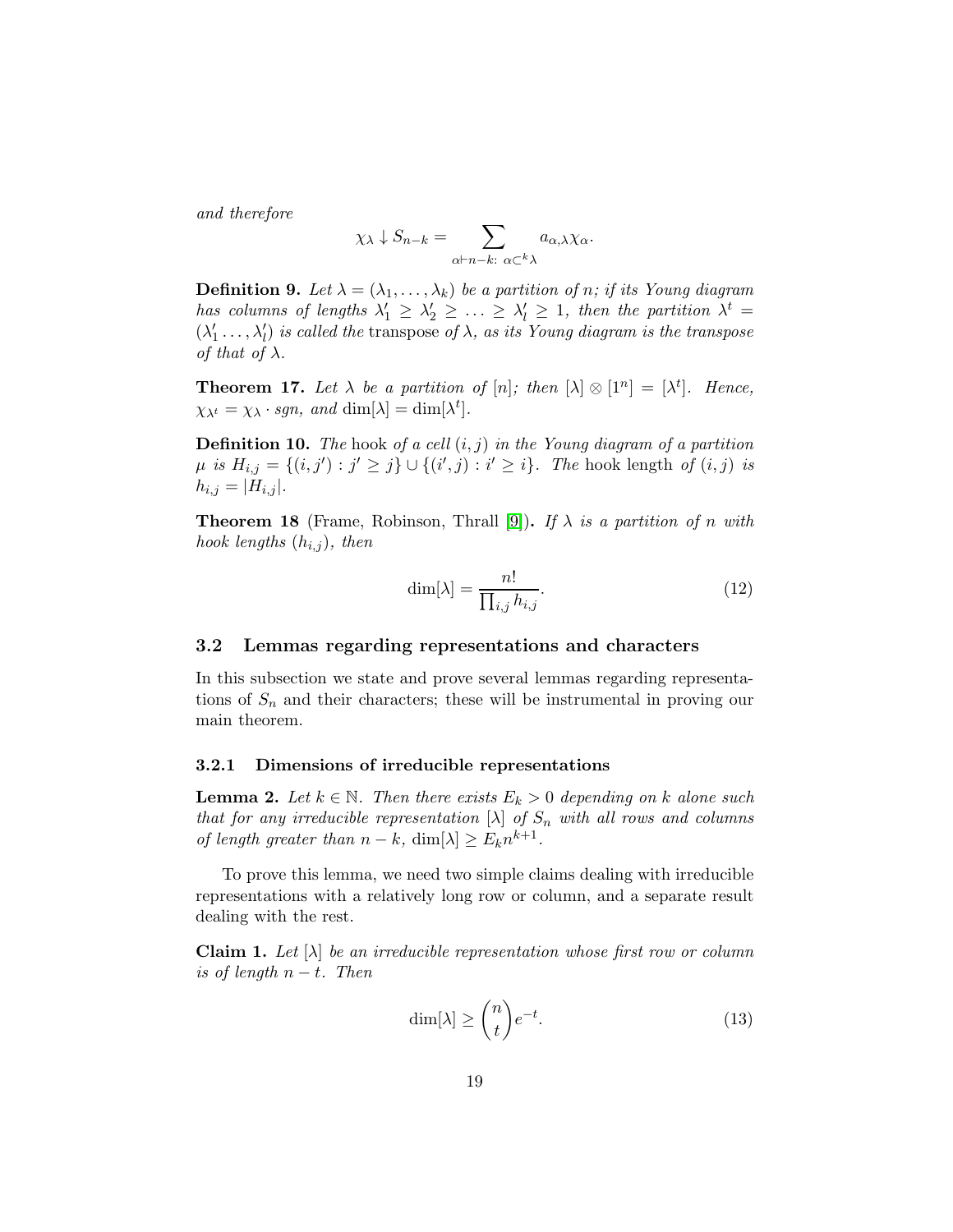*and therefore*

$$\chi_\lambda \downarrow S_{n-k} = \sum_{\alpha \vdash n-k:\ \alpha \subset^k \lambda} a_{\alpha,\lambda} \chi_\alpha.$$

**Definition 9.** *Let $\lambda = (\lambda_1, \ldots, \lambda_k)$ be a partition of $n$; if its Young diagram has columns of lengths $\lambda'_1 \geq \lambda'_2 \geq \ldots \geq \lambda'_l \geq 1$, then the partition $\lambda^t = (\lambda'_1 \ldots, \lambda'_l)$ is called the* transpose *of $\lambda$, as its Young diagram is the transpose of that of $\lambda$.*

**Theorem 17.** *Let $\lambda$ be a partition of $[n]$; then $[\lambda] \otimes [1^n] = [\lambda^t]$. Hence, $\chi_{\lambda^t} = \chi_\lambda \cdot sgn$, and $\dim[\lambda] = \dim[\lambda^t]$.*

**Definition 10.** *The* hook *of a cell $(i, j)$ in the Young diagram of a partition $\mu$ is $H_{i,j} = \{(i, j') : j' \geq j\} \cup \{(i', j) : i' \geq i\}$. The* hook length *of $(i, j)$ is $h_{i,j} = |H_{i,j}|$.*

**Theorem 18** (Frame, Robinson, Thrall [9])**.** *If $\lambda$ is a partition of $n$ with hook lengths $(h_{i,j})$, then*

$$\dim[\lambda] = \frac{n!}{\prod_{i,j} h_{i,j}}. \tag{12}$$

### 3.2 Lemmas regarding representations and characters

In this subsection we state and prove several lemmas regarding representations of $S_n$ and their characters; these will be instrumental in proving our main theorem.

#### 3.2.1 Dimensions of irreducible representations

**Lemma 2.** *Let $k \in \mathbb{N}$. Then there exists $E_k > 0$ depending on $k$ alone such that for any irreducible representation $[\lambda]$ of $S_n$ with all rows and columns of length greater than $n - k$, $\dim[\lambda] \geq E_k n^{k+1}$.*

To prove this lemma, we need two simple claims dealing with irreducible representations with a relatively long row or column, and a separate result dealing with the rest.

**Claim 1.** *Let $[\lambda]$ be an irreducible representation whose first row or column is of length $n - t$. Then*

$$\dim[\lambda] \geq \binom{n}{t} e^{-t}. \tag{13}$$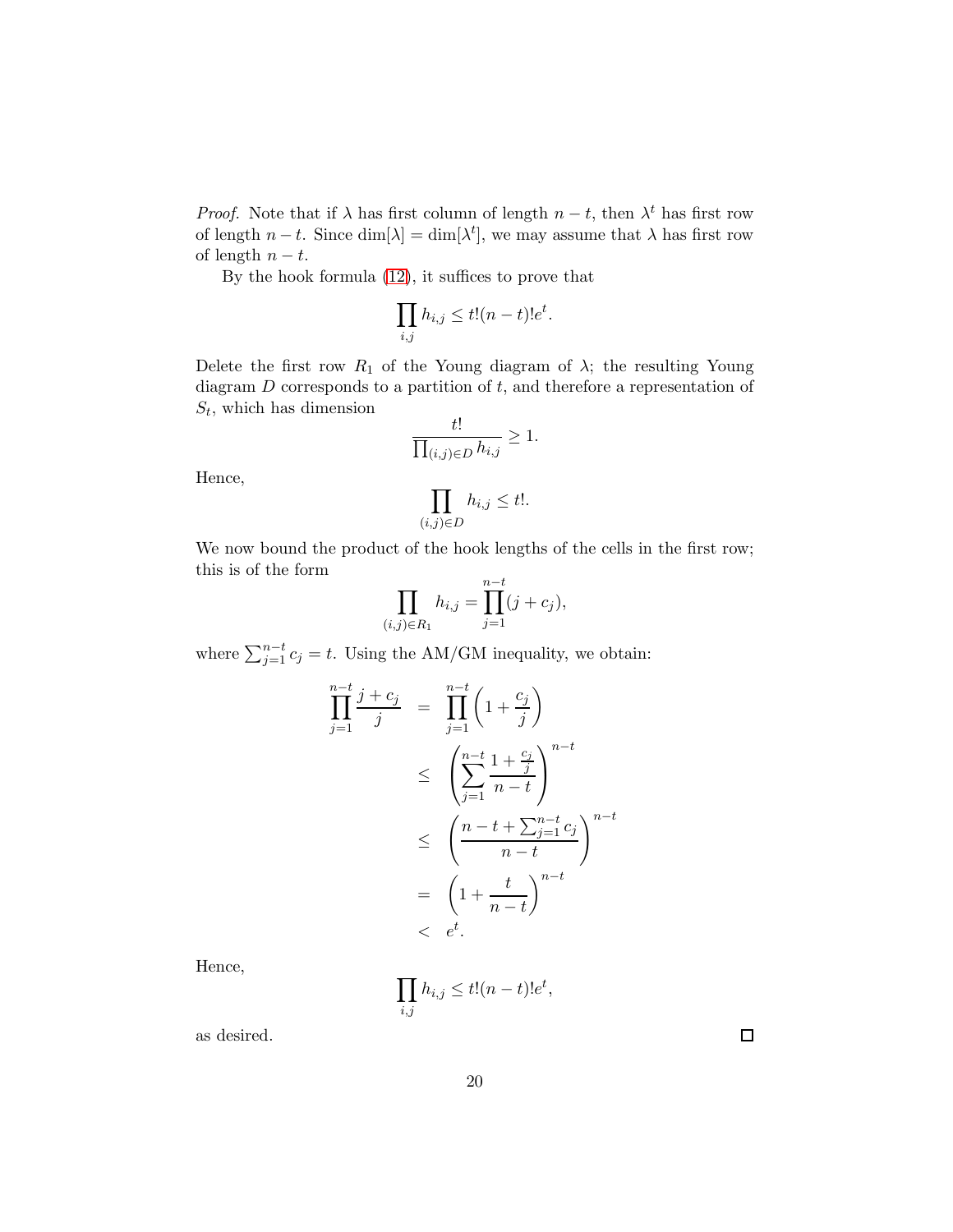*Proof.* Note that if $\lambda$ has first column of length $n-t$, then $\lambda^t$ has first row of length $n-t$. Since $\dim[\lambda] = \dim[\lambda^t]$, we may assume that $\lambda$ has first row of length $n-t$.

By the hook formula (12), it suffices to prove that

$$\prod_{i,j} h_{i,j} \leq t!(n-t)!e^t.$$

Delete the first row $R_1$ of the Young diagram of $\lambda$; the resulting Young diagram $D$ corresponds to a partition of $t$, and therefore a representation of $S_t$, which has dimension

$$\frac{t!}{\prod_{(i,j)\in D} h_{i,j}} \geq 1.$$

Hence,

$$\prod_{(i,j)\in D} h_{i,j} \leq t!.$$

We now bound the product of the hook lengths of the cells in the first row; this is of the form

$$\prod_{(i,j)\in R_1} h_{i,j} = \prod_{j=1}^{n-t} (j + c_j),$$

where $\sum_{j=1}^{n-t} c_j = t$. Using the AM/GM inequality, we obtain:

$$\begin{aligned}
\prod_{j=1}^{n-t} \frac{j+c_j}{j} &= \prod_{j=1}^{n-t}\left(1+\frac{c_j}{j}\right) \\
&\leq \left(\sum_{j=1}^{n-t} \frac{1+\frac{c_j}{j}}{n-t}\right)^{n-t} \\
&\leq \left(\frac{n-t+\sum_{j=1}^{n-t} c_j}{n-t}\right)^{n-t} \\
&= \left(1+\frac{t}{n-t}\right)^{n-t} \\
&< e^t.
\end{aligned}$$

Hence,

$$\prod_{i,j} h_{i,j} \leq t!(n-t)!e^t,$$

as desired. □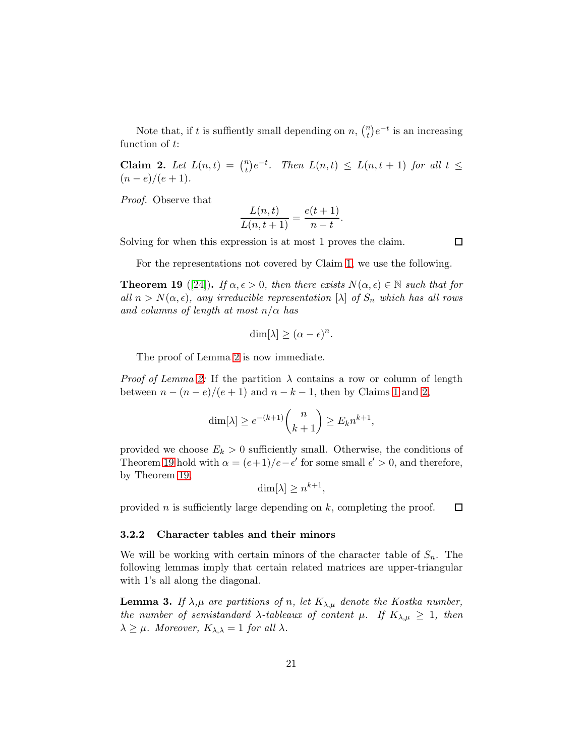Note that, if $t$ is suffiently small depending on $n$, $\binom{n}{t}e^{-t}$ is an increasing function of $t$:

**Claim 2.** *Let $L(n,t) = \binom{n}{t}e^{-t}$. Then $L(n,t) \leq L(n,t+1)$ for all $t \leq (n-e)/(e+1)$.*

*Proof.* Observe that

$$\frac{L(n,t)}{L(n,t+1)} = \frac{e(t+1)}{n-t}.$$

Solving for when this expression is at most 1 proves the claim. □

For the representations not covered by Claim 1, we use the following.

**Theorem 19** ([24]). *If $\alpha, \epsilon > 0$, then there exists $N(\alpha, \epsilon) \in \mathbb{N}$ such that for all $n > N(\alpha, \epsilon)$, any irreducible representation $[\lambda]$ of $S_n$ which has all rows and columns of length at most $n/\alpha$ has*

$$\dim[\lambda] \geq (\alpha - \epsilon)^n.$$

The proof of Lemma 2 is now immediate.

*Proof of Lemma 2:* If the partition $\lambda$ contains a row or column of length between $n - (n-e)/(e+1)$ and $n-k-1$, then by Claims 1 and 2,

$$\dim[\lambda] \geq e^{-(k+1)}\binom{n}{k+1} \geq E_k n^{k+1},$$

provided we choose $E_k > 0$ sufficiently small. Otherwise, the conditions of Theorem 19 hold with $\alpha = (e+1)/e - \epsilon'$ for some small $\epsilon' > 0$, and therefore, by Theorem 19,

$$\dim[\lambda] \geq n^{k+1},$$

provided $n$ is sufficiently large depending on $k$, completing the proof. □

#### 3.2.2 Character tables and their minors

We will be working with certain minors of the character table of $S_n$. The following lemmas imply that certain related matrices are upper-triangular with 1's all along the diagonal.

**Lemma 3.** *If $\lambda$,$\mu$ are partitions of $n$, let $K_{\lambda,\mu}$ denote the Kostka number, the number of semistandard $\lambda$-tableaux of content $\mu$. If $K_{\lambda,\mu} \geq 1$, then $\lambda \geq \mu$. Moreover, $K_{\lambda,\lambda} = 1$ for all $\lambda$.*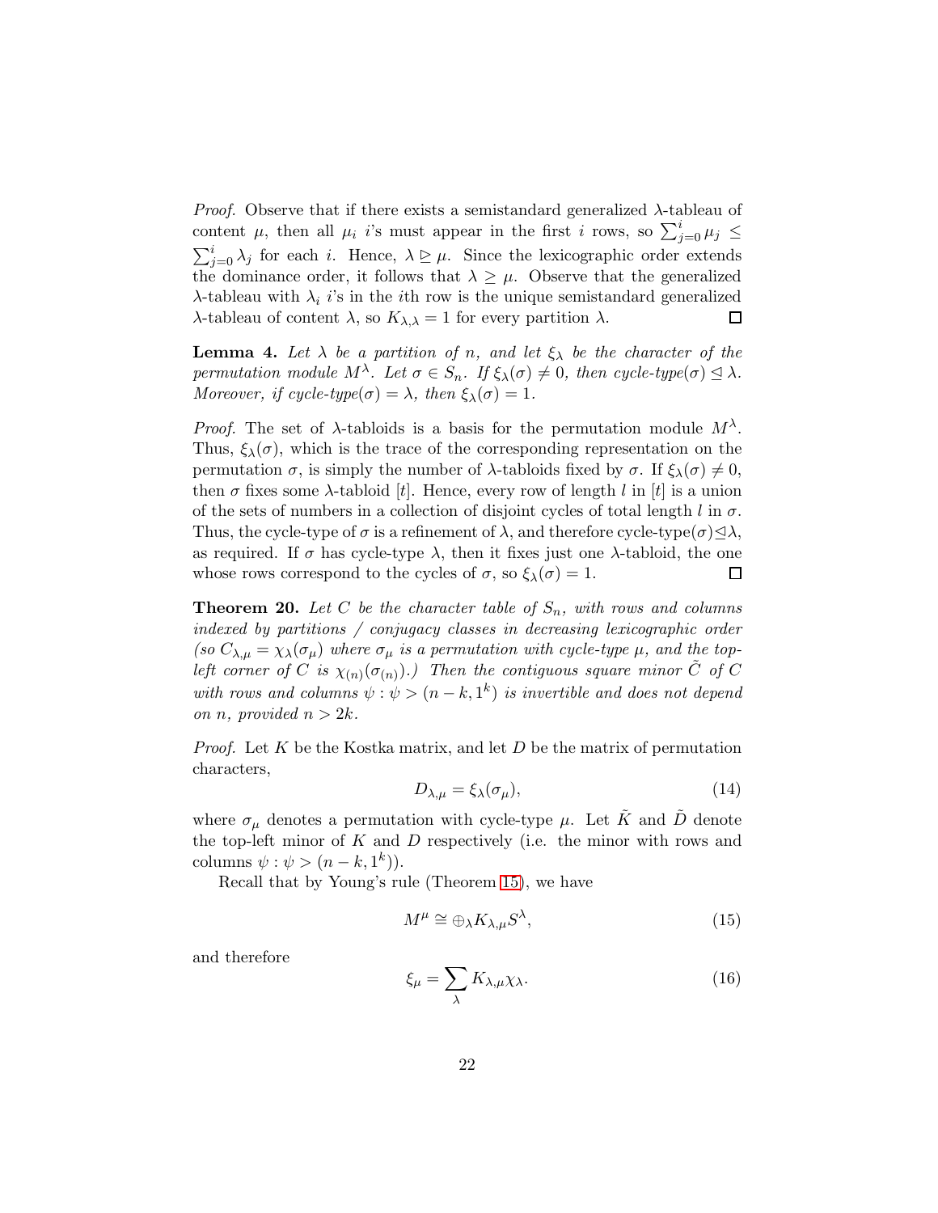*Proof.* Observe that if there exists a semistandard generalized $\lambda$-tableau of content $\mu$, then all $\mu_i$ $i$'s must appear in the first $i$ rows, so $\sum_{j=0}^{i} \mu_j \leq \sum_{j=0}^{i} \lambda_j$ for each $i$. Hence, $\lambda \trianglerighteq \mu$. Since the lexicographic order extends the dominance order, it follows that $\lambda \geq \mu$. Observe that the generalized $\lambda$-tableau with $\lambda_i$ $i$'s in the $i$th row is the unique semistandard generalized $\lambda$-tableau of content $\lambda$, so $K_{\lambda,\lambda} = 1$ for every partition $\lambda$. □

**Lemma 4.** *Let $\lambda$ be a partition of $n$, and let $\xi_\lambda$ be the character of the permutation module $M^\lambda$. Let $\sigma \in S_n$. If $\xi_\lambda(\sigma) \neq 0$, then cycle-type($\sigma$) $\trianglelefteq \lambda$. Moreover, if cycle-type($\sigma$) $= \lambda$, then $\xi_\lambda(\sigma) = 1$.*

*Proof.* The set of $\lambda$-tabloids is a basis for the permutation module $M^\lambda$. Thus, $\xi_\lambda(\sigma)$, which is the trace of the corresponding representation on the permutation $\sigma$, is simply the number of $\lambda$-tabloids fixed by $\sigma$. If $\xi_\lambda(\sigma) \neq 0$, then $\sigma$ fixes some $\lambda$-tabloid $[t]$. Hence, every row of length $l$ in $[t]$ is a union of the sets of numbers in a collection of disjoint cycles of total length $l$ in $\sigma$. Thus, the cycle-type of $\sigma$ is a refinement of $\lambda$, and therefore cycle-type($\sigma$)$\trianglelefteq\lambda$, as required. If $\sigma$ has cycle-type $\lambda$, then it fixes just one $\lambda$-tabloid, the one whose rows correspond to the cycles of $\sigma$, so $\xi_\lambda(\sigma) = 1$. □

**Theorem 20.** *Let $C$ be the character table of $S_n$, with rows and columns indexed by partitions / conjugacy classes in decreasing lexicographic order (so $C_{\lambda,\mu} = \chi_\lambda(\sigma_\mu)$ where $\sigma_\mu$ is a permutation with cycle-type $\mu$, and the top-left corner of $C$ is $\chi_{(n)}(\sigma_{(n)})$.) Then the contiguous square minor $\tilde{C}$ of $C$ with rows and columns $\psi : \psi > (n-k, 1^k)$ is invertible and does not depend on $n$, provided $n > 2k$.*

*Proof.* Let $K$ be the Kostka matrix, and let $D$ be the matrix of permutation characters,

$$D_{\lambda,\mu} = \xi_\lambda(\sigma_\mu), \tag{14}$$

where $\sigma_\mu$ denotes a permutation with cycle-type $\mu$. Let $\tilde{K}$ and $\tilde{D}$ denote the top-left minor of $K$ and $D$ respectively (i.e. the minor with rows and columns $\psi : \psi > (n-k, 1^k)$).

Recall that by Young's rule (Theorem 15), we have

$$M^\mu \cong \oplus_\lambda K_{\lambda,\mu} S^\lambda, \tag{15}$$

and therefore

$$\xi_\mu = \sum_\lambda K_{\lambda,\mu} \chi_\lambda. \tag{16}$$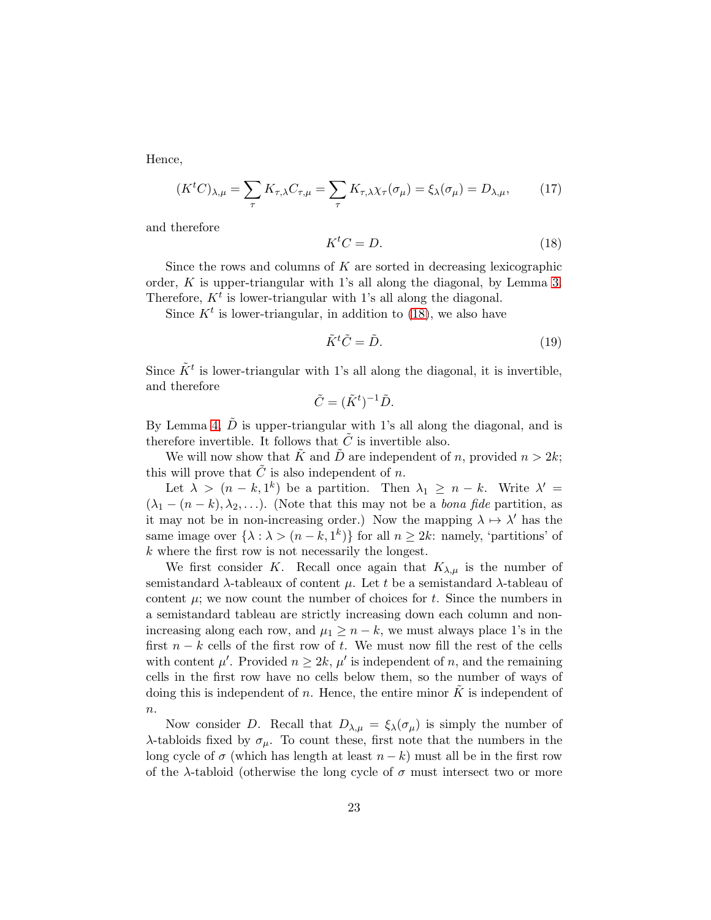Hence,

$$(K^t C)_{\lambda,\mu} = \sum_{\tau} K_{\tau,\lambda} C_{\tau,\mu} = \sum_{\tau} K_{\tau,\lambda} \chi_{\tau}(\sigma_\mu) = \xi_\lambda(\sigma_\mu) = D_{\lambda,\mu}, \tag{17}$$

and therefore

$$K^t C = D. \tag{18}$$

Since the rows and columns of $K$ are sorted in decreasing lexicographic order, $K$ is upper-triangular with 1's all along the diagonal, by Lemma 3. Therefore, $K^t$ is lower-triangular with 1's all along the diagonal.

Since $K^t$ is lower-triangular, in addition to (18), we also have

$$\tilde{K}^t \tilde{C} = \tilde{D}. \tag{19}$$

Since $\tilde{K}^t$ is lower-triangular with 1's all along the diagonal, it is invertible, and therefore

$$\tilde{C} = (\tilde{K}^t)^{-1} \tilde{D}.$$

By Lemma 4, $\tilde{D}$ is upper-triangular with 1's all along the diagonal, and is therefore invertible. It follows that $\tilde{C}$ is invertible also.

We will now show that $\tilde{K}$ and $\tilde{D}$ are independent of $n$, provided $n > 2k$; this will prove that $\tilde{C}$ is also independent of $n$.

Let $\lambda > (n-k, 1^k)$ be a partition. Then $\lambda_1 \geq n-k$. Write $\lambda' = (\lambda_1 - (n-k), \lambda_2, \ldots)$. (Note that this may not be a *bona fide* partition, as it may not be in non-increasing order.) Now the mapping $\lambda \mapsto \lambda'$ has the same image over $\{\lambda : \lambda > (n-k, 1^k)\}$ for all $n \geq 2k$: namely, 'partitions' of $k$ where the first row is not necessarily the longest.

We first consider $K$. Recall once again that $K_{\lambda,\mu}$ is the number of semistandard $\lambda$-tableaux of content $\mu$. Let $t$ be a semistandard $\lambda$-tableau of content $\mu$; we now count the number of choices for $t$. Since the numbers in a semistandard tableau are strictly increasing down each column and non-increasing along each row, and $\mu_1 \geq n-k$, we must always place 1's in the first $n-k$ cells of the first row of $t$. We must now fill the rest of the cells with content $\mu'$. Provided $n \geq 2k$, $\mu'$ is independent of $n$, and the remaining cells in the first row have no cells below them, so the number of ways of doing this is independent of $n$. Hence, the entire minor $\tilde{K}$ is independent of $n$.

Now consider $D$. Recall that $D_{\lambda,\mu} = \xi_\lambda(\sigma_\mu)$ is simply the number of $\lambda$-tabloids fixed by $\sigma_\mu$. To count these, first note that the numbers in the long cycle of $\sigma$ (which has length at least $n-k$) must all be in the first row of the $\lambda$-tabloid (otherwise the long cycle of $\sigma$ must intersect two or more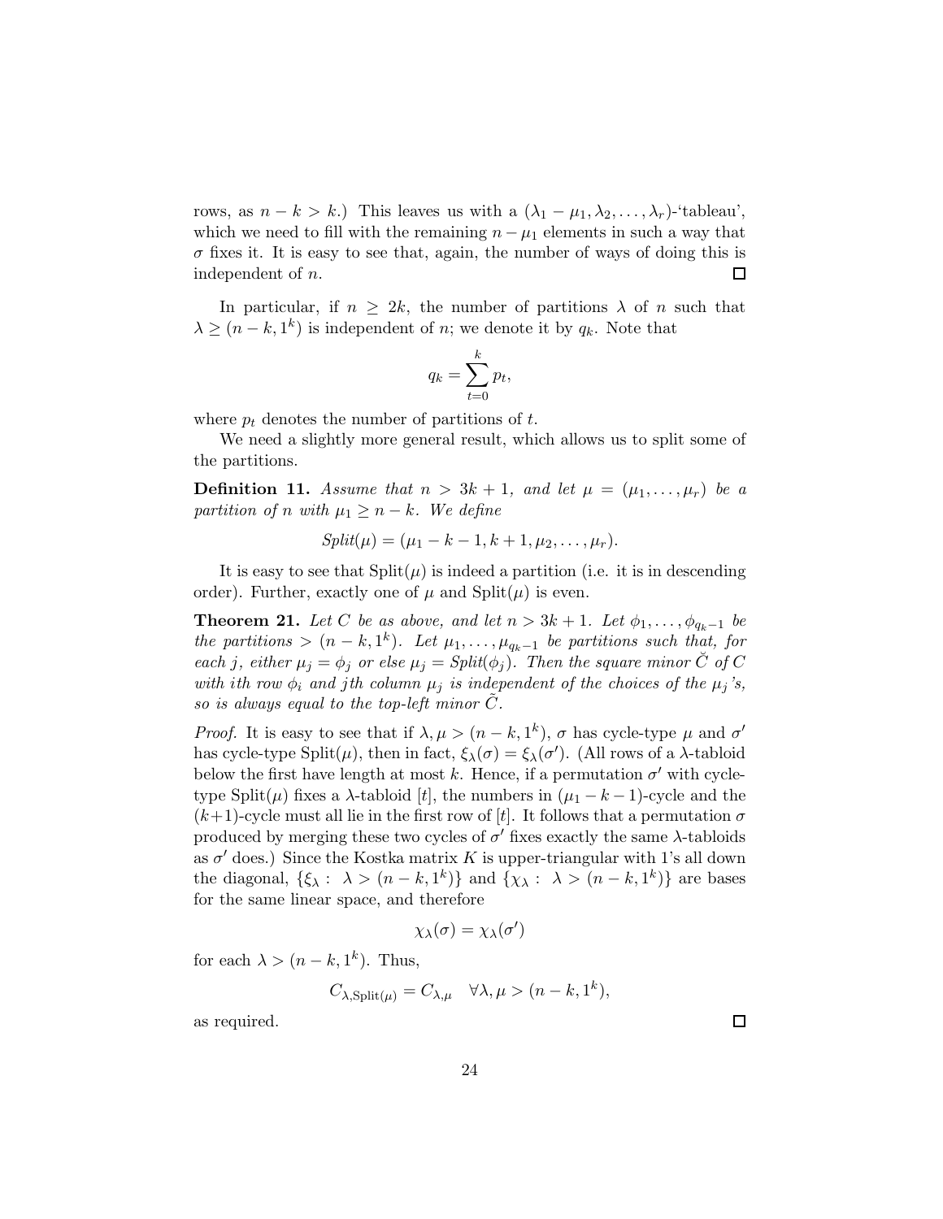rows, as $n - k > k$.) This leaves us with a $(\lambda_1 - \mu_1, \lambda_2, \ldots, \lambda_r)$-'tableau', which we need to fill with the remaining $n - \mu_1$ elements in such a way that $\sigma$ fixes it. It is easy to see that, again, the number of ways of doing this is independent of $n$. □

In particular, if $n \geq 2k$, the number of partitions $\lambda$ of $n$ such that $\lambda \geq (n-k, 1^k)$ is independent of $n$; we denote it by $q_k$. Note that

$$q_k = \sum_{t=0}^{k} p_t,$$

where $p_t$ denotes the number of partitions of $t$.

We need a slightly more general result, which allows us to split some of the partitions.

**Definition 11.** *Assume that $n > 3k+1$, and let $\mu = (\mu_1, \ldots, \mu_r)$ be a partition of $n$ with $\mu_1 \geq n-k$. We define*

$$Split(\mu) = (\mu_1 - k - 1, k+1, \mu_2, \ldots, \mu_r).$$

It is easy to see that $\mathrm{Split}(\mu)$ is indeed a partition (i.e. it is in descending order). Further, exactly one of $\mu$ and $\mathrm{Split}(\mu)$ is even.

**Theorem 21.** *Let $C$ be as above, and let $n > 3k+1$. Let $\phi_1, \ldots, \phi_{q_k - 1}$ be the partitions $> (n-k, 1^k)$. Let $\mu_1, \ldots, \mu_{q_k-1}$ be partitions such that, for each $j$, either $\mu_j = \phi_j$ or else $\mu_j = Split(\phi_j)$. Then the square minor $\breve{C}$ of $C$ with $i$th row $\phi_i$ and $j$th column $\mu_j$ is independent of the choices of the $\mu_j$'s, so is always equal to the top-left minor $\tilde{C}$.*

*Proof.* It is easy to see that if $\lambda, \mu > (n-k, 1^k)$, $\sigma$ has cycle-type $\mu$ and $\sigma'$ has cycle-type $\mathrm{Split}(\mu)$, then in fact, $\xi_\lambda(\sigma) = \xi_\lambda(\sigma')$. (All rows of a $\lambda$-tabloid below the first have length at most $k$. Hence, if a permutation $\sigma'$ with cycle-type $\mathrm{Split}(\mu)$ fixes a $\lambda$-tabloid $[t]$, the numbers in $(\mu_1 - k - 1)$-cycle and the $(k+1)$-cycle must all lie in the first row of $[t]$. It follows that a permutation $\sigma$ produced by merging these two cycles of $\sigma'$ fixes exactly the same $\lambda$-tabloids as $\sigma'$ does.) Since the Kostka matrix $K$ is upper-triangular with 1's all down the diagonal, $\{\xi_\lambda : \lambda > (n-k, 1^k)\}$ and $\{\chi_\lambda : \lambda > (n-k, 1^k)\}$ are bases for the same linear space, and therefore

$$\chi_\lambda(\sigma) = \chi_\lambda(\sigma')$$

for each $\lambda > (n-k, 1^k)$. Thus,

$$C_{\lambda, \mathrm{Split}(\mu)} = C_{\lambda, \mu} \quad \forall \lambda, \mu > (n-k, 1^k),$$

as required. □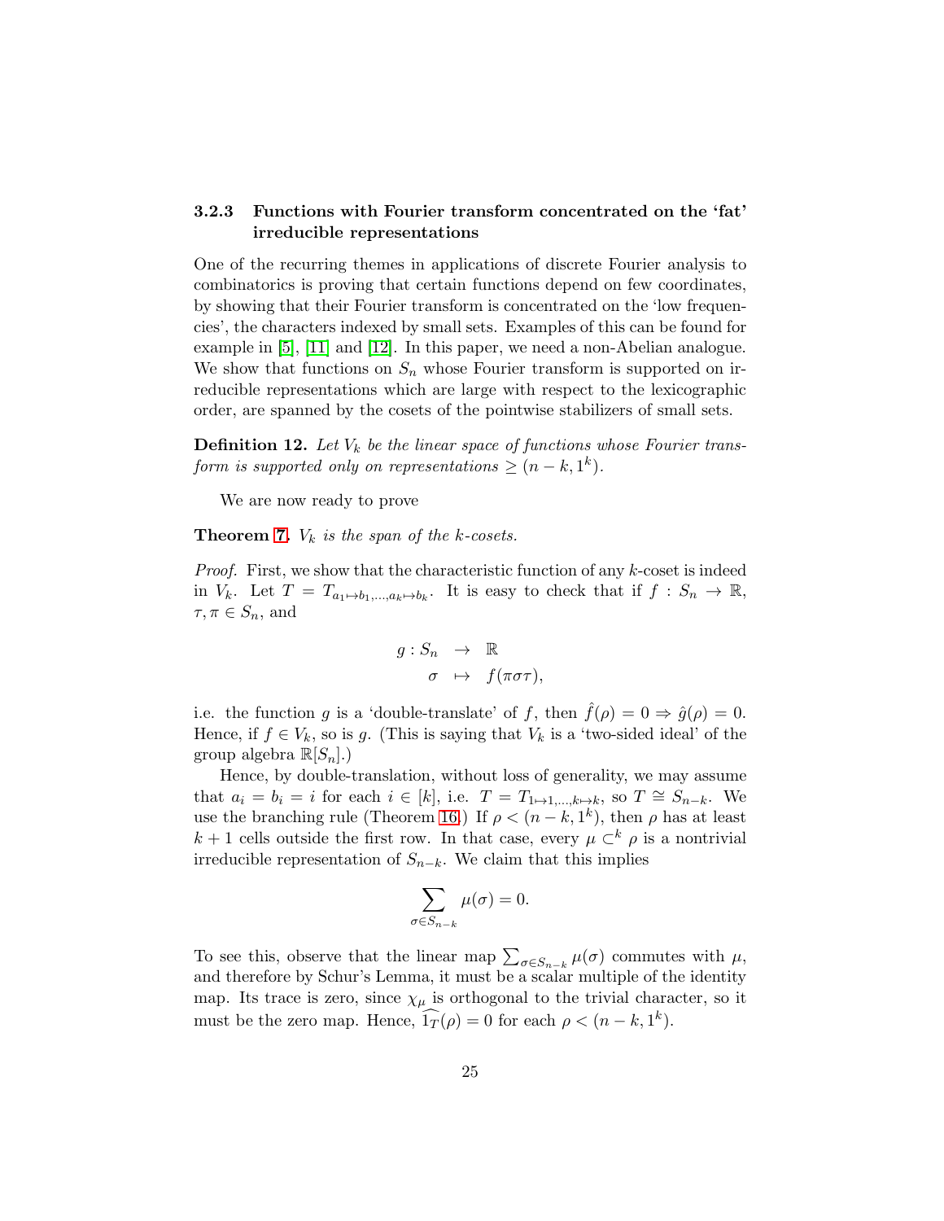#### 3.2.3 Functions with Fourier transform concentrated on the 'fat' irreducible representations

One of the recurring themes in applications of discrete Fourier analysis to combinatorics is proving that certain functions depend on few coordinates, by showing that their Fourier transform is concentrated on the 'low frequencies', the characters indexed by small sets. Examples of this can be found for example in [5], [11] and [12]. In this paper, we need a non-Abelian analogue. We show that functions on $S_n$ whose Fourier transform is supported on irreducible representations which are large with respect to the lexicographic order, are spanned by the cosets of the pointwise stabilizers of small sets.

**Definition 12.** *Let $V_k$ be the linear space of functions whose Fourier transform is supported only on representations $\geq (n-k, 1^k)$.*

We are now ready to prove

**Theorem 7.** *$V_k$ is the span of the $k$-cosets.*

*Proof.* First, we show that the characteristic function of any $k$-coset is indeed in $V_k$. Let $T = T_{a_1 \mapsto b_1, \ldots, a_k \mapsto b_k}$. It is easy to check that if $f : S_n \to \mathbb{R}$, $\tau, \pi \in S_n$, and

$$
\begin{aligned}
g : S_n &\to \mathbb{R} \\
\sigma &\mapsto f(\pi \sigma \tau),
\end{aligned}
$$

i.e. the function $g$ is a 'double-translate' of $f$, then $\hat{f}(\rho) = 0 \Rightarrow \hat{g}(\rho) = 0$. Hence, if $f \in V_k$, so is $g$. (This is saying that $V_k$ is a 'two-sided ideal' of the group algebra $\mathbb{R}[S_n]$.)

Hence, by double-translation, without loss of generality, we may assume that $a_i = b_i = i$ for each $i \in [k]$, i.e. $T = T_{1 \mapsto 1, \ldots, k \mapsto k}$, so $T \cong S_{n-k}$. We use the branching rule (Theorem 16.) If $\rho < (n-k, 1^k)$, then $\rho$ has at least $k+1$ cells outside the first row. In that case, every $\mu \subset^k \rho$ is a nontrivial irreducible representation of $S_{n-k}$. We claim that this implies

$$
\sum_{\sigma \in S_{n-k}} \mu(\sigma) = 0.
$$

To see this, observe that the linear map $\sum_{\sigma \in S_{n-k}} \mu(\sigma)$ commutes with $\mu$, and therefore by Schur's Lemma, it must be a scalar multiple of the identity map. Its trace is zero, since $\chi_\mu$ is orthogonal to the trivial character, so it must be the zero map. Hence, $\widehat{1_T}(\rho) = 0$ for each $\rho < (n-k, 1^k)$.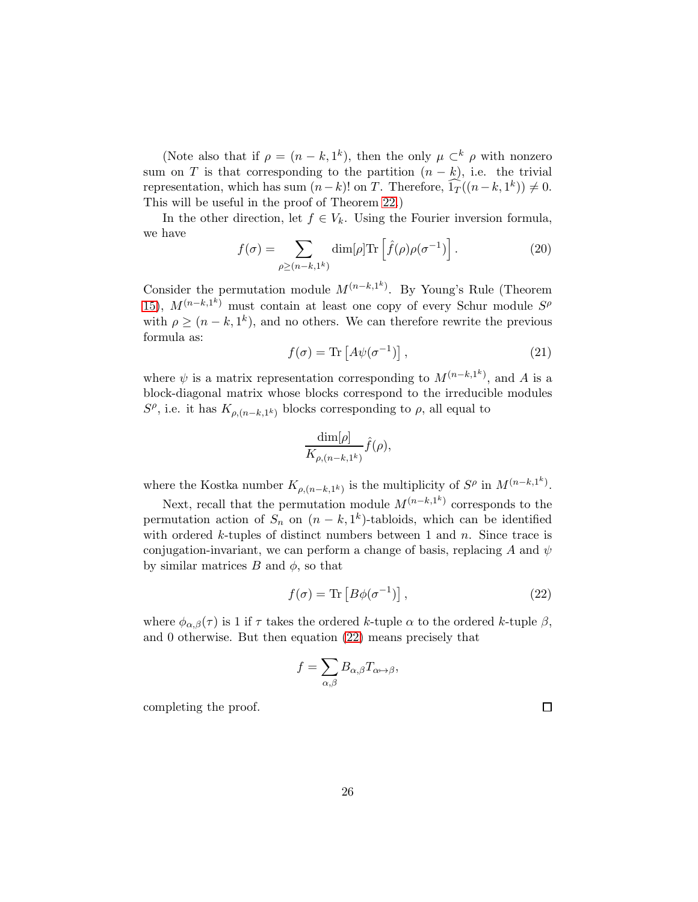(Note also that if $\rho = (n-k, 1^k)$, then the only $\mu \subset^k \rho$ with nonzero sum on $T$ is that corresponding to the partition $(n-k)$, i.e. the trivial representation, which has sum $(n-k)!$ on $T$. Therefore, $\widehat{1_T}((n-k,1^k)) \neq 0$. This will be useful in the proof of Theorem 22.)

In the other direction, let $f \in V_k$. Using the Fourier inversion formula, we have

$$f(\sigma) = \sum_{\rho \geq (n-k,1^k)} \dim[\rho] \mathrm{Tr}\left[\hat{f}(\rho)\rho(\sigma^{-1})\right]. \tag{20}$$

Consider the permutation module $M^{(n-k,1^k)}$. By Young's Rule (Theorem 15), $M^{(n-k,1^k)}$ must contain at least one copy of every Schur module $S^\rho$ with $\rho \geq (n-k, 1^k)$, and no others. We can therefore rewrite the previous formula as:

$$f(\sigma) = \mathrm{Tr}\left[A\psi(\sigma^{-1})\right], \tag{21}$$

where $\psi$ is a matrix representation corresponding to $M^{(n-k,1^k)}$, and $A$ is a block-diagonal matrix whose blocks correspond to the irreducible modules $S^\rho$, i.e. it has $K_{\rho,(n-k,1^k)}$ blocks corresponding to $\rho$, all equal to

$$\frac{\dim[\rho]}{K_{\rho,(n-k,1^k)}}\hat{f}(\rho),$$

where the Kostka number $K_{\rho,(n-k,1^k)}$ is the multiplicity of $S^\rho$ in $M^{(n-k,1^k)}$.

Next, recall that the permutation module $M^{(n-k,1^k)}$ corresponds to the permutation action of $S_n$ on $(n-k,1^k)$-tabloids, which can be identified with ordered $k$-tuples of distinct numbers between 1 and $n$. Since trace is conjugation-invariant, we can perform a change of basis, replacing $A$ and $\psi$ by similar matrices $B$ and $\phi$, so that

$$f(\sigma) = \mathrm{Tr}\left[B\phi(\sigma^{-1})\right], \tag{22}$$

where $\phi_{\alpha,\beta}(\tau)$ is 1 if $\tau$ takes the ordered $k$-tuple $\alpha$ to the ordered $k$-tuple $\beta$, and 0 otherwise. But then equation (22) means precisely that

$$f = \sum_{\alpha,\beta} B_{\alpha,\beta} T_{\alpha \mapsto \beta},$$

completing the proof. $\square$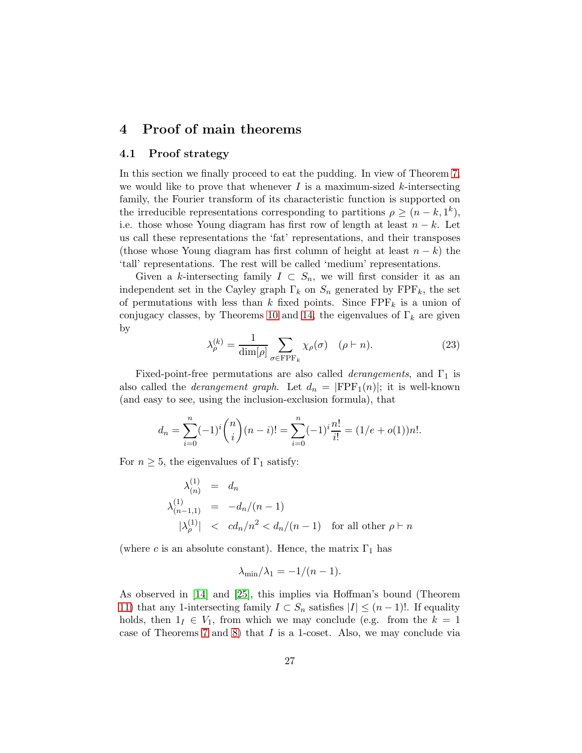# 4 Proof of main theorems

## 4.1 Proof strategy

In this section we finally proceed to eat the pudding. In view of Theorem 7, we would like to prove that whenever $I$ is a maximum-sized $k$-intersecting family, the Fourier transform of its characteristic function is supported on the irreducible representations corresponding to partitions $\rho \geq (n-k, 1^k)$, i.e. those whose Young diagram has first row of length at least $n-k$. Let us call these representations the 'fat' representations, and their transposes (those whose Young diagram has first column of height at least $n-k$) the 'tall' representations. The rest will be called 'medium' representations.

Given a $k$-intersecting family $I \subset S_n$, we will first consider it as an independent set in the Cayley graph $\Gamma_k$ on $S_n$ generated by $\text{FPF}_k$, the set of permutations with less than $k$ fixed points. Since $\text{FPF}_k$ is a union of conjugacy classes, by Theorems 10 and 14, the eigenvalues of $\Gamma_k$ are given by

$$\lambda_\rho^{(k)} = \frac{1}{\dim[\rho]} \sum_{\sigma \in \text{FPF}_k} \chi_\rho(\sigma) \quad (\rho \vdash n). \tag{23}$$

Fixed-point-free permutations are also called *derangements*, and $\Gamma_1$ is also called the *derangement graph*. Let $d_n = |\text{FPF}_1(n)|$; it is well-known (and easy to see, using the inclusion-exclusion formula), that

$$d_n = \sum_{i=0}^{n} (-1)^i \binom{n}{i} (n-i)! = \sum_{i=0}^{n} (-1)^i \frac{n!}{i!} = (1/e + o(1))n!.$$

For $n \geq 5$, the eigenvalues of $\Gamma_1$ satisfy:

$$\begin{aligned}
\lambda_{(n)}^{(1)} &= d_n \\
\lambda_{(n-1,1)}^{(1)} &= -d_n/(n-1) \\
|\lambda_\rho^{(1)}| &< cd_n/n^2 < d_n/(n-1) \quad \text{for all other } \rho \vdash n
\end{aligned}$$

(where $c$ is an absolute constant). Hence, the matrix $\Gamma_1$ has

$$\lambda_{\min}/\lambda_1 = -1/(n-1).$$

As observed in [14] and [25], this implies via Hoffman's bound (Theorem 11) that any 1-intersecting family $I \subset S_n$ satisfies $|I| \leq (n-1)!$. If equality holds, then $1_I \in V_1$, from which we may conclude (e.g. from the $k=1$ case of Theorems 7 and 8) that $I$ is a 1-coset. Also, we may conclude via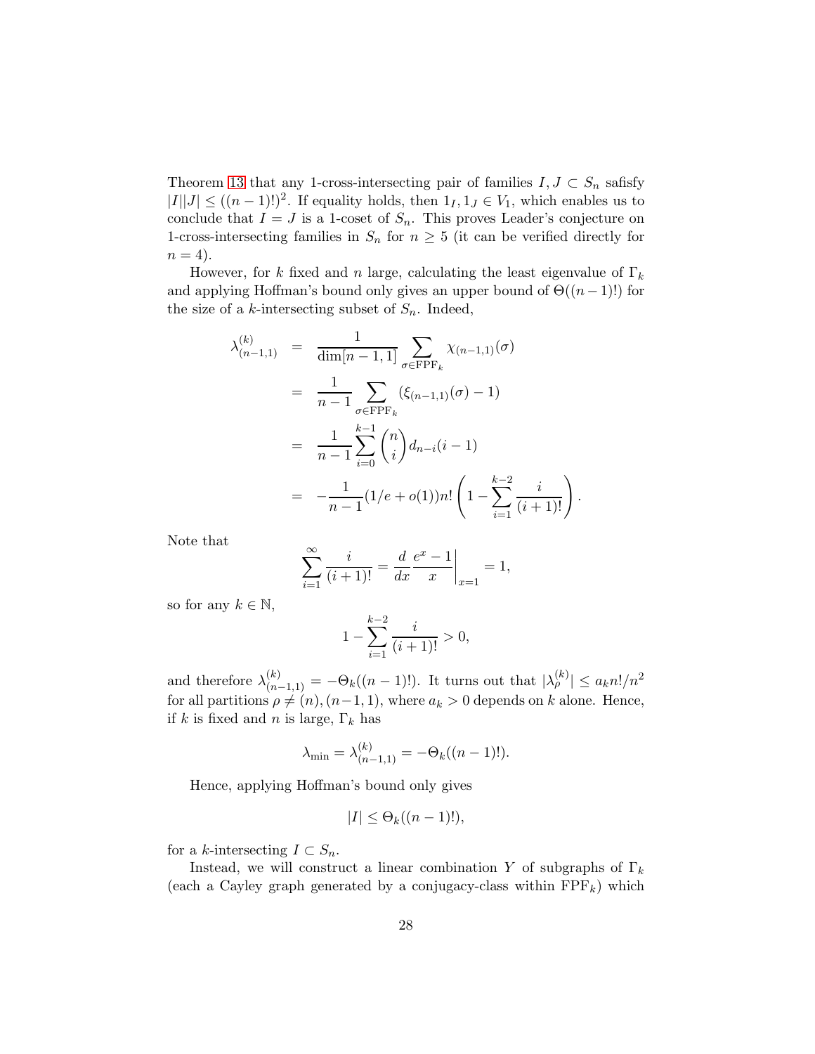Theorem 13 that any 1-cross-intersecting pair of families $I, J \subset S_n$ safisfy $|I||J| \leq ((n-1)!)^2$. If equality holds, then $1_I, 1_J \in V_1$, which enables us to conclude that $I = J$ is a 1-coset of $S_n$. This proves Leader's conjecture on 1-cross-intersecting families in $S_n$ for $n \geq 5$ (it can be verified directly for $n = 4$).

However, for $k$ fixed and $n$ large, calculating the least eigenvalue of $\Gamma_k$ and applying Hoffman's bound only gives an upper bound of $\Theta((n-1)!)$ for the size of a $k$-intersecting subset of $S_n$. Indeed,

$$
\begin{aligned}
\lambda_{(n-1,1)}^{(k)} &= \frac{1}{\dim[n-1,1]} \sum_{\sigma \in \mathrm{FPF}_k} \chi_{(n-1,1)}(\sigma) \\
&= \frac{1}{n-1} \sum_{\sigma \in \mathrm{FPF}_k} (\xi_{(n-1,1)}(\sigma) - 1) \\
&= \frac{1}{n-1} \sum_{i=0}^{k-1} \binom{n}{i} d_{n-i}(i-1) \\
&= -\frac{1}{n-1}(1/e + o(1))n! \left(1 - \sum_{i=1}^{k-2} \frac{i}{(i+1)!}\right).
\end{aligned}
$$

Note that

$$
\sum_{i=1}^{\infty} \frac{i}{(i+1)!} = \frac{d}{dx} \frac{e^x - 1}{x}\bigg|_{x=1} = 1,
$$

so for any $k \in \mathbb{N}$,

$$
1 - \sum_{i=1}^{k-2} \frac{i}{(i+1)!} > 0,
$$

and therefore $\lambda_{(n-1,1)}^{(k)} = -\Theta_k((n-1)!)$. It turns out that $|\lambda_\rho^{(k)}| \leq a_k n!/n^2$ for all partitions $\rho \neq (n), (n-1,1)$, where $a_k > 0$ depends on $k$ alone. Hence, if $k$ is fixed and $n$ is large, $\Gamma_k$ has

$$
\lambda_{\min} = \lambda_{(n-1,1)}^{(k)} = -\Theta_k((n-1)!).
$$

Hence, applying Hoffman's bound only gives

$$
|I| \leq \Theta_k((n-1)!),
$$

for a $k$-intersecting $I \subset S_n$.

Instead, we will construct a linear combination $Y$ of subgraphs of $\Gamma_k$ (each a Cayley graph generated by a conjugacy-class within $\mathrm{FPF}_k$) which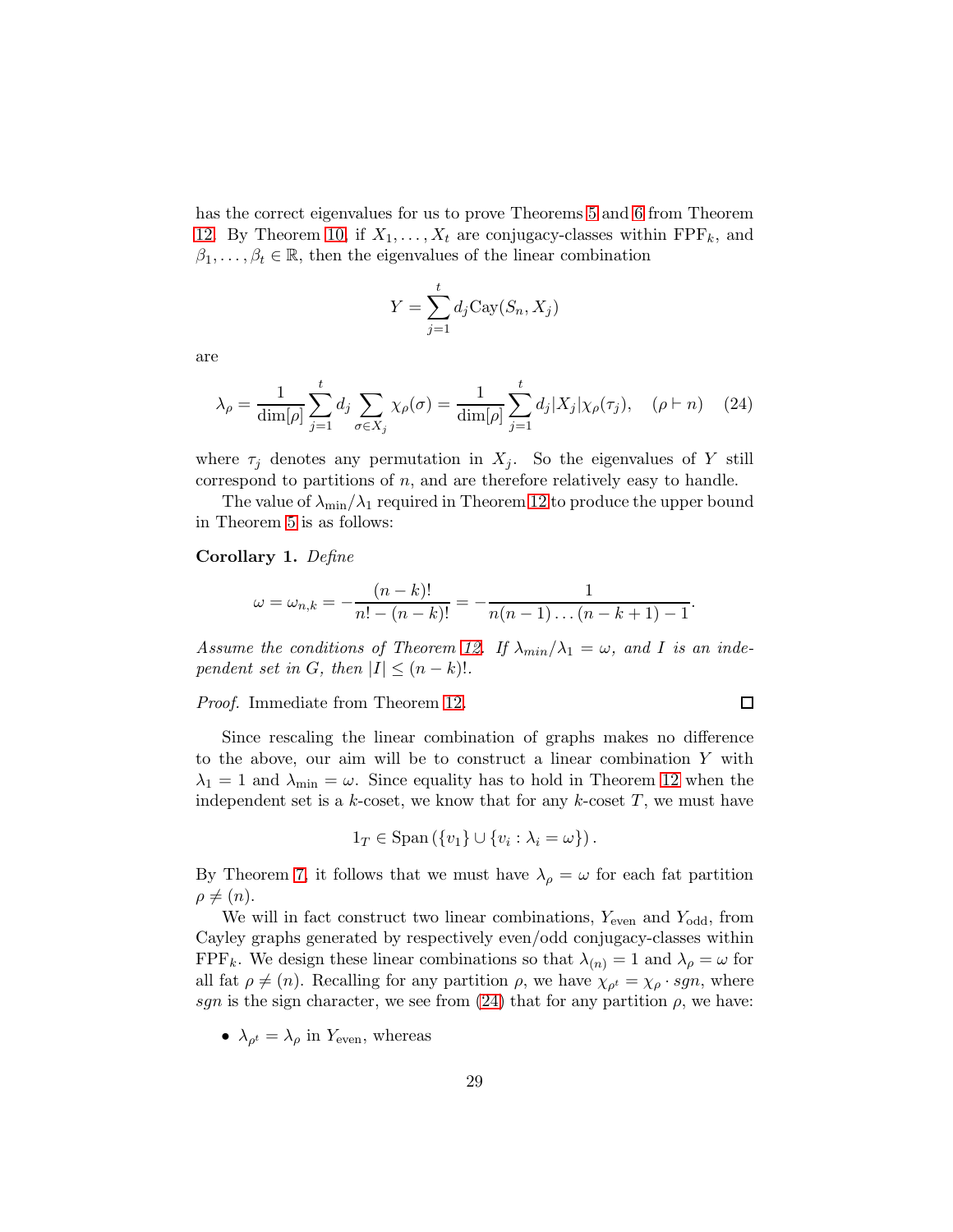has the correct eigenvalues for us to prove Theorems 5 and 6 from Theorem 12. By Theorem 10, if $X_1, \ldots, X_t$ are conjugacy-classes within $\mathrm{FPF}_k$, and $\beta_1, \ldots, \beta_t \in \mathbb{R}$, then the eigenvalues of the linear combination

$$Y = \sum_{j=1}^{t} d_j \mathrm{Cay}(S_n, X_j)$$

are

$$\lambda_\rho = \frac{1}{\dim[\rho]} \sum_{j=1}^{t} d_j \sum_{\sigma \in X_j} \chi_\rho(\sigma) = \frac{1}{\dim[\rho]} \sum_{j=1}^{t} d_j |X_j| \chi_\rho(\tau_j), \quad (\rho \vdash n) \tag{24}$$

where $\tau_j$ denotes any permutation in $X_j$. So the eigenvalues of $Y$ still correspond to partitions of $n$, and are therefore relatively easy to handle.

The value of $\lambda_{\min}/\lambda_1$ required in Theorem 12 to produce the upper bound in Theorem 5 is as follows:

**Corollary 1.** *Define*

$$\omega = \omega_{n,k} = -\frac{(n-k)!}{n! - (n-k)!} = -\frac{1}{n(n-1)\ldots(n-k+1) - 1}.$$

*Assume the conditions of Theorem 12. If $\lambda_{min}/\lambda_1 = \omega$, and $I$ is an independent set in $G$, then $|I| \leq (n-k)!$.*

*Proof.* Immediate from Theorem 12. □

Since rescaling the linear combination of graphs makes no difference to the above, our aim will be to construct a linear combination $Y$ with $\lambda_1 = 1$ and $\lambda_{\min} = \omega$. Since equality has to hold in Theorem 12 when the independent set is a $k$-coset, we know that for any $k$-coset $T$, we must have

$$1_T \in \mathrm{Span}\left(\{v_1\} \cup \{v_i : \lambda_i = \omega\}\right).$$

By Theorem 7, it follows that we must have $\lambda_\rho = \omega$ for each fat partition $\rho \neq (n)$.

We will in fact construct two linear combinations, $Y_{\text{even}}$ and $Y_{\text{odd}}$, from Cayley graphs generated by respectively even/odd conjugacy-classes within $\mathrm{FPF}_k$. We design these linear combinations so that $\lambda_{(n)} = 1$ and $\lambda_\rho = \omega$ for all fat $\rho \neq (n)$. Recalling for any partition $\rho$, we have $\chi_{\rho^t} = \chi_\rho \cdot sgn$, where $sgn$ is the sign character, we see from (24) that for any partition $\rho$, we have:

- $\lambda_{\rho^t} = \lambda_\rho$ in $Y_{\text{even}}$, whereas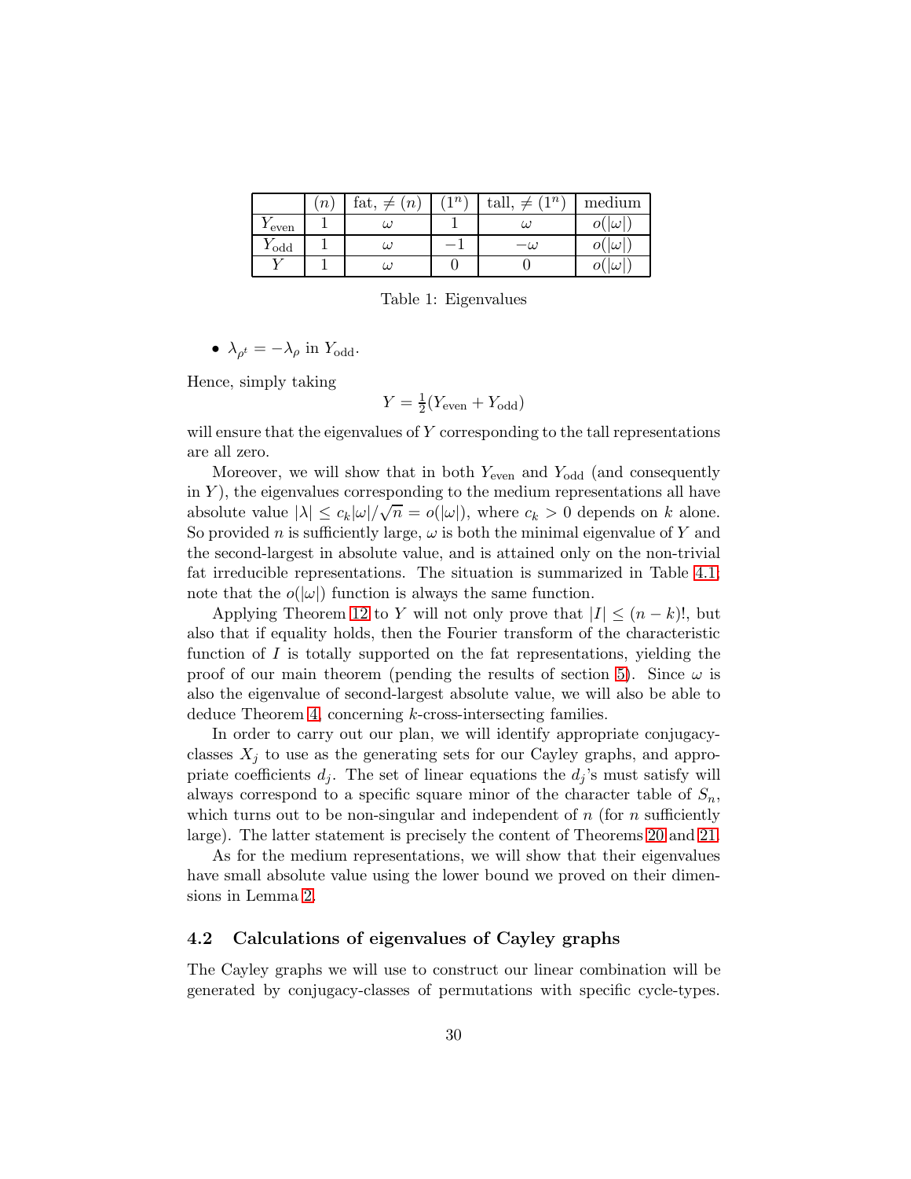|  | $(n)$ | fat, $\neq (n)$ | $(1^n)$ | tall, $\neq (1^n)$ | medium |
|---|---|---|---|---|---|
| $Y_{\text{even}}$ | 1 | $\omega$ | 1 | $\omega$ | $o(\lvert\omega\rvert)$ |
| $Y_{\text{odd}}$ | 1 | $\omega$ | $-1$ | $-\omega$ | $o(\lvert\omega\rvert)$ |
| $Y$ | 1 | $\omega$ | 0 | 0 | $o(\lvert\omega\rvert)$ |

Table 1: Eigenvalues

- $\lambda_{\rho^t} = -\lambda_\rho$ in $Y_{\text{odd}}$.

Hence, simply taking

$$Y = \tfrac{1}{2}(Y_{\text{even}} + Y_{\text{odd}})$$

will ensure that the eigenvalues of $Y$ corresponding to the tall representations are all zero.

Moreover, we will show that in both $Y_{\text{even}}$ and $Y_{\text{odd}}$ (and consequently in $Y$), the eigenvalues corresponding to the medium representations all have absolute value $|\lambda| \leq c_k|\omega|/\sqrt{n} = o(|\omega|)$, where $c_k > 0$ depends on $k$ alone. So provided $n$ is sufficiently large, $\omega$ is both the minimal eigenvalue of $Y$ and the second-largest in absolute value, and is attained only on the non-trivial fat irreducible representations. The situation is summarized in Table 4.1; note that the $o(|\omega|)$ function is always the same function.

Applying Theorem 12 to $Y$ will not only prove that $|I| \leq (n-k)!$, but also that if equality holds, then the Fourier transform of the characteristic function of $I$ is totally supported on the fat representations, yielding the proof of our main theorem (pending the results of section 5). Since $\omega$ is also the eigenvalue of second-largest absolute value, we will also be able to deduce Theorem 4, concerning $k$-cross-intersecting families.

In order to carry out our plan, we will identify appropriate conjugacy-classes $X_j$ to use as the generating sets for our Cayley graphs, and appropriate coefficients $d_j$. The set of linear equations the $d_j$'s must satisfy will always correspond to a specific square minor of the character table of $S_n$, which turns out to be non-singular and independent of $n$ (for $n$ sufficiently large). The latter statement is precisely the content of Theorems 20 and 21.

As for the medium representations, we will show that their eigenvalues have small absolute value using the lower bound we proved on their dimensions in Lemma 2.

## 4.2 Calculations of eigenvalues of Cayley graphs

The Cayley graphs we will use to construct our linear combination will be generated by conjugacy-classes of permutations with specific cycle-types.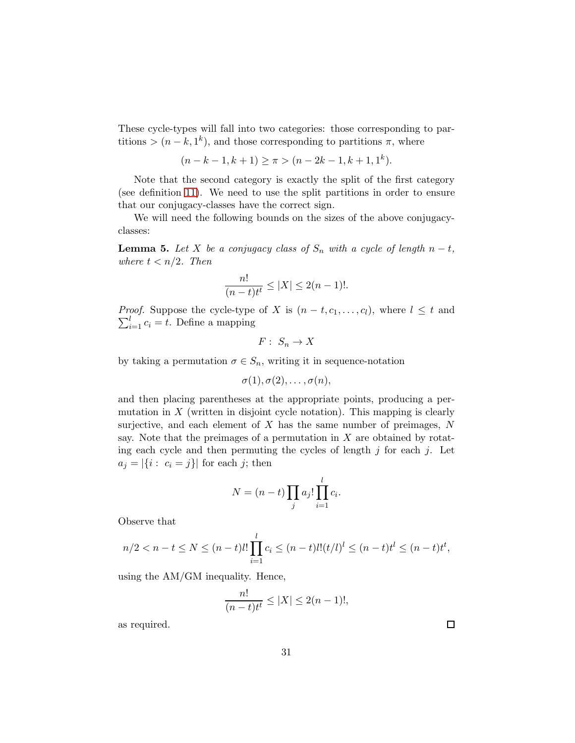These cycle-types will fall into two categories: those corresponding to partitions $> (n-k, 1^k)$, and those corresponding to partitions $\pi$, where

$$(n-k-1, k+1) \geq \pi > (n-2k-1, k+1, 1^k).$$

Note that the second category is exactly the split of the first category (see definition 11). We need to use the split partitions in order to ensure that our conjugacy-classes have the correct sign.

We will need the following bounds on the sizes of the above conjugacy-classes:

**Lemma 5.** *Let $X$ be a conjugacy class of $S_n$ with a cycle of length $n-t$, where $t < n/2$. Then*

$$\frac{n!}{(n-t)t^t} \leq |X| \leq 2(n-1)!.$$

*Proof.* Suppose the cycle-type of $X$ is $(n-t, c_1, \ldots, c_l)$, where $l \leq t$ and $\sum_{i=1}^{l} c_i = t$. Define a mapping

$$F : \ S_n \to X$$

by taking a permutation $\sigma \in S_n$, writing it in sequence-notation

$$\sigma(1), \sigma(2), \ldots, \sigma(n),$$

and then placing parentheses at the appropriate points, producing a permutation in $X$ (written in disjoint cycle notation). This mapping is clearly surjective, and each element of $X$ has the same number of preimages, $N$ say. Note that the preimages of a permutation in $X$ are obtained by rotating each cycle and then permuting the cycles of length $j$ for each $j$. Let $a_j = |\{i : \ c_i = j\}|$ for each $j$; then

$$N = (n-t) \prod_j a_j! \prod_{i=1}^{l} c_i.$$

Observe that

$$n/2 < n-t \leq N \leq (n-t)l! \prod_{i=1}^{l} c_i \leq (n-t)l!(t/l)^l \leq (n-t)t^l \leq (n-t)t^t,$$

using the AM/GM inequality. Hence,

$$\frac{n!}{(n-t)t^t} \leq |X| \leq 2(n-1)!,$$

as required. $\square$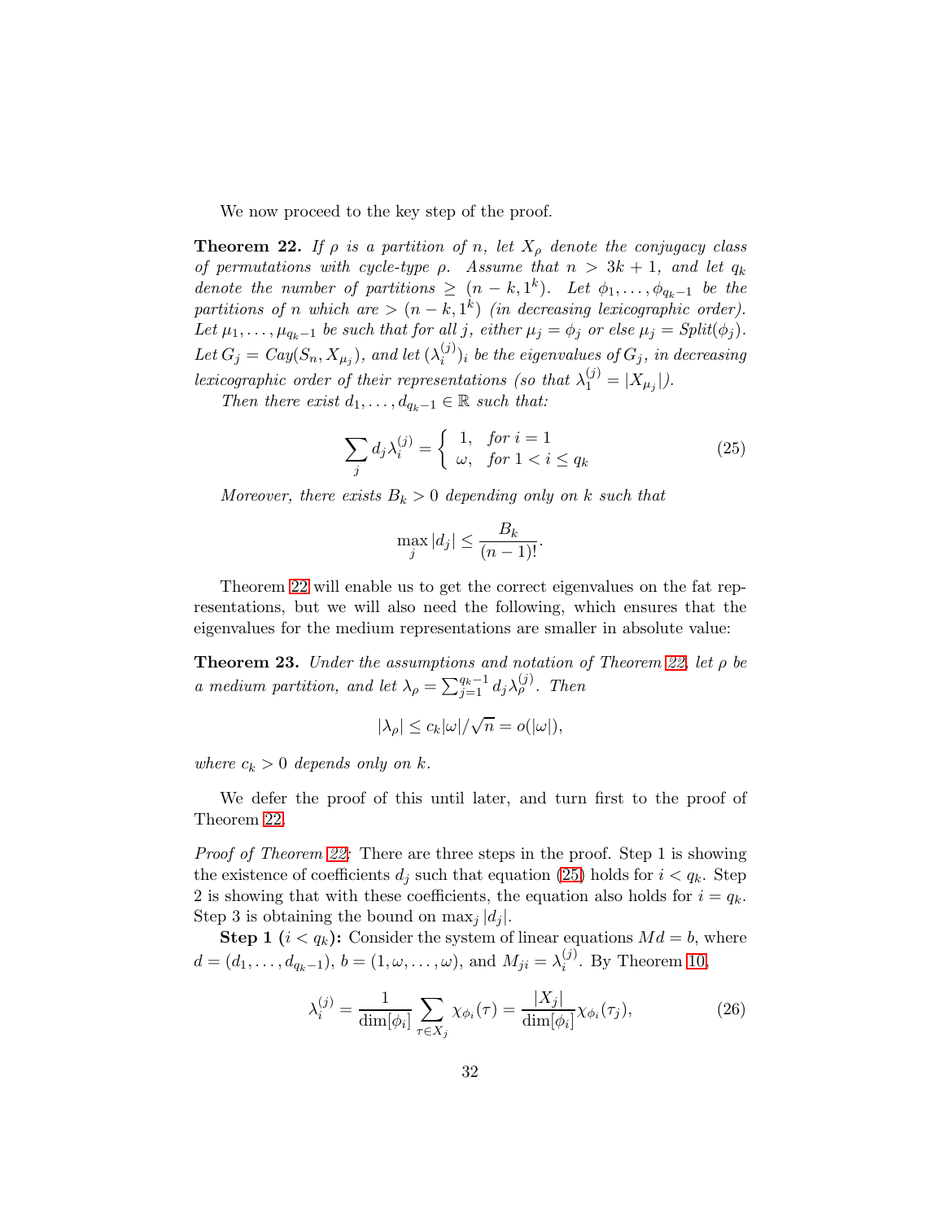We now proceed to the key step of the proof.

**Theorem 22.** *If $\rho$ is a partition of $n$, let $X_\rho$ denote the conjugacy class of permutations with cycle-type $\rho$. Assume that $n > 3k+1$, and let $q_k$ denote the number of partitions $\geq (n-k, 1^k)$. Let $\phi_1, \ldots, \phi_{q_k - 1}$ be the partitions of $n$ which are $> (n-k, 1^k)$ (in decreasing lexicographic order). Let $\mu_1, \ldots, \mu_{q_k-1}$ be such that for all $j$, either $\mu_j = \phi_j$ or else $\mu_j = Split(\phi_j)$. Let $G_j = Cay(S_n, X_{\mu_j})$, and let $(\lambda_i^{(j)})_i$ be the eigenvalues of $G_j$, in decreasing lexicographic order of their representations (so that $\lambda_1^{(j)} = |X_{\mu_j}|$).*

*Then there exist $d_1, \ldots, d_{q_k-1} \in \mathbb{R}$ such that:*

$$\sum_j d_j \lambda_i^{(j)} = \begin{cases} 1, & \text{for } i = 1 \\ \omega, & \text{for } 1 < i \leq q_k \end{cases} \tag{25}$$

*Moreover, there exists $B_k > 0$ depending only on $k$ such that*

$$\max_j |d_j| \leq \frac{B_k}{(n-1)!}.$$

Theorem 22 will enable us to get the correct eigenvalues on the fat representations, but we will also need the following, which ensures that the eigenvalues for the medium representations are smaller in absolute value:

**Theorem 23.** *Under the assumptions and notation of Theorem 22, let $\rho$ be a medium partition, and let $\lambda_\rho = \sum_{j=1}^{q_k-1} d_j \lambda_\rho^{(j)}$. Then*

$$|\lambda_\rho| \leq c_k |\omega| / \sqrt{n} = o(|\omega|),$$

*where $c_k > 0$ depends only on $k$.*

We defer the proof of this until later, and turn first to the proof of Theorem 22.

*Proof of Theorem 22:* There are three steps in the proof. Step 1 is showing the existence of coefficients $d_j$ such that equation (25) holds for $i < q_k$. Step 2 is showing that with these coefficients, the equation also holds for $i = q_k$. Step 3 is obtaining the bound on $\max_j |d_j|$.

**Step 1 ($i < q_k$):** Consider the system of linear equations $Md = b$, where $d = (d_1, \ldots, d_{q_k-1})$, $b = (1, \omega, \ldots, \omega)$, and $M_{ji} = \lambda_i^{(j)}$. By Theorem 10,

$$\lambda_i^{(j)} = \frac{1}{\dim[\phi_i]} \sum_{\tau \in X_j} \chi_{\phi_i}(\tau) = \frac{|X_j|}{\dim[\phi_i]} \chi_{\phi_i}(\tau_j), \tag{26}$$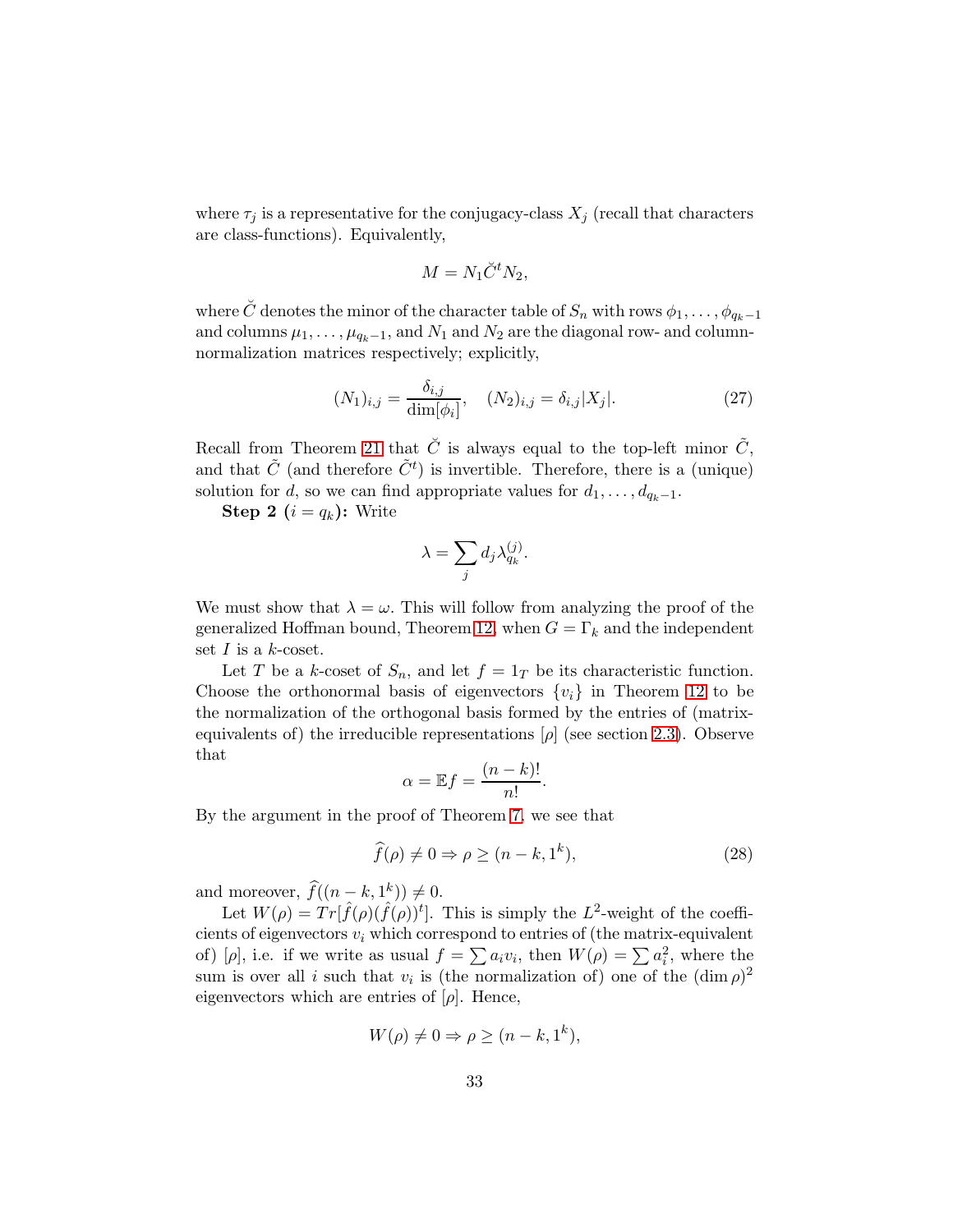where $\tau_j$ is a representative for the conjugacy-class $X_j$ (recall that characters are class-functions). Equivalently,

$$M = N_1 \breve{C}^t N_2,$$

where $\breve{C}$ denotes the minor of the character table of $S_n$ with rows $\phi_1, \ldots, \phi_{q_k-1}$ and columns $\mu_1, \ldots, \mu_{q_k-1}$, and $N_1$ and $N_2$ are the diagonal row- and column-normalization matrices respectively; explicitly,

$$(N_1)_{i,j} = \frac{\delta_{i,j}}{\dim[\phi_i]}, \quad (N_2)_{i,j} = \delta_{i,j}|X_j|. \tag{27}$$

Recall from Theorem 21 that $\breve{C}$ is always equal to the top-left minor $\tilde{C}$, and that $\tilde{C}$ (and therefore $\tilde{C}^t$) is invertible. Therefore, there is a (unique) solution for $d$, so we can find appropriate values for $d_1, \ldots, d_{q_k-1}$.

**Step 2 ($i = q_k$):** Write

$$\lambda = \sum_j d_j \lambda_{q_k}^{(j)}.$$

We must show that $\lambda = \omega$. This will follow from analyzing the proof of the generalized Hoffman bound, Theorem 12, when $G = \Gamma_k$ and the independent set $I$ is a $k$-coset.

Let $T$ be a $k$-coset of $S_n$, and let $f = 1_T$ be its characteristic function. Choose the orthonormal basis of eigenvectors $\{v_i\}$ in Theorem 12 to be the normalization of the orthogonal basis formed by the entries of (matrix-equivalents of) the irreducible representations $[\rho]$ (see section 2.3). Observe that

$$\alpha = \mathbb{E}f = \frac{(n-k)!}{n!}.$$

By the argument in the proof of Theorem 7, we see that

$$\widehat{f}(\rho) \neq 0 \Rightarrow \rho \geq (n-k, 1^k), \tag{28}$$

and moreover, $\widehat{f}((n-k, 1^k)) \neq 0$.

Let $W(\rho) = Tr[\hat{f}(\rho)(\hat{f}(\rho))^t]$. This is simply the $L^2$-weight of the coefficients of eigenvectors $v_i$ which correspond to entries of (the matrix-equivalent of) $[\rho]$, i.e. if we write as usual $f = \sum a_i v_i$, then $W(\rho) = \sum a_i^2$, where the sum is over all $i$ such that $v_i$ is (the normalization of) one of the $(\dim \rho)^2$ eigenvectors which are entries of $[\rho]$. Hence,

$$W(\rho) \neq 0 \Rightarrow \rho \geq (n-k, 1^k),$$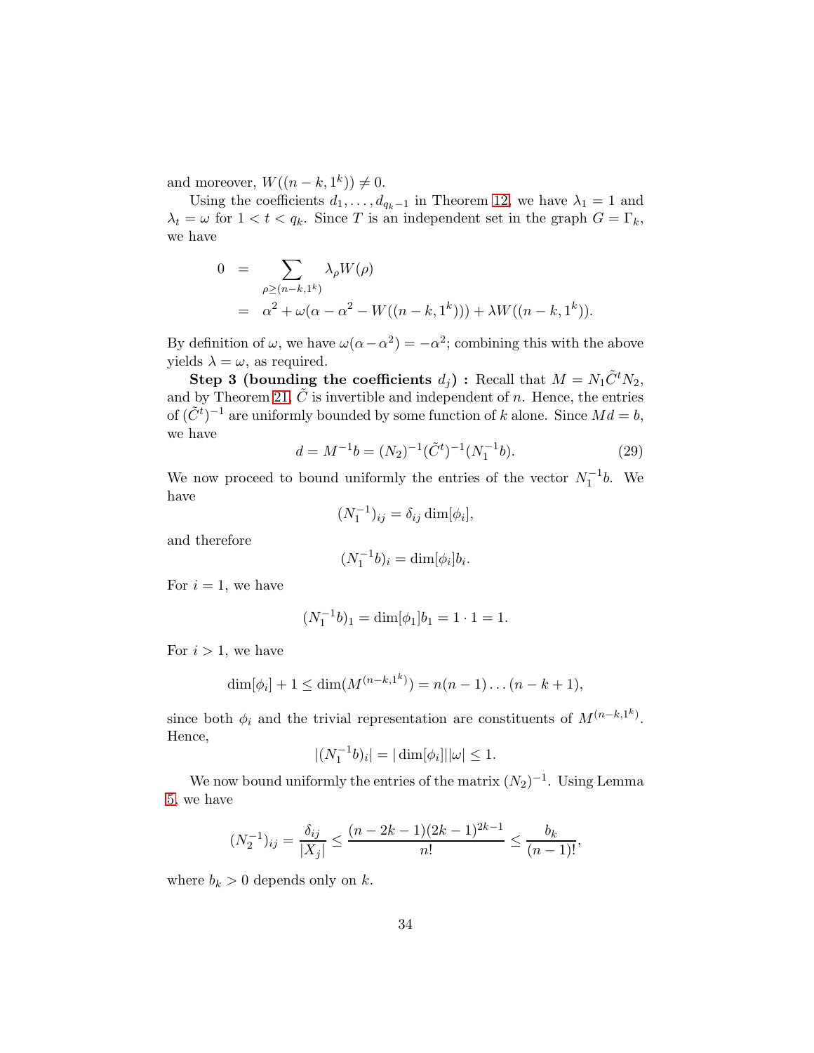and moreover, $W((n-k,1^k)) \neq 0$.

Using the coefficients $d_1, \ldots, d_{q_k-1}$ in Theorem 12, we have $\lambda_1 = 1$ and $\lambda_t = \omega$ for $1 < t < q_k$. Since $T$ is an independent set in the graph $G = \Gamma_k$, we have

$$
\begin{aligned}
0 &= \sum_{\rho \geq (n-k,1^k)} \lambda_\rho W(\rho) \\
&= \alpha^2 + \omega(\alpha - \alpha^2 - W((n-k,1^k))) + \lambda W((n-k,1^k)).
\end{aligned}
$$

By definition of $\omega$, we have $\omega(\alpha - \alpha^2) = -\alpha^2$; combining this with the above yields $\lambda = \omega$, as required.

**Step 3 (bounding the coefficients $d_j$) :** Recall that $M = N_1 \tilde{C}^t N_2$, and by Theorem 21, $\tilde{C}$ is invertible and independent of $n$. Hence, the entries of $(\tilde{C}^t)^{-1}$ are uniformly bounded by some function of $k$ alone. Since $Md = b$, we have

$$
d = M^{-1} b = (N_2)^{-1} (\tilde{C}^t)^{-1} (N_1^{-1} b). \tag{29}
$$

We now proceed to bound uniformly the entries of the vector $N_1^{-1}b$. We have

$$
(N_1^{-1})_{ij} = \delta_{ij} \dim[\phi_i],
$$

and therefore

$$
(N_1^{-1} b)_i = \dim[\phi_i] b_i.
$$

For $i = 1$, we have

$$
(N_1^{-1} b)_1 = \dim[\phi_1] b_1 = 1 \cdot 1 = 1.
$$

For $i > 1$, we have

$$
\dim[\phi_i] + 1 \leq \dim(M^{(n-k,1^k)}) = n(n-1)\ldots(n-k+1),
$$

since both $\phi_i$ and the trivial representation are constituents of $M^{(n-k,1^k)}$. Hence,

$$
|(N_1^{-1} b)_i| = |\dim[\phi_i]||\omega| \leq 1.
$$

We now bound uniformly the entries of the matrix $(N_2)^{-1}$. Using Lemma 5, we have

$$
(N_2^{-1})_{ij} = \frac{\delta_{ij}}{|X_j|} \leq \frac{(n-2k-1)(2k-1)^{2k-1}}{n!} \leq \frac{b_k}{(n-1)!},
$$

where $b_k > 0$ depends only on $k$.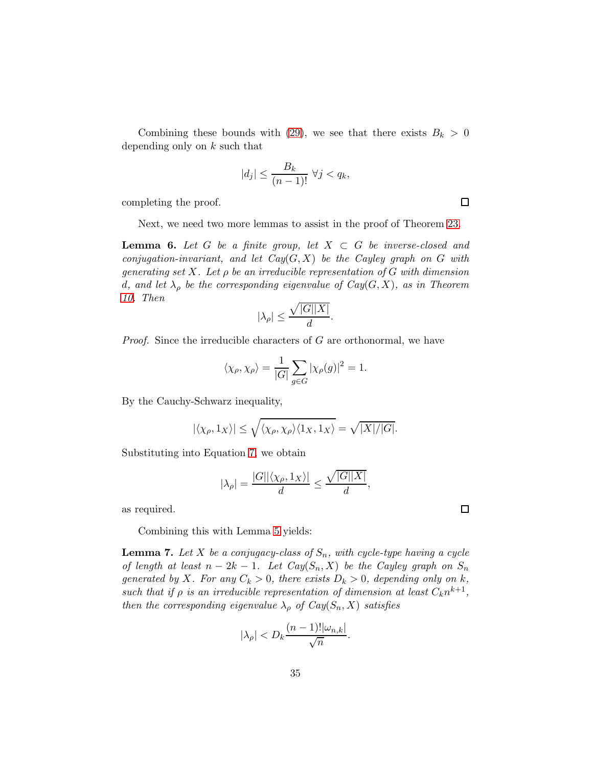Combining these bounds with (29), we see that there exists $B_k > 0$ depending only on $k$ such that

$$|d_j| \leq \frac{B_k}{(n-1)!} \ \forall j < q_k,$$

completing the proof. ∎

Next, we need two more lemmas to assist in the proof of Theorem 23.

**Lemma 6.** *Let $G$ be a finite group, let $X \subset G$ be inverse-closed and conjugation-invariant, and let $Cay(G,X)$ be the Cayley graph on $G$ with generating set $X$. Let $\rho$ be an irreducible representation of $G$ with dimension $d$, and let $\lambda_\rho$ be the corresponding eigenvalue of $Cay(G,X)$, as in Theorem 10. Then*

$$|\lambda_\rho| \leq \frac{\sqrt{|G||X|}}{d}.$$

*Proof.* Since the irreducible characters of $G$ are orthonormal, we have

$$\langle \chi_\rho, \chi_\rho \rangle = \frac{1}{|G|} \sum_{g \in G} |\chi_\rho(g)|^2 = 1.$$

By the Cauchy-Schwarz inequality,

$$|\langle \chi_\rho, 1_X \rangle| \leq \sqrt{\langle \chi_\rho, \chi_\rho \rangle \langle 1_X, 1_X \rangle} = \sqrt{|X|/|G|}.$$

Substituting into Equation 7, we obtain

$$|\lambda_\rho| = \frac{|G||\langle \chi_\rho, 1_X \rangle|}{d} \leq \frac{\sqrt{|G||X|}}{d},$$

as required. ∎

Combining this with Lemma 5 yields:

**Lemma 7.** *Let $X$ be a conjugacy-class of $S_n$, with cycle-type having a cycle of length at least $n - 2k - 1$. Let $Cay(S_n, X)$ be the Cayley graph on $S_n$ generated by $X$. For any $C_k > 0$, there exists $D_k > 0$, depending only on $k$, such that if $\rho$ is an irreducible representation of dimension at least $C_k n^{k+1}$, then the corresponding eigenvalue $\lambda_\rho$ of $Cay(S_n, X)$ satisfies*

$$|\lambda_\rho| < D_k \frac{(n-1)!|\omega_{n,k}|}{\sqrt{n}}.$$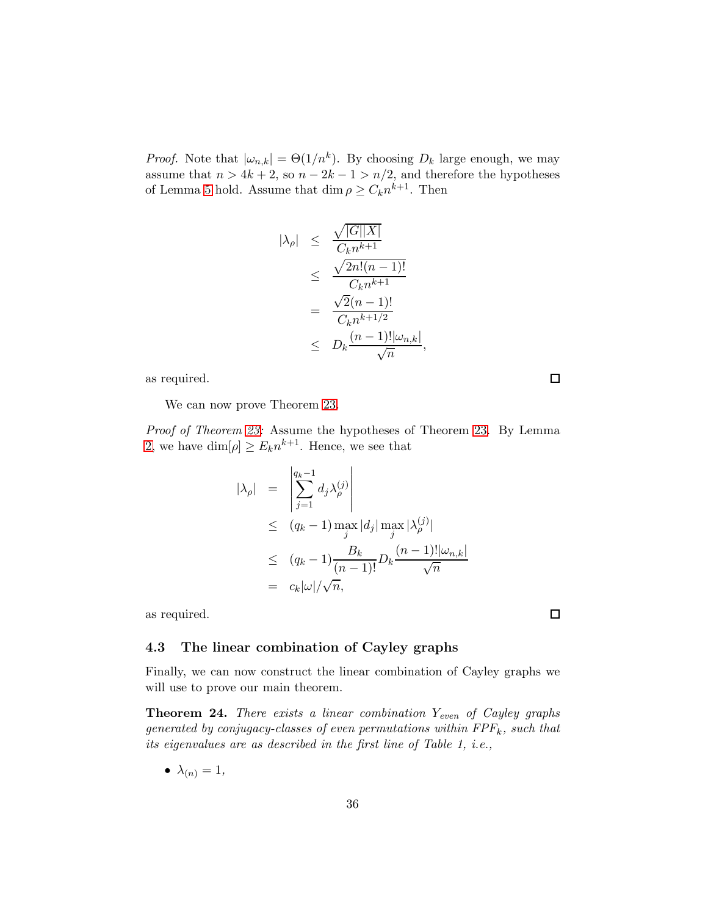*Proof.* Note that $|\omega_{n,k}| = \Theta(1/n^k)$. By choosing $D_k$ large enough, we may assume that $n > 4k+2$, so $n - 2k - 1 > n/2$, and therefore the hypotheses of Lemma 5 hold. Assume that $\dim \rho \geq C_k n^{k+1}$. Then

$$
\begin{aligned}
|\lambda_\rho| &\leq \frac{\sqrt{|G||X|}}{C_k n^{k+1}} \\
&\leq \frac{\sqrt{2n!(n-1)!}}{C_k n^{k+1}} \\
&= \frac{\sqrt{2}(n-1)!}{C_k n^{k+1/2}} \\
&\leq D_k \frac{(n-1)!|\omega_{n,k}|}{\sqrt{n}},
\end{aligned}
$$

as required. □

We can now prove Theorem 23.

*Proof of Theorem 23:* Assume the hypotheses of Theorem 23. By Lemma 2, we have $\dim[\rho] \geq E_k n^{k+1}$. Hence, we see that

$$
\begin{aligned}
|\lambda_\rho| &= \left| \sum_{j=1}^{q_k - 1} d_j \lambda_\rho^{(j)} \right| \\
&\leq (q_k - 1) \max_j |d_j| \max_j |\lambda_\rho^{(j)}| \\
&\leq (q_k - 1) \frac{B_k}{(n-1)!} D_k \frac{(n-1)!|\omega_{n,k}|}{\sqrt{n}} \\
&= c_k |\omega| / \sqrt{n},
\end{aligned}
$$

as required. □

### 4.3 The linear combination of Cayley graphs

Finally, we can now construct the linear combination of Cayley graphs we will use to prove our main theorem.

**Theorem 24.** *There exists a linear combination $Y_{even}$ of Cayley graphs generated by conjugacy-classes of even permutations within $FPF_k$, such that its eigenvalues are as described in the first line of Table 1, i.e.,*

- $\lambda_{(n)} = 1$,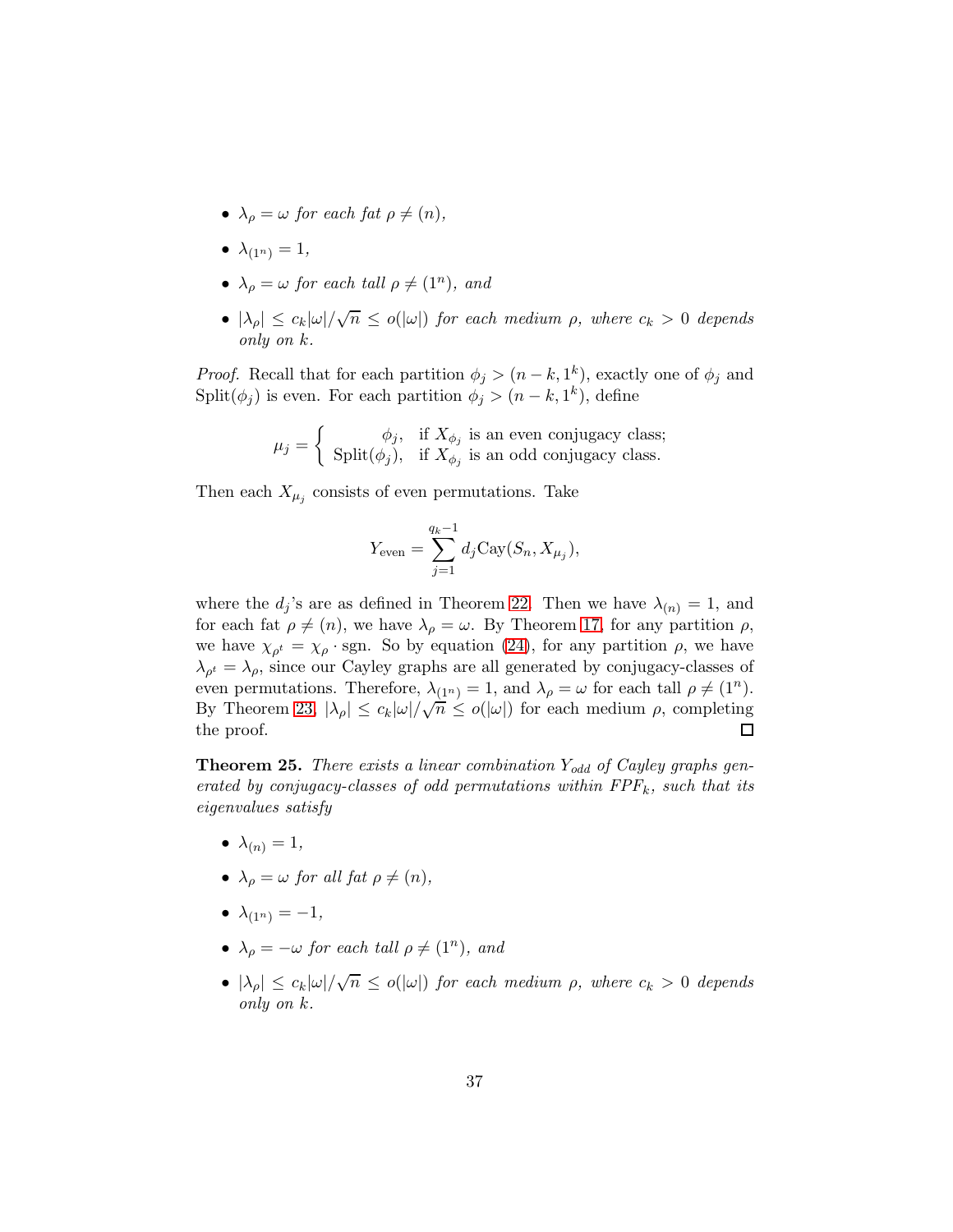- *$\lambda_\rho = \omega$ for each fat $\rho \neq (n)$,*
- *$\lambda_{(1^n)} = 1$,*
- *$\lambda_\rho = \omega$ for each tall $\rho \neq (1^n)$, and*
- *$|\lambda_\rho| \leq c_k|\omega|/\sqrt{n} \leq o(|\omega|)$ for each medium $\rho$, where $c_k > 0$ depends only on $k$.*

*Proof.* Recall that for each partition $\phi_j > (n-k, 1^k)$, exactly one of $\phi_j$ and $\text{Split}(\phi_j)$ is even. For each partition $\phi_j > (n-k, 1^k)$, define

$$\mu_j = \begin{cases} \phi_j, & \text{if } X_{\phi_j} \text{ is an even conjugacy class;} \\ \text{Split}(\phi_j), & \text{if } X_{\phi_j} \text{ is an odd conjugacy class.} \end{cases}$$

Then each $X_{\mu_j}$ consists of even permutations. Take

$$Y_{\text{even}} = \sum_{j=1}^{q_k - 1} d_j \text{Cay}(S_n, X_{\mu_j}),$$

where the $d_j$'s are as defined in Theorem 22. Then we have $\lambda_{(n)} = 1$, and for each fat $\rho \neq (n)$, we have $\lambda_\rho = \omega$. By Theorem 17, for any partition $\rho$, we have $\chi_{\rho^t} = \chi_\rho \cdot \text{sgn}$. So by equation (24), for any partition $\rho$, we have $\lambda_{\rho^t} = \lambda_\rho$, since our Cayley graphs are all generated by conjugacy-classes of even permutations. Therefore, $\lambda_{(1^n)} = 1$, and $\lambda_\rho = \omega$ for each tall $\rho \neq (1^n)$. By Theorem 23, $|\lambda_\rho| \leq c_k|\omega|/\sqrt{n} \leq o(|\omega|)$ for each medium $\rho$, completing the proof. □

**Theorem 25.** *There exists a linear combination $Y_{odd}$ of Cayley graphs generated by conjugacy-classes of odd permutations within $FPF_k$, such that its eigenvalues satisfy*

- *$\lambda_{(n)} = 1$,*
- *$\lambda_\rho = \omega$ for all fat $\rho \neq (n)$,*
- *$\lambda_{(1^n)} = -1$,*
- *$\lambda_\rho = -\omega$ for each tall $\rho \neq (1^n)$, and*
- *$|\lambda_\rho| \leq c_k|\omega|/\sqrt{n} \leq o(|\omega|)$ for each medium $\rho$, where $c_k > 0$ depends only on $k$.*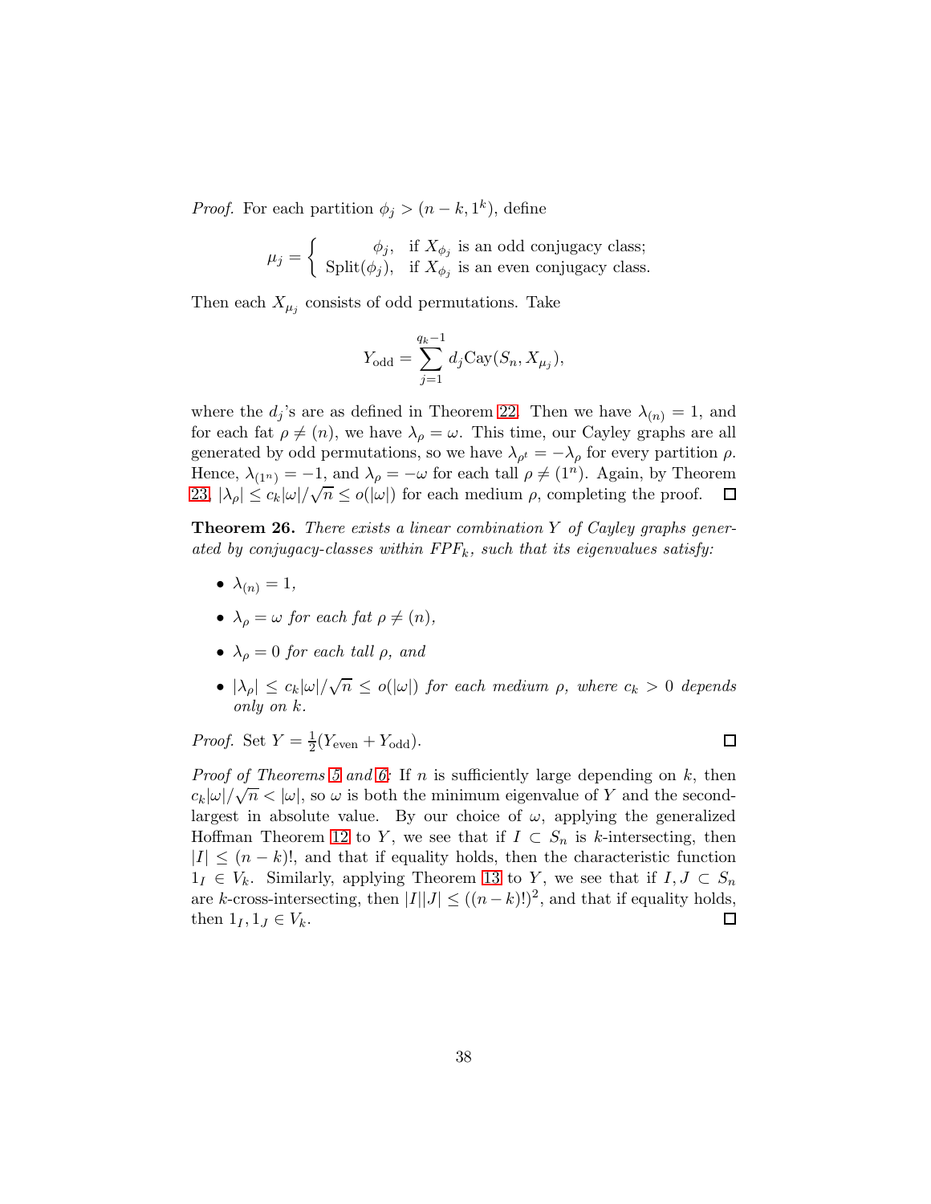*Proof.* For each partition $\phi_j > (n-k, 1^k)$, define

$$\mu_j = \begin{cases} \phi_j, & \text{if } X_{\phi_j} \text{ is an odd conjugacy class;} \\ \text{Split}(\phi_j), & \text{if } X_{\phi_j} \text{ is an even conjugacy class.} \end{cases}$$

Then each $X_{\mu_j}$ consists of odd permutations. Take

$$Y_{\text{odd}} = \sum_{j=1}^{q_k - 1} d_j \text{Cay}(S_n, X_{\mu_j}),$$

where the $d_j$'s are as defined in Theorem 22. Then we have $\lambda_{(n)} = 1$, and for each fat $\rho \neq (n)$, we have $\lambda_\rho = \omega$. This time, our Cayley graphs are all generated by odd permutations, so we have $\lambda_{\rho^t} = -\lambda_\rho$ for every partition $\rho$. Hence, $\lambda_{(1^n)} = -1$, and $\lambda_\rho = -\omega$ for each tall $\rho \neq (1^n)$. Again, by Theorem 23, $|\lambda_\rho| \leq c_k|\omega|/\sqrt{n} \leq o(|\omega|)$ for each medium $\rho$, completing the proof. □

**Theorem 26.** *There exists a linear combination $Y$ of Cayley graphs generated by conjugacy-classes within $FPF_k$, such that its eigenvalues satisfy:*

- $\lambda_{(n)} = 1$,
- $\lambda_\rho = \omega$ *for each fat* $\rho \neq (n)$,
- $\lambda_\rho = 0$ *for each tall* $\rho$, *and*
- $|\lambda_\rho| \leq c_k|\omega|/\sqrt{n} \leq o(|\omega|)$ *for each medium* $\rho$, *where* $c_k > 0$ *depends only on* $k$.

*Proof.* Set $Y = \frac{1}{2}(Y_{\text{even}} + Y_{\text{odd}})$. □

*Proof of Theorems 5 and 6:* If $n$ is sufficiently large depending on $k$, then $c_k|\omega|/\sqrt{n} < |\omega|$, so $\omega$ is both the minimum eigenvalue of $Y$ and the second-largest in absolute value. By our choice of $\omega$, applying the generalized Hoffman Theorem 12 to $Y$, we see that if $I \subset S_n$ is $k$-intersecting, then $|I| \leq (n-k)!$, and that if equality holds, then the characteristic function $1_I \in V_k$. Similarly, applying Theorem 13 to $Y$, we see that if $I, J \subset S_n$ are $k$-cross-intersecting, then $|I||J| \leq ((n-k)!)^2$, and that if equality holds, then $1_I, 1_J \in V_k$. □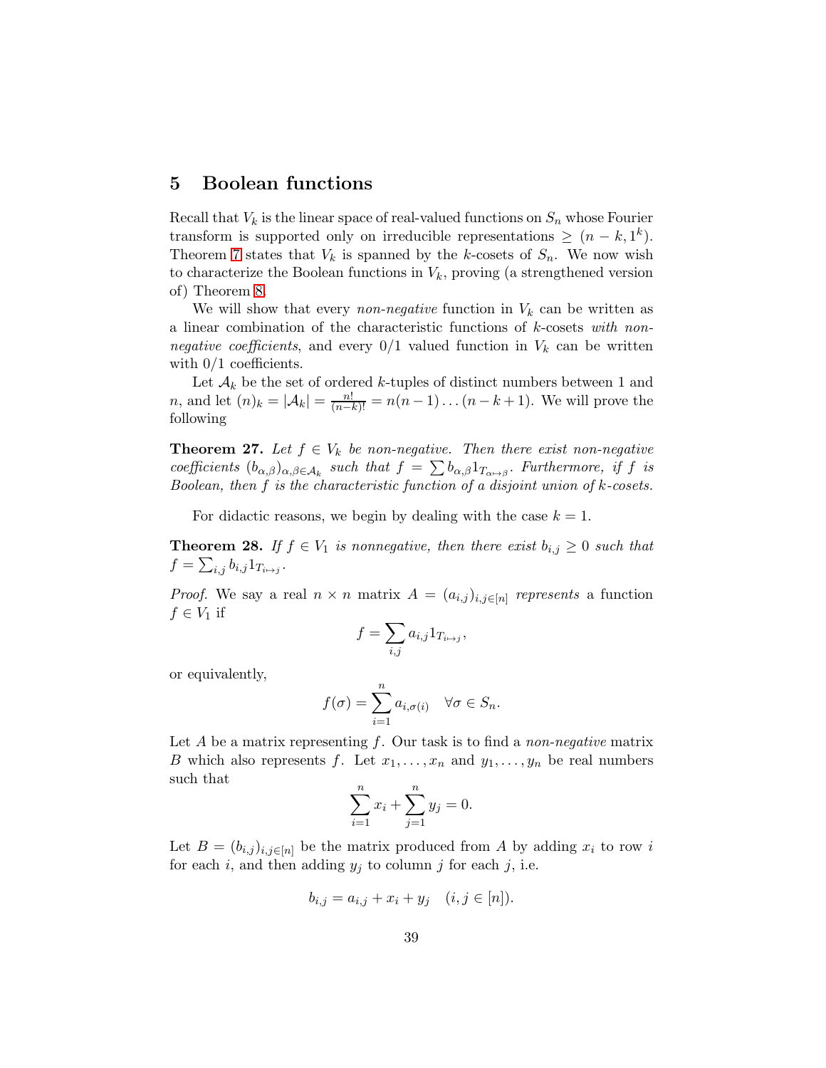## 5 Boolean functions

Recall that $V_k$ is the linear space of real-valued functions on $S_n$ whose Fourier transform is supported only on irreducible representations $\geq (n-k, 1^k)$. Theorem 7 states that $V_k$ is spanned by the $k$-cosets of $S_n$. We now wish to characterize the Boolean functions in $V_k$, proving (a strengthened version of) Theorem 8.

We will show that every *non-negative* function in $V_k$ can be written as a linear combination of the characteristic functions of $k$-cosets *with non-negative coefficients*, and every 0/1 valued function in $V_k$ can be written with 0/1 coefficients.

Let $\mathcal{A}_k$ be the set of ordered $k$-tuples of distinct numbers between 1 and $n$, and let $(n)_k = |\mathcal{A}_k| = \frac{n!}{(n-k)!} = n(n-1)\ldots(n-k+1)$. We will prove the following

**Theorem 27.** *Let $f \in V_k$ be non-negative. Then there exist non-negative coefficients $(b_{\alpha,\beta})_{\alpha,\beta \in \mathcal{A}_k}$ such that $f = \sum b_{\alpha,\beta} 1_{T_{\alpha \mapsto \beta}}$. Furthermore, if $f$ is Boolean, then $f$ is the characteristic function of a disjoint union of $k$-cosets.*

For didactic reasons, we begin by dealing with the case $k = 1$.

**Theorem 28.** *If $f \in V_1$ is nonnegative, then there exist $b_{i,j} \geq 0$ such that $f = \sum_{i,j} b_{i,j} 1_{T_{i \mapsto j}}$.*

*Proof.* We say a real $n \times n$ matrix $A = (a_{i,j})_{i,j \in [n]}$ *represents* a function $f \in V_1$ if

$$f = \sum_{i,j} a_{i,j} 1_{T_{i \mapsto j}},$$

or equivalently,

$$f(\sigma) = \sum_{i=1}^{n} a_{i,\sigma(i)} \quad \forall \sigma \in S_n.$$

Let $A$ be a matrix representing $f$. Our task is to find a *non-negative* matrix $B$ which also represents $f$. Let $x_1, \ldots, x_n$ and $y_1, \ldots, y_n$ be real numbers such that

$$\sum_{i=1}^{n} x_i + \sum_{j=1}^{n} y_j = 0.$$

Let $B = (b_{i,j})_{i,j \in [n]}$ be the matrix produced from $A$ by adding $x_i$ to row $i$ for each $i$, and then adding $y_j$ to column $j$ for each $j$, i.e.

$$b_{i,j} = a_{i,j} + x_i + y_j \quad (i, j \in [n]).$$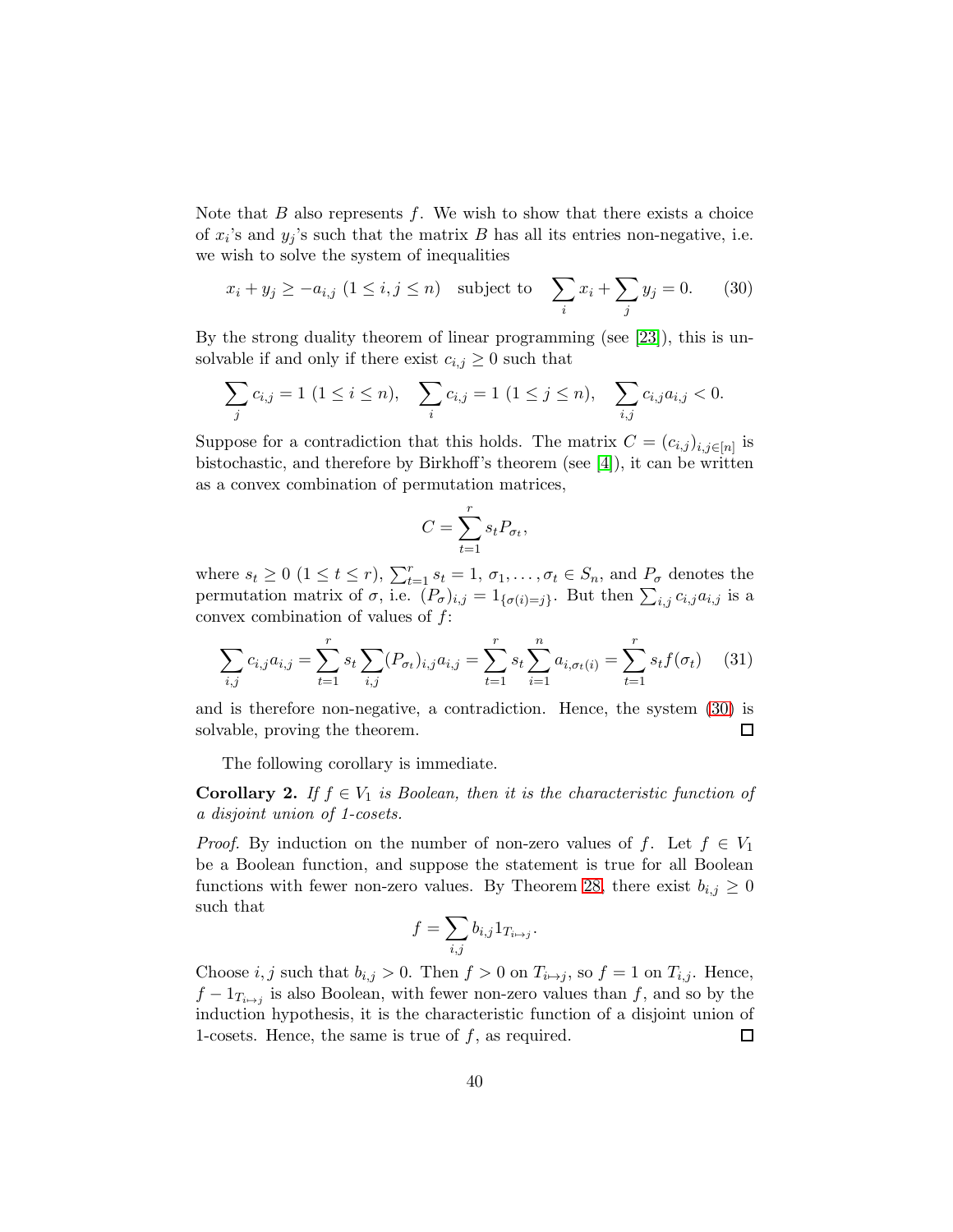Note that $B$ also represents $f$. We wish to show that there exists a choice of $x_i$'s and $y_j$'s such that the matrix $B$ has all its entries non-negative, i.e. we wish to solve the system of inequalities

$$x_i + y_j \geq -a_{i,j} \ (1 \leq i,j \leq n) \quad \text{subject to} \quad \sum_i x_i + \sum_j y_j = 0. \tag{30}$$

By the strong duality theorem of linear programming (see [23]), this is unsolvable if and only if there exist $c_{i,j} \geq 0$ such that

$$\sum_j c_{i,j} = 1 \ (1 \leq i \leq n), \quad \sum_i c_{i,j} = 1 \ (1 \leq j \leq n), \quad \sum_{i,j} c_{i,j} a_{i,j} < 0.$$

Suppose for a contradiction that this holds. The matrix $C = (c_{i,j})_{i,j \in [n]}$ is bistochastic, and therefore by Birkhoff's theorem (see [4]), it can be written as a convex combination of permutation matrices,

$$C = \sum_{t=1}^{r} s_t P_{\sigma_t},$$

where $s_t \geq 0$ $(1 \leq t \leq r)$, $\sum_{t=1}^{r} s_t = 1$, $\sigma_1, \ldots, \sigma_t \in S_n$, and $P_\sigma$ denotes the permutation matrix of $\sigma$, i.e. $(P_\sigma)_{i,j} = 1_{\{\sigma(i)=j\}}$. But then $\sum_{i,j} c_{i,j} a_{i,j}$ is a convex combination of values of $f$:

$$\sum_{i,j} c_{i,j} a_{i,j} = \sum_{t=1}^{r} s_t \sum_{i,j} (P_{\sigma_t})_{i,j} a_{i,j} = \sum_{t=1}^{r} s_t \sum_{i=1}^{n} a_{i,\sigma_t(i)} = \sum_{t=1}^{r} s_t f(\sigma_t) \tag{31}$$

and is therefore non-negative, a contradiction. Hence, the system (30) is solvable, proving the theorem. $\square$

The following corollary is immediate.

**Corollary 2.** *If $f \in V_1$ is Boolean, then it is the characteristic function of a disjoint union of 1-cosets.*

*Proof.* By induction on the number of non-zero values of $f$. Let $f \in V_1$ be a Boolean function, and suppose the statement is true for all Boolean functions with fewer non-zero values. By Theorem 28, there exist $b_{i,j} \geq 0$ such that

$$f = \sum_{i,j} b_{i,j} 1_{T_{i \mapsto j}}.$$

Choose $i, j$ such that $b_{i,j} > 0$. Then $f > 0$ on $T_{i \mapsto j}$, so $f = 1$ on $T_{i,j}$. Hence, $f - 1_{T_{i \mapsto j}}$ is also Boolean, with fewer non-zero values than $f$, and so by the induction hypothesis, it is the characteristic function of a disjoint union of 1-cosets. Hence, the same is true of $f$, as required. $\square$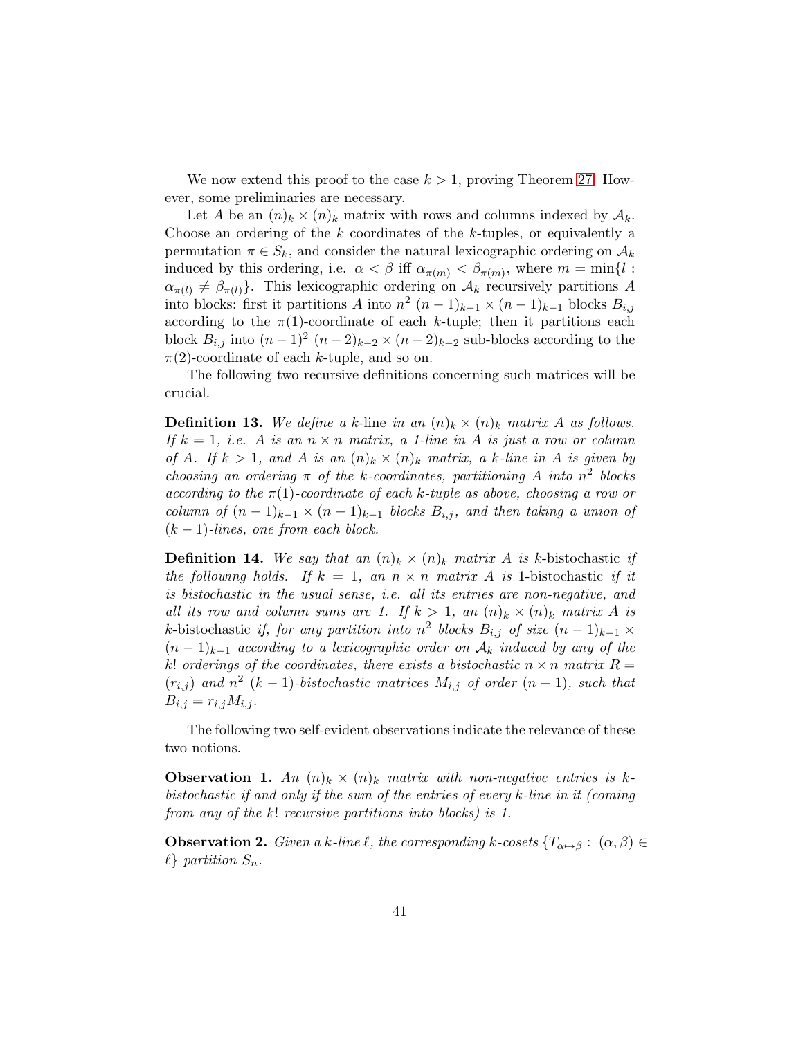We now extend this proof to the case $k > 1$, proving Theorem 27. However, some preliminaries are necessary.

Let $A$ be an $(n)_k \times (n)_k$ matrix with rows and columns indexed by $\mathcal{A}_k$. Choose an ordering of the $k$ coordinates of the $k$-tuples, or equivalently a permutation $\pi \in S_k$, and consider the natural lexicographic ordering on $\mathcal{A}_k$ induced by this ordering, i.e. $\alpha < \beta$ iff $\alpha_{\pi(m)} < \beta_{\pi(m)}$, where $m = \min\{l : \alpha_{\pi(l)} \neq \beta_{\pi(l)}\}$. This lexicographic ordering on $\mathcal{A}_k$ recursively partitions $A$ into blocks: first it partitions $A$ into $n^2$ $(n-1)_{k-1} \times (n-1)_{k-1}$ blocks $B_{i,j}$ according to the $\pi(1)$-coordinate of each $k$-tuple; then it partitions each block $B_{i,j}$ into $(n-1)^2$ $(n-2)_{k-2} \times (n-2)_{k-2}$ sub-blocks according to the $\pi(2)$-coordinate of each $k$-tuple, and so on.

The following two recursive definitions concerning such matrices will be crucial.

**Definition 13.** *We define a* $k$-line *in an $(n)_k \times (n)_k$ matrix $A$ as follows. If $k = 1$, i.e. $A$ is an $n \times n$ matrix, a 1-line in $A$ is just a row or column of $A$. If $k > 1$, and $A$ is an $(n)_k \times (n)_k$ matrix, a $k$-line in $A$ is given by choosing an ordering $\pi$ of the $k$-coordinates, partitioning $A$ into $n^2$ blocks according to the $\pi(1)$-coordinate of each $k$-tuple as above, choosing a row or column of $(n-1)_{k-1} \times (n-1)_{k-1}$ blocks $B_{i,j}$, and then taking a union of $(k-1)$-lines, one from each block.*

**Definition 14.** *We say that an $(n)_k \times (n)_k$ matrix $A$ is* $k$-bistochastic *if the following holds. If $k = 1$, an $n \times n$ matrix $A$ is* 1-bistochastic *if it is bistochastic in the usual sense, i.e. all its entries are non-negative, and all its row and column sums are 1. If $k > 1$, an $(n)_k \times (n)_k$ matrix $A$ is* $k$-bistochastic *if, for any partition into $n^2$ blocks $B_{i,j}$ of size $(n-1)_{k-1} \times (n-1)_{k-1}$ according to a lexicographic order on $\mathcal{A}_k$ induced by any of the $k!$ orderings of the coordinates, there exists a bistochastic $n \times n$ matrix $R = (r_{i,j})$ and $n^2$ $(k-1)$-bistochastic matrices $M_{i,j}$ of order $(n-1)$, such that $B_{i,j} = r_{i,j} M_{i,j}$.*

The following two self-evident observations indicate the relevance of these two notions.

**Observation 1.** *An $(n)_k \times (n)_k$ matrix with non-negative entries is $k$-bistochastic if and only if the sum of the entries of every $k$-line in it (coming from any of the $k!$ recursive partitions into blocks) is 1.*

**Observation 2.** *Given a $k$-line $\ell$, the corresponding $k$-cosets $\{T_{\alpha \mapsto \beta} : (\alpha, \beta) \in \ell\}$ partition $S_n$.*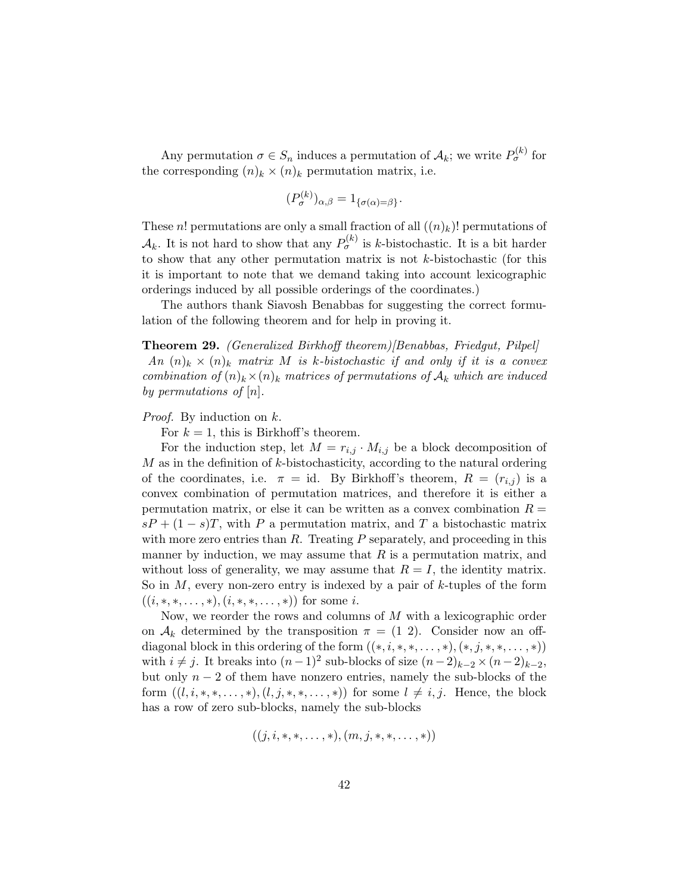Any permutation $\sigma \in S_n$ induces a permutation of $\mathcal{A}_k$; we write $P_\sigma^{(k)}$ for the corresponding $(n)_k \times (n)_k$ permutation matrix, i.e.

$$(P_\sigma^{(k)})_{\alpha,\beta} = 1_{\{\sigma(\alpha)=\beta\}}.$$

These $n!$ permutations are only a small fraction of all $((n)_k)!$ permutations of $\mathcal{A}_k$. It is not hard to show that any $P_\sigma^{(k)}$ is $k$-bistochastic. It is a bit harder to show that any other permutation matrix is not $k$-bistochastic (for this it is important to note that we demand taking into account lexicographic orderings induced by all possible orderings of the coordinates.)

The authors thank Siavosh Benabbas for suggesting the correct formulation of the following theorem and for help in proving it.

**Theorem 29.** *(Generalized Birkhoff theorem)[Benabbas, Friedgut, Pilpel] An $(n)_k \times (n)_k$ matrix $M$ is $k$-bistochastic if and only if it is a convex combination of $(n)_k \times (n)_k$ matrices of permutations of $\mathcal{A}_k$ which are induced by permutations of $[n]$.*

*Proof.* By induction on $k$.

For $k = 1$, this is Birkhoff's theorem.

For the induction step, let $M = r_{i,j} \cdot M_{i,j}$ be a block decomposition of $M$ as in the definition of $k$-bistochasticity, according to the natural ordering of the coordinates, i.e. $\pi = \text{id}$. By Birkhoff's theorem, $R = (r_{i,j})$ is a convex combination of permutation matrices, and therefore it is either a permutation matrix, or else it can be written as a convex combination $R = sP + (1-s)T$, with $P$ a permutation matrix, and $T$ a bistochastic matrix with more zero entries than $R$. Treating $P$ separately, and proceeding in this manner by induction, we may assume that $R$ is a permutation matrix, and without loss of generality, we may assume that $R = I$, the identity matrix. So in $M$, every non-zero entry is indexed by a pair of $k$-tuples of the form $((i, *, *, \ldots, *), (i, *, *, \ldots, *))$ for some $i$.

Now, we reorder the rows and columns of $M$ with a lexicographic order on $\mathcal{A}_k$ determined by the transposition $\pi = (1\ 2)$. Consider now an off-diagonal block in this ordering of the form $((*, i, *, \ldots, *), (*, j, *, *, \ldots, *))$ with $i \neq j$. It breaks into $(n-1)^2$ sub-blocks of size $(n-2)_{k-2} \times (n-2)_{k-2}$, but only $n-2$ of them have nonzero entries, namely the sub-blocks of the form $((l, i, *, \ldots, *), (l, j, *, *, \ldots, *))$ for some $l \neq i, j$. Hence, the block has a row of zero sub-blocks, namely the sub-blocks

$$((j, i, *, *, \ldots, *), (m, j, *, *, \ldots, *))$$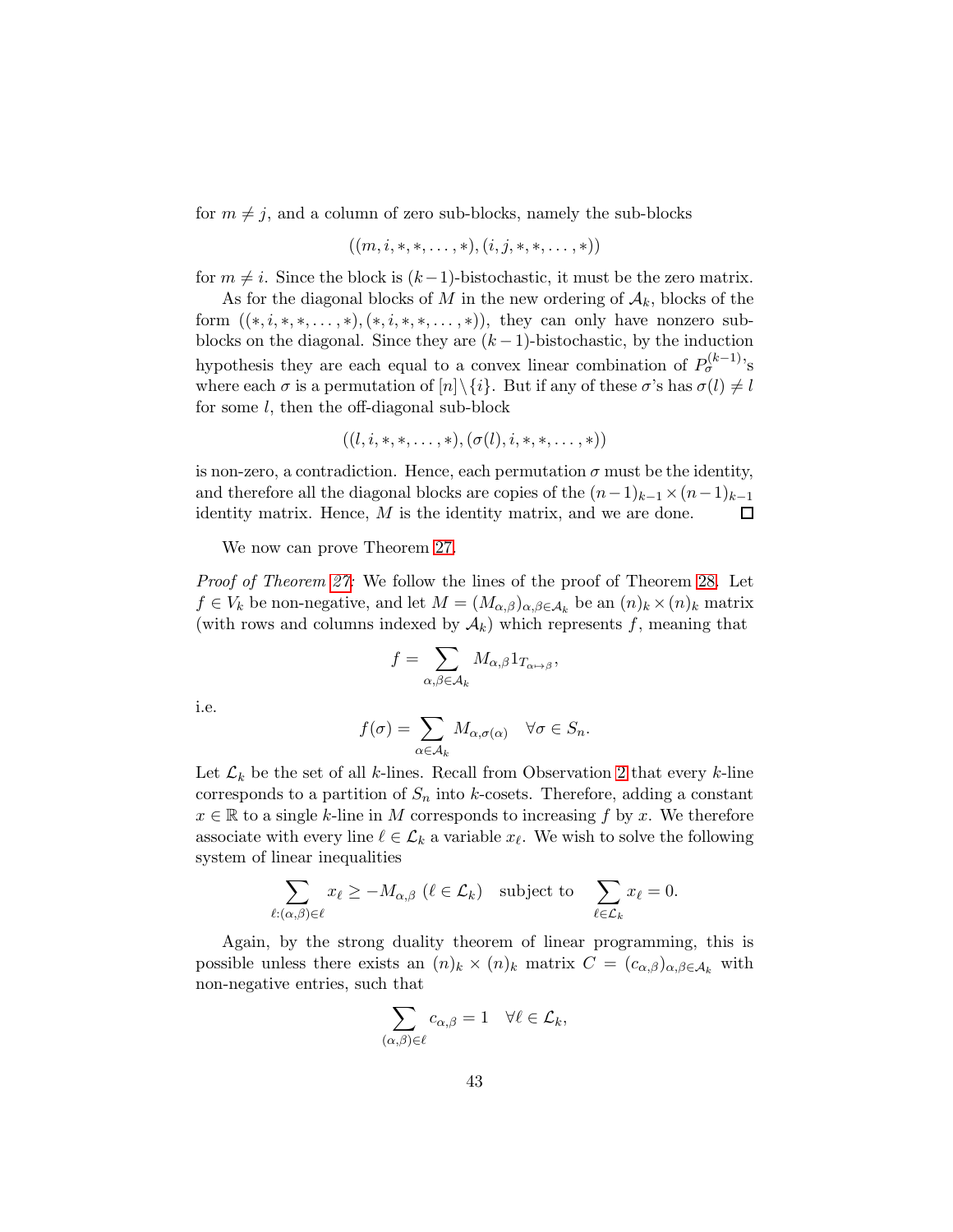for $m \neq j$, and a column of zero sub-blocks, namely the sub-blocks

$$((m, i, *, *, \ldots, *), (i, j, *, *, \ldots, *))$$

for $m \neq i$. Since the block is $(k-1)$-bistochastic, it must be the zero matrix.

As for the diagonal blocks of $M$ in the new ordering of $\mathcal{A}_k$, blocks of the form $((*, i, *, *, \ldots, *), (*, i, *, *, \ldots, *))$, they can only have nonzero sub-blocks on the diagonal. Since they are $(k-1)$-bistochastic, by the induction hypothesis they are each equal to a convex linear combination of $P_\sigma^{(k-1)}$'s where each $\sigma$ is a permutation of $[n] \setminus \{i\}$. But if any of these $\sigma$'s has $\sigma(l) \neq l$ for some $l$, then the off-diagonal sub-block

$$((l, i, *, *, \ldots, *), (\sigma(l), i, *, *, \ldots, *))$$

is non-zero, a contradiction. Hence, each permutation $\sigma$ must be the identity, and therefore all the diagonal blocks are copies of the $(n-1)_{k-1} \times (n-1)_{k-1}$ identity matrix. Hence, $M$ is the identity matrix, and we are done. $\square$

We now can prove Theorem 27.

*Proof of Theorem 27:* We follow the lines of the proof of Theorem 28. Let $f \in V_k$ be non-negative, and let $M = (M_{\alpha,\beta})_{\alpha,\beta \in \mathcal{A}_k}$ be an $(n)_k \times (n)_k$ matrix (with rows and columns indexed by $\mathcal{A}_k$) which represents $f$, meaning that

$$f = \sum_{\alpha,\beta \in \mathcal{A}_k} M_{\alpha,\beta} 1_{T_{\alpha \mapsto \beta}},$$

i.e.

$$f(\sigma) = \sum_{\alpha \in \mathcal{A}_k} M_{\alpha,\sigma(\alpha)} \quad \forall \sigma \in S_n.$$

Let $\mathcal{L}_k$ be the set of all $k$-lines. Recall from Observation 2 that every $k$-line corresponds to a partition of $S_n$ into $k$-cosets. Therefore, adding a constant $x \in \mathbb{R}$ to a single $k$-line in $M$ corresponds to increasing $f$ by $x$. We therefore associate with every line $\ell \in \mathcal{L}_k$ a variable $x_\ell$. We wish to solve the following system of linear inequalities

$$\sum_{\ell : (\alpha,\beta) \in \ell} x_\ell \geq -M_{\alpha,\beta} \ (\ell \in \mathcal{L}_k) \quad \text{subject to} \quad \sum_{\ell \in \mathcal{L}_k} x_\ell = 0.$$

Again, by the strong duality theorem of linear programming, this is possible unless there exists an $(n)_k \times (n)_k$ matrix $C = (c_{\alpha,\beta})_{\alpha,\beta \in \mathcal{A}_k}$ with non-negative entries, such that

$$\sum_{(\alpha,\beta) \in \ell} c_{\alpha,\beta} = 1 \quad \forall \ell \in \mathcal{L}_k,$$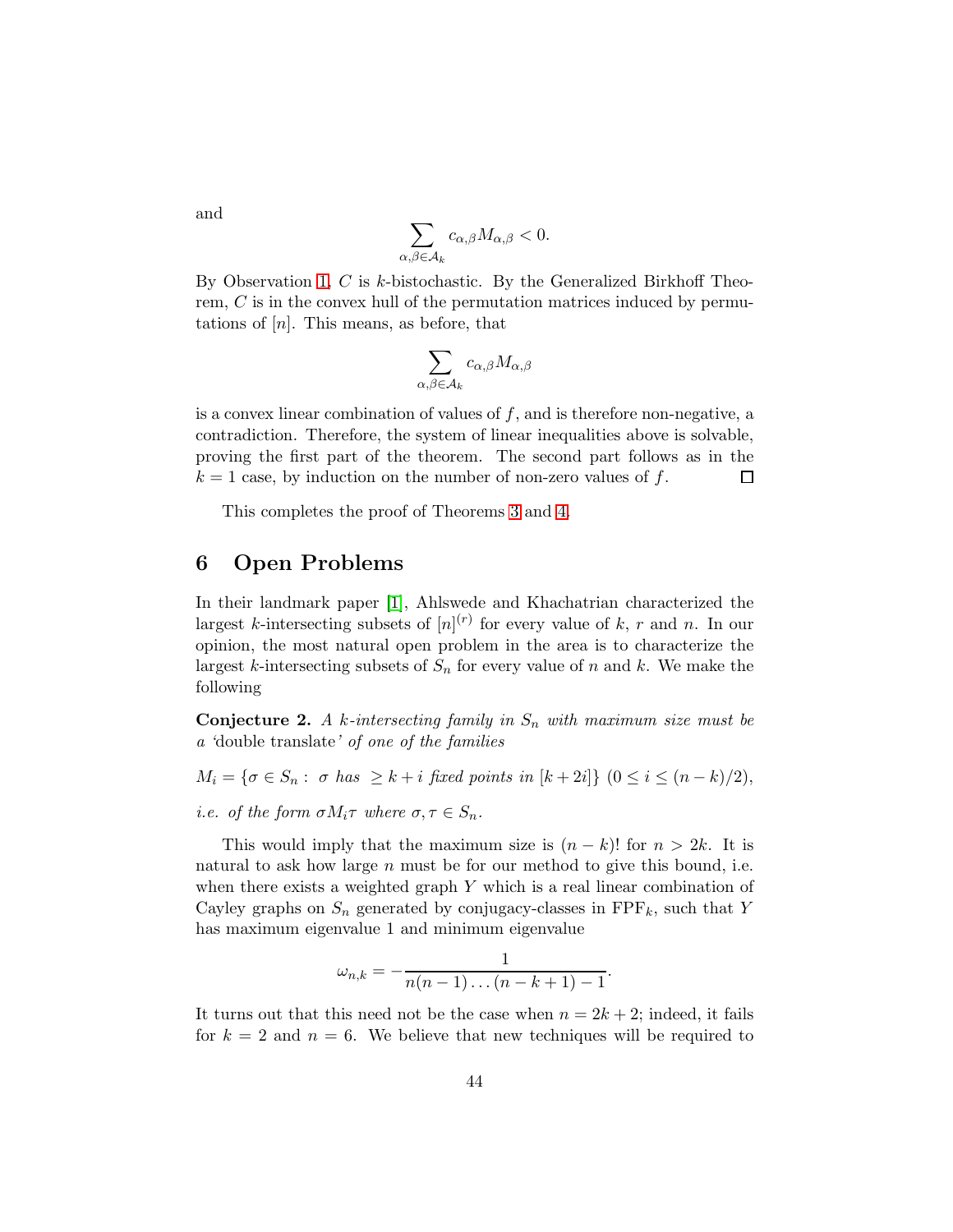and

$$\sum_{\alpha,\beta \in \mathcal{A}_k} c_{\alpha,\beta} M_{\alpha,\beta} < 0.$$

By Observation 1, $C$ is $k$-bistochastic. By the Generalized Birkhoff Theorem, $C$ is in the convex hull of the permutation matrices induced by permutations of $[n]$. This means, as before, that

$$\sum_{\alpha,\beta \in \mathcal{A}_k} c_{\alpha,\beta} M_{\alpha,\beta}$$

is a convex linear combination of values of $f$, and is therefore non-negative, a contradiction. Therefore, the system of linear inequalities above is solvable, proving the first part of the theorem. The second part follows as in the $k = 1$ case, by induction on the number of non-zero values of $f$. □

This completes the proof of Theorems 3 and 4.

## 6 Open Problems

In their landmark paper [1], Ahlswede and Khachatrian characterized the largest $k$-intersecting subsets of $[n]^{(r)}$ for every value of $k$, $r$ and $n$. In our opinion, the most natural open problem in the area is to characterize the largest $k$-intersecting subsets of $S_n$ for every value of $n$ and $k$. We make the following

**Conjecture 2.** *A $k$-intersecting family in $S_n$ with maximum size must be a 'double translate' of one of the families*

$$M_i = \{\sigma \in S_n : \ \sigma \text{ has } \geq k+i \text{ fixed points in } [k+2i]\} \ (0 \leq i \leq (n-k)/2),$$

*i.e. of the form $\sigma M_i \tau$ where $\sigma, \tau \in S_n$.*

This would imply that the maximum size is $(n-k)!$ for $n > 2k$. It is natural to ask how large $n$ must be for our method to give this bound, i.e. when there exists a weighted graph $Y$ which is a real linear combination of Cayley graphs on $S_n$ generated by conjugacy-classes in $\text{FPF}_k$, such that $Y$ has maximum eigenvalue 1 and minimum eigenvalue

$$\omega_{n,k} = -\frac{1}{n(n-1)\ldots(n-k+1)-1}.$$

It turns out that this need not be the case when $n = 2k+2$; indeed, it fails for $k = 2$ and $n = 6$. We believe that new techniques will be required to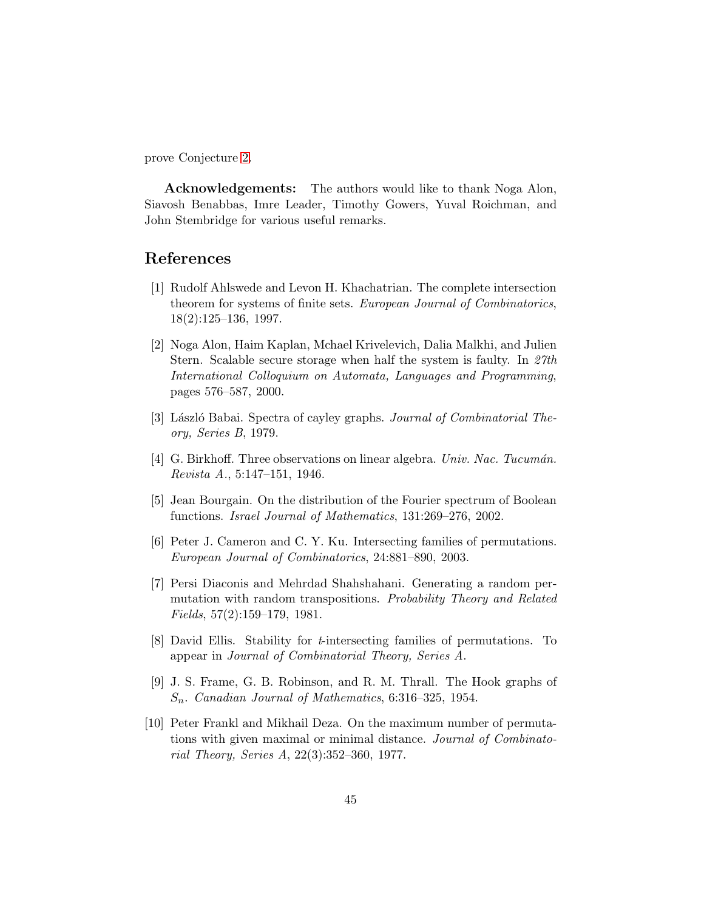prove Conjecture 2.

**Acknowledgements:** The authors would like to thank Noga Alon, Siavosh Benabbas, Imre Leader, Timothy Gowers, Yuval Roichman, and John Stembridge for various useful remarks.

# References

[1] Rudolf Ahlswede and Levon H. Khachatrian. The complete intersection theorem for systems of finite sets. *European Journal of Combinatorics*, 18(2):125–136, 1997.

[2] Noga Alon, Haim Kaplan, Mchael Krivelevich, Dalia Malkhi, and Julien Stern. Scalable secure storage when half the system is faulty. In *27th International Colloquium on Automata, Languages and Programming*, pages 576–587, 2000.

[3] László Babai. Spectra of cayley graphs. *Journal of Combinatorial Theory, Series B*, 1979.

[4] G. Birkhoff. Three observations on linear algebra. *Univ. Nac. Tucumán. Revista A.*, 5:147–151, 1946.

[5] Jean Bourgain. On the distribution of the Fourier spectrum of Boolean functions. *Israel Journal of Mathematics*, 131:269–276, 2002.

[6] Peter J. Cameron and C. Y. Ku. Intersecting families of permutations. *European Journal of Combinatorics*, 24:881–890, 2003.

[7] Persi Diaconis and Mehrdad Shahshahani. Generating a random permutation with random transpositions. *Probability Theory and Related Fields*, 57(2):159–179, 1981.

[8] David Ellis. Stability for $t$-intersecting families of permutations. To appear in *Journal of Combinatorial Theory, Series A*.

[9] J. S. Frame, G. B. Robinson, and R. M. Thrall. The Hook graphs of $S_n$. *Canadian Journal of Mathematics*, 6:316–325, 1954.

[10] Peter Frankl and Mikhail Deza. On the maximum number of permutations with given maximal or minimal distance. *Journal of Combinatorial Theory, Series A*, 22(3):352–360, 1977.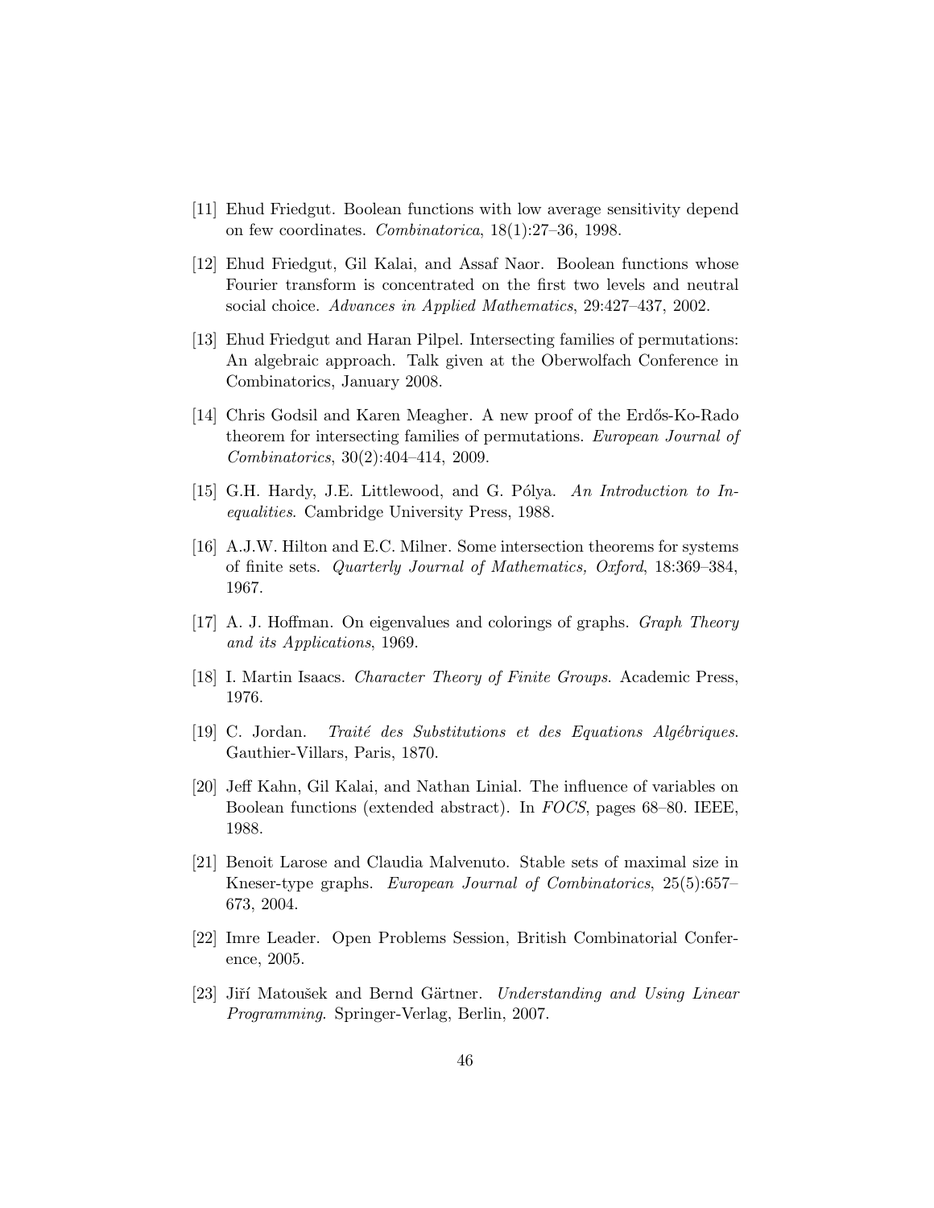[11] Ehud Friedgut. Boolean functions with low average sensitivity depend on few coordinates. *Combinatorica*, 18(1):27–36, 1998.

[12] Ehud Friedgut, Gil Kalai, and Assaf Naor. Boolean functions whose Fourier transform is concentrated on the first two levels and neutral social choice. *Advances in Applied Mathematics*, 29:427–437, 2002.

[13] Ehud Friedgut and Haran Pilpel. Intersecting families of permutations: An algebraic approach. Talk given at the Oberwolfach Conference in Combinatorics, January 2008.

[14] Chris Godsil and Karen Meagher. A new proof of the Erdős-Ko-Rado theorem for intersecting families of permutations. *European Journal of Combinatorics*, 30(2):404–414, 2009.

[15] G.H. Hardy, J.E. Littlewood, and G. Pólya. *An Introduction to Inequalities*. Cambridge University Press, 1988.

[16] A.J.W. Hilton and E.C. Milner. Some intersection theorems for systems of finite sets. *Quarterly Journal of Mathematics, Oxford*, 18:369–384, 1967.

[17] A. J. Hoffman. On eigenvalues and colorings of graphs. *Graph Theory and its Applications*, 1969.

[18] I. Martin Isaacs. *Character Theory of Finite Groups*. Academic Press, 1976.

[19] C. Jordan. *Traité des Substitutions et des Equations Algébriques*. Gauthier-Villars, Paris, 1870.

[20] Jeff Kahn, Gil Kalai, and Nathan Linial. The influence of variables on Boolean functions (extended abstract). In *FOCS*, pages 68–80. IEEE, 1988.

[21] Benoit Larose and Claudia Malvenuto. Stable sets of maximal size in Kneser-type graphs. *European Journal of Combinatorics*, 25(5):657–673, 2004.

[22] Imre Leader. Open Problems Session, British Combinatorial Conference, 2005.

[23] Jiří Matoušek and Bernd Gärtner. *Understanding and Using Linear Programming*. Springer-Verlag, Berlin, 2007.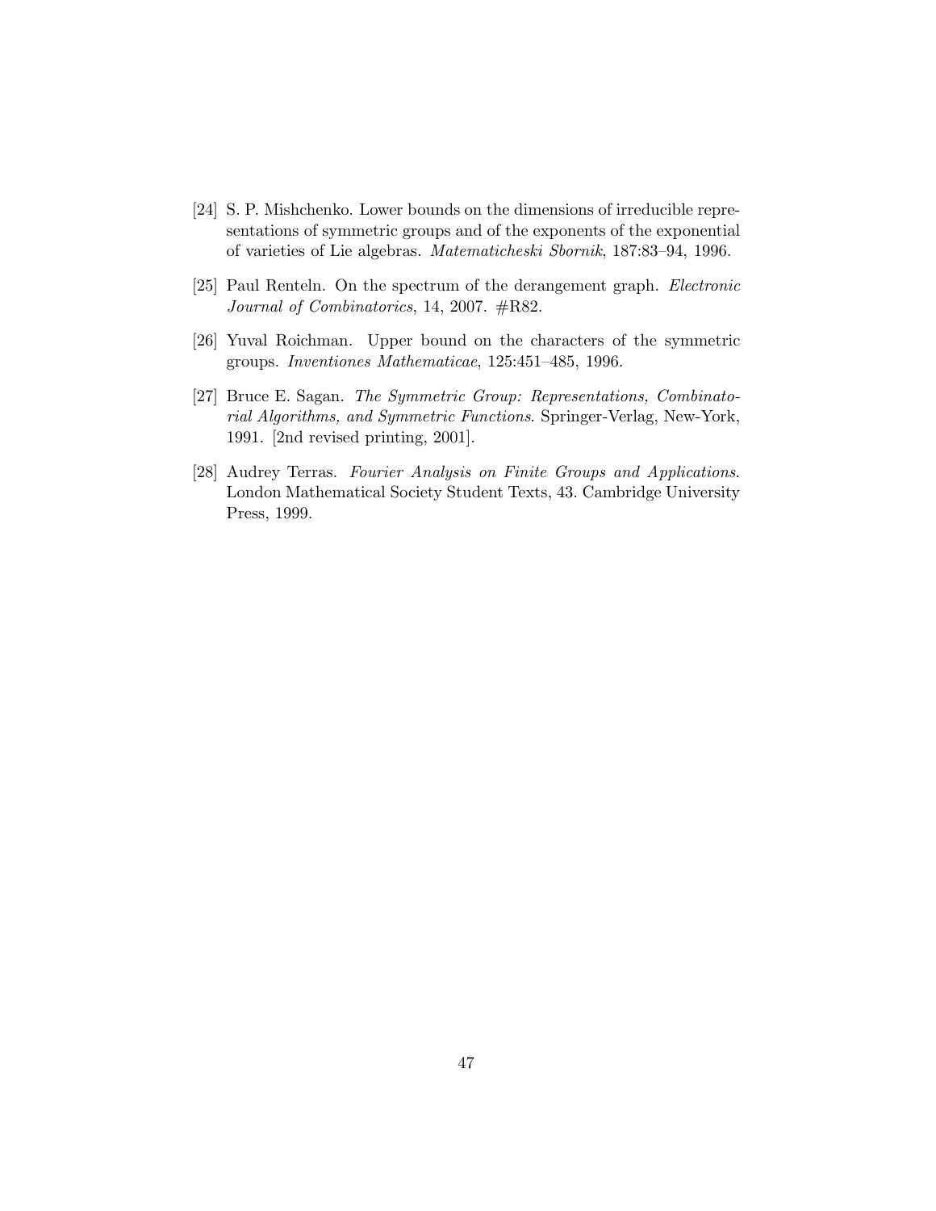[24] S. P. Mishchenko. Lower bounds on the dimensions of irreducible representations of symmetric groups and of the exponents of the exponential of varieties of Lie algebras. *Matematicheski Sbornik*, 187:83–94, 1996.

[25] Paul Renteln. On the spectrum of the derangement graph. *Electronic Journal of Combinatorics*, 14, 2007. #R82.

[26] Yuval Roichman. Upper bound on the characters of the symmetric groups. *Inventiones Mathematicae*, 125:451–485, 1996.

[27] Bruce E. Sagan. *The Symmetric Group: Representations, Combinatorial Algorithms, and Symmetric Functions*. Springer-Verlag, New-York, 1991. [2nd revised printing, 2001].

[28] Audrey Terras. *Fourier Analysis on Finite Groups and Applications*. London Mathematical Society Student Texts, 43. Cambridge University Press, 1999.